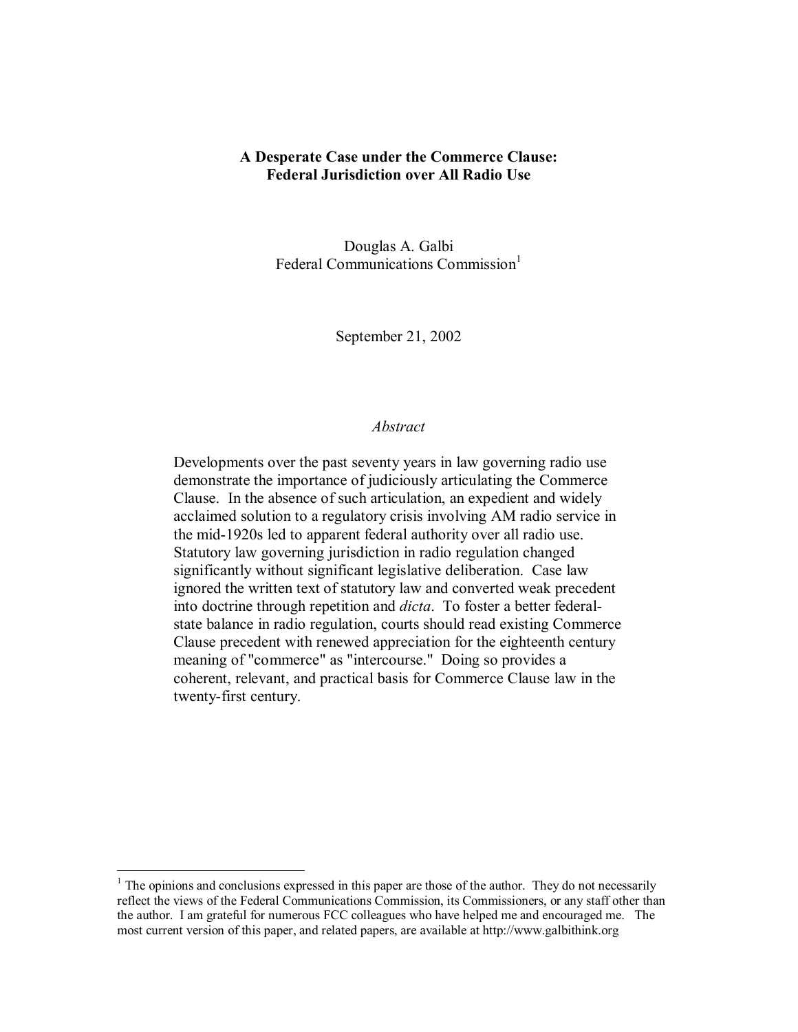# A Desperate Case under the Commerce Clause: Federal Jurisdiction over All Radio Use

Douglas A. Galbi
Federal Communications Commission[1]

September 21, 2002

*Abstract*

Developments over the past seventy years in law governing radio use demonstrate the importance of judiciously articulating the Commerce Clause. In the absence of such articulation, an expedient and widely acclaimed solution to a regulatory crisis involving AM radio service in the mid-1920s led to apparent federal authority over all radio use. Statutory law governing jurisdiction in radio regulation changed significantly without significant legislative deliberation. Case law ignored the written text of statutory law and converted weak precedent into doctrine through repetition and *dicta*. To foster a better federal-state balance in radio regulation, courts should read existing Commerce Clause precedent with renewed appreciation for the eighteenth century meaning of "commerce" as "intercourse." Doing so provides a coherent, relevant, and practical basis for Commerce Clause law in the twenty-first century.

---

[1] The opinions and conclusions expressed in this paper are those of the author. They do not necessarily reflect the views of the Federal Communications Commission, its Commissioners, or any staff other than the author. I am grateful for numerous FCC colleagues who have helped me and encouraged me. The most current version of this paper, and related papers, are available at http://www.galbithink.org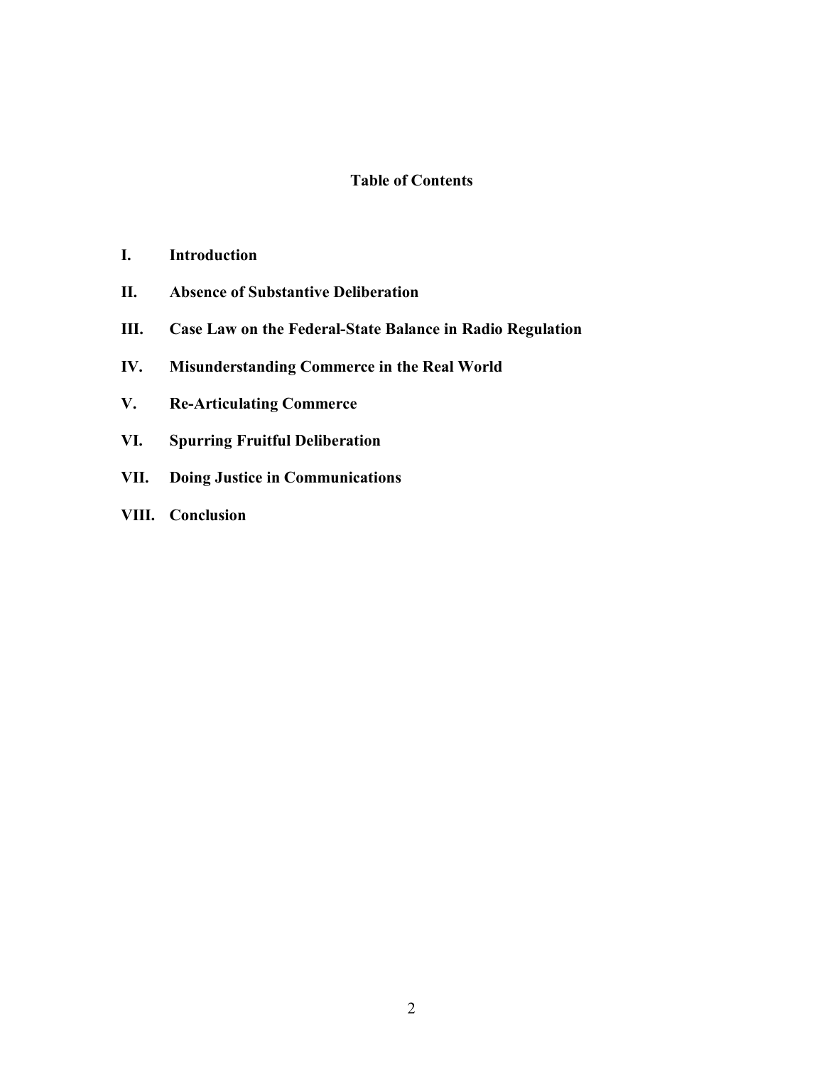## Table of Contents

**I. Introduction**

**II. Absence of Substantive Deliberation**

**III. Case Law on the Federal-State Balance in Radio Regulation**

**IV. Misunderstanding Commerce in the Real World**

**V. Re-Articulating Commerce**

**VI. Spurring Fruitful Deliberation**

**VII. Doing Justice in Communications**

**VIII. Conclusion**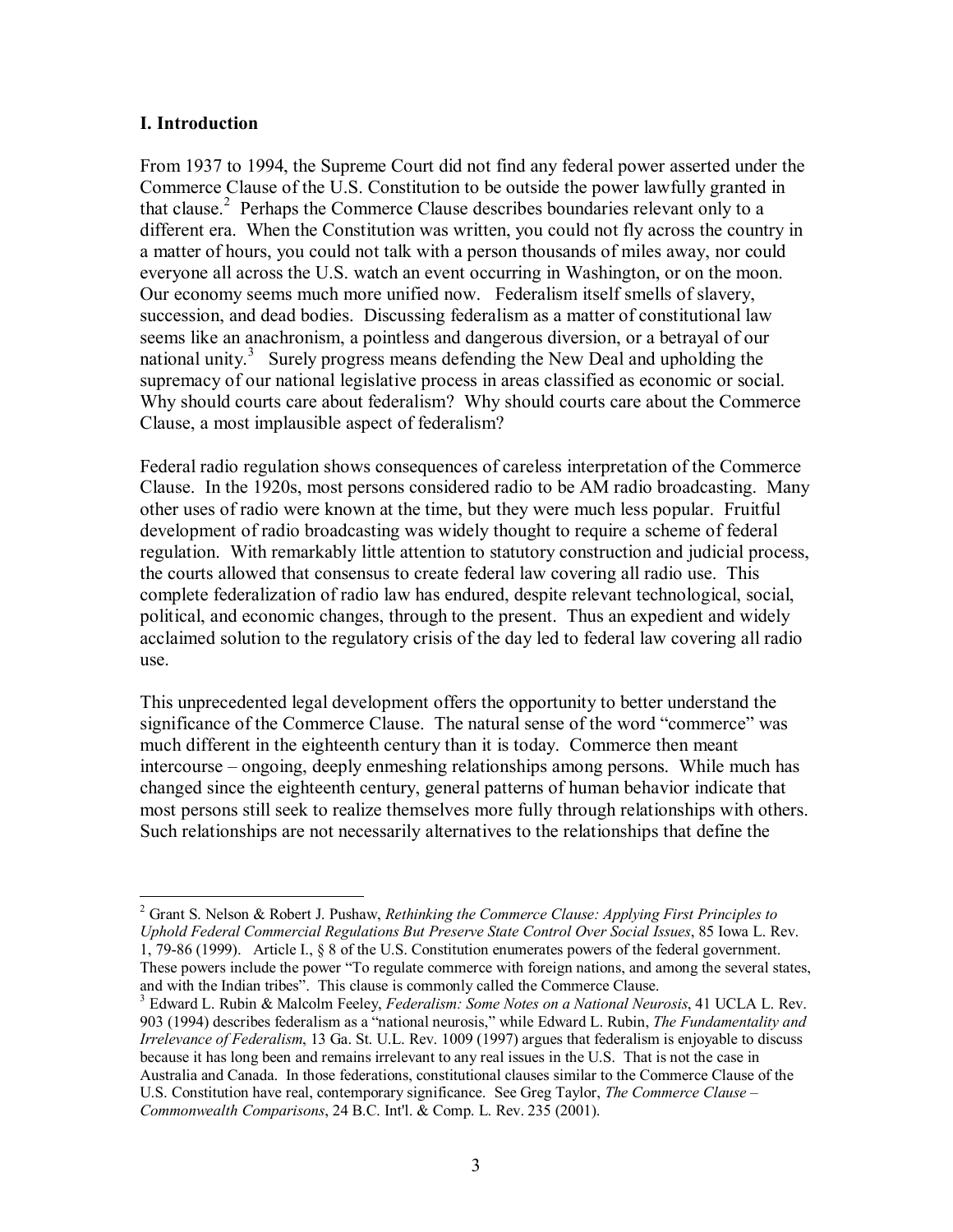## I. Introduction

From 1937 to 1994, the Supreme Court did not find any federal power asserted under the Commerce Clause of the U.S. Constitution to be outside the power lawfully granted in that clause.[2] Perhaps the Commerce Clause describes boundaries relevant only to a different era. When the Constitution was written, you could not fly across the country in a matter of hours, you could not talk with a person thousands of miles away, nor could everyone all across the U.S. watch an event occurring in Washington, or on the moon. Our economy seems much more unified now. Federalism itself smells of slavery, succession, and dead bodies. Discussing federalism as a matter of constitutional law seems like an anachronism, a pointless and dangerous diversion, or a betrayal of our national unity.[3] Surely progress means defending the New Deal and upholding the supremacy of our national legislative process in areas classified as economic or social. Why should courts care about federalism? Why should courts care about the Commerce Clause, a most implausible aspect of federalism?

Federal radio regulation shows consequences of careless interpretation of the Commerce Clause. In the 1920s, most persons considered radio to be AM radio broadcasting. Many other uses of radio were known at the time, but they were much less popular. Fruitful development of radio broadcasting was widely thought to require a scheme of federal regulation. With remarkably little attention to statutory construction and judicial process, the courts allowed that consensus to create federal law covering all radio use. This complete federalization of radio law has endured, despite relevant technological, social, political, and economic changes, through to the present. Thus an expedient and widely acclaimed solution to the regulatory crisis of the day led to federal law covering all radio use.

This unprecedented legal development offers the opportunity to better understand the significance of the Commerce Clause. The natural sense of the word "commerce" was much different in the eighteenth century than it is today. Commerce then meant intercourse – ongoing, deeply enmeshing relationships among persons. While much has changed since the eighteenth century, general patterns of human behavior indicate that most persons still seek to realize themselves more fully through relationships with others. Such relationships are not necessarily alternatives to the relationships that define the

---

[2] Grant S. Nelson & Robert J. Pushaw, *Rethinking the Commerce Clause: Applying First Principles to Uphold Federal Commercial Regulations But Preserve State Control Over Social Issues*, 85 Iowa L. Rev. 1, 79-86 (1999). Article I., § 8 of the U.S. Constitution enumerates powers of the federal government. These powers include the power "To regulate commerce with foreign nations, and among the several states, and with the Indian tribes". This clause is commonly called the Commerce Clause.

[3] Edward L. Rubin & Malcolm Feeley, *Federalism: Some Notes on a National Neurosis*, 41 UCLA L. Rev. 903 (1994) describes federalism as a "national neurosis," while Edward L. Rubin, *The Fundamentality and Irrelevance of Federalism*, 13 Ga. St. U.L. Rev. 1009 (1997) argues that federalism is enjoyable to discuss because it has long been and remains irrelevant to any real issues in the U.S. That is not the case in Australia and Canada. In those federations, constitutional clauses similar to the Commerce Clause of the U.S. Constitution have real, contemporary significance. See Greg Taylor, *The Commerce Clause – Commonwealth Comparisons*, 24 B.C. Int'l. & Comp. L. Rev. 235 (2001).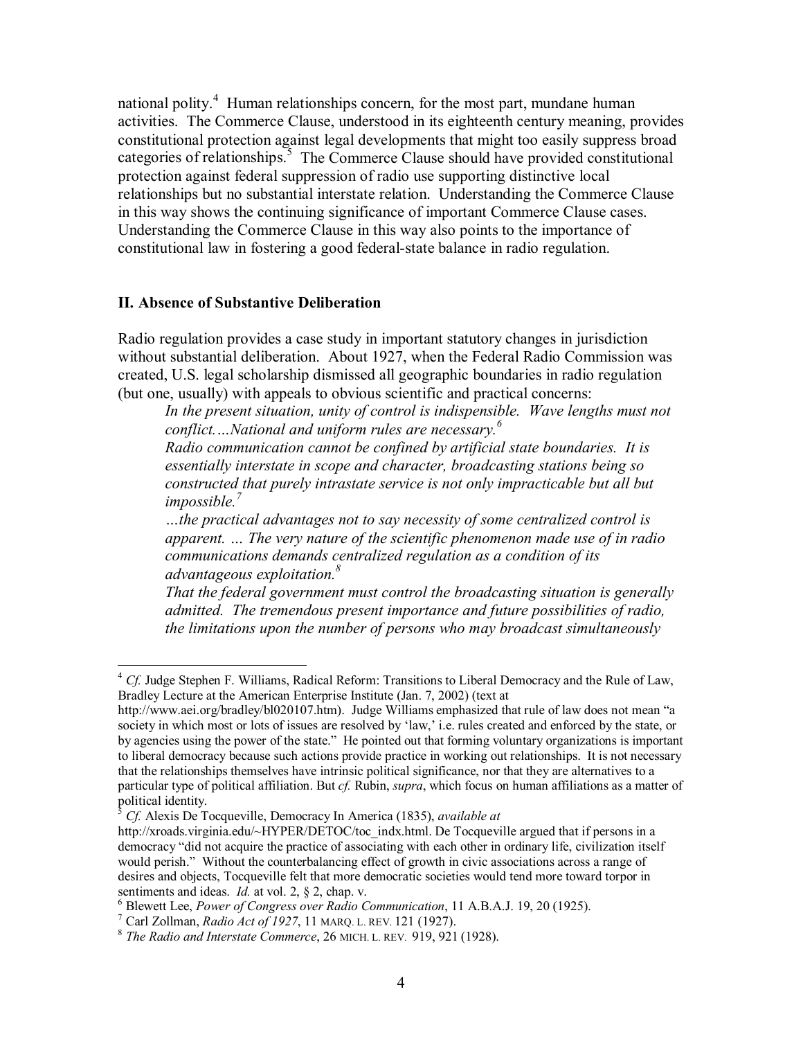national polity.[4] Human relationships concern, for the most part, mundane human activities. The Commerce Clause, understood in its eighteenth century meaning, provides constitutional protection against legal developments that might too easily suppress broad categories of relationships.[5] The Commerce Clause should have provided constitutional protection against federal suppression of radio use supporting distinctive local relationships but no substantial interstate relation. Understanding the Commerce Clause in this way shows the continuing significance of important Commerce Clause cases. Understanding the Commerce Clause in this way also points to the importance of constitutional law in fostering a good federal-state balance in radio regulation.

## II. Absence of Substantive Deliberation

Radio regulation provides a case study in important statutory changes in jurisdiction without substantial deliberation. About 1927, when the Federal Radio Commission was created, U.S. legal scholarship dismissed all geographic boundaries in radio regulation (but one, usually) with appeals to obvious scientific and practical concerns:

> *In the present situation, unity of control is indispensible. Wave lengths must not conflict.…National and uniform rules are necessary.*[6]
>
> *Radio communication cannot be confined by artificial state boundaries. It is essentially interstate in scope and character, broadcasting stations being so constructed that purely intrastate service is not only impracticable but all but impossible.*[7]
>
> *…the practical advantages not to say necessity of some centralized control is apparent. … The very nature of the scientific phenomenon made use of in radio communications demands centralized regulation as a condition of its advantageous exploitation.*[8]
>
> *That the federal government must control the broadcasting situation is generally admitted. The tremendous present importance and future possibilities of radio, the limitations upon the number of persons who may broadcast simultaneously*

---

[4] *Cf.* Judge Stephen F. Williams, Radical Reform: Transitions to Liberal Democracy and the Rule of Law, Bradley Lecture at the American Enterprise Institute (Jan. 7, 2002) (text at http://www.aei.org/bradley/bl020107.htm). Judge Williams emphasized that rule of law does not mean "a society in which most or lots of issues are resolved by 'law,' i.e. rules created and enforced by the state, or by agencies using the power of the state." He pointed out that forming voluntary organizations is important to liberal democracy because such actions provide practice in working out relationships. It is not necessary that the relationships themselves have intrinsic political significance, nor that they are alternatives to a particular type of political affiliation. But *cf.* Rubin, *supra*, which focus on human affiliations as a matter of political identity.

[5] *Cf.* Alexis De Tocqueville, Democracy In America (1835), *available at* http://xroads.virginia.edu/~HYPER/DETOC/toc_indx.html. De Tocqueville argued that if persons in a democracy "did not acquire the practice of associating with each other in ordinary life, civilization itself would perish." Without the counterbalancing effect of growth in civic associations across a range of desires and objects, Tocqueville felt that more democratic societies would tend more toward torpor in sentiments and ideas. *Id.* at vol. 2, § 2, chap. v.

[6] Blewett Lee, *Power of Congress over Radio Communication*, 11 A.B.A.J. 19, 20 (1925).

[7] Carl Zollman, *Radio Act of 1927*, 11 MARQ. L. REV. 121 (1927).

[8] *The Radio and Interstate Commerce*, 26 MICH. L. REV. 919, 921 (1928).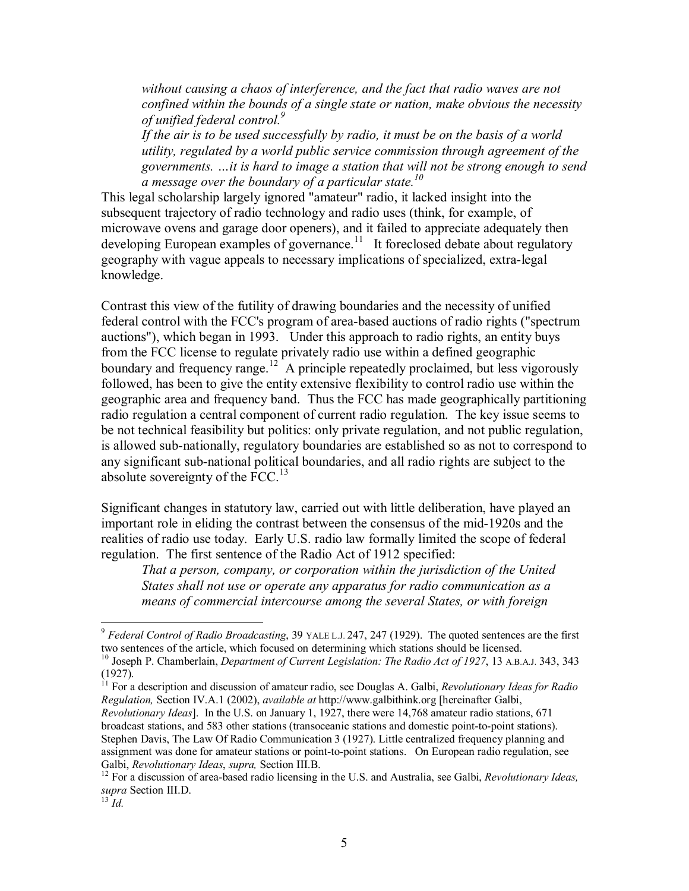> *without causing a chaos of interference, and the fact that radio waves are not confined within the bounds of a single state or nation, make obvious the necessity of unified federal control.*[9]
>
> *If the air is to be used successfully by radio, it must be on the basis of a world utility, regulated by a world public service commission through agreement of the governments. …it is hard to image a station that will not be strong enough to send a message over the boundary of a particular state.*[10]

This legal scholarship largely ignored "amateur" radio, it lacked insight into the subsequent trajectory of radio technology and radio uses (think, for example, of microwave ovens and garage door openers), and it failed to appreciate adequately then developing European examples of governance.[11] It foreclosed debate about regulatory geography with vague appeals to necessary implications of specialized, extra-legal knowledge.

Contrast this view of the futility of drawing boundaries and the necessity of unified federal control with the FCC's program of area-based auctions of radio rights ("spectrum auctions"), which began in 1993. Under this approach to radio rights, an entity buys from the FCC license to regulate privately radio use within a defined geographic boundary and frequency range.[12] A principle repeatedly proclaimed, but less vigorously followed, has been to give the entity extensive flexibility to control radio use within the geographic area and frequency band. Thus the FCC has made geographically partitioning radio regulation a central component of current radio regulation. The key issue seems to be not technical feasibility but politics: only private regulation, and not public regulation, is allowed sub-nationally, regulatory boundaries are established so as not to correspond to any significant sub-national political boundaries, and all radio rights are subject to the absolute sovereignty of the FCC.[13]

Significant changes in statutory law, carried out with little deliberation, have played an important role in eliding the contrast between the consensus of the mid-1920s and the realities of radio use today. Early U.S. radio law formally limited the scope of federal regulation. The first sentence of the Radio Act of 1912 specified:

> *That a person, company, or corporation within the jurisdiction of the United States shall not use or operate any apparatus for radio communication as a means of commercial intercourse among the several States, or with foreign*

---

[9] *Federal Control of Radio Broadcasting*, 39 YALE L.J. 247, 247 (1929). The quoted sentences are the first two sentences of the article, which focused on determining which stations should be licensed.

[10] Joseph P. Chamberlain, *Department of Current Legislation: The Radio Act of 1927*, 13 A.B.A.J. 343, 343 (1927).

[11] For a description and discussion of amateur radio, see Douglas A. Galbi, *Revolutionary Ideas for Radio Regulation,* Section IV.A.1 (2002), *available at* http://www.galbithink.org [hereinafter Galbi, *Revolutionary Ideas*]. In the U.S. on January 1, 1927, there were 14,768 amateur radio stations, 671 broadcast stations, and 583 other stations (transoceanic stations and domestic point-to-point stations). Stephen Davis, The Law Of Radio Communication 3 (1927). Little centralized frequency planning and assignment was done for amateur stations or point-to-point stations. On European radio regulation, see Galbi, *Revolutionary Ideas*, *supra,* Section III.B.

[12] For a discussion of area-based radio licensing in the U.S. and Australia, see Galbi, *Revolutionary Ideas, supra* Section III.D.

[13] *Id.*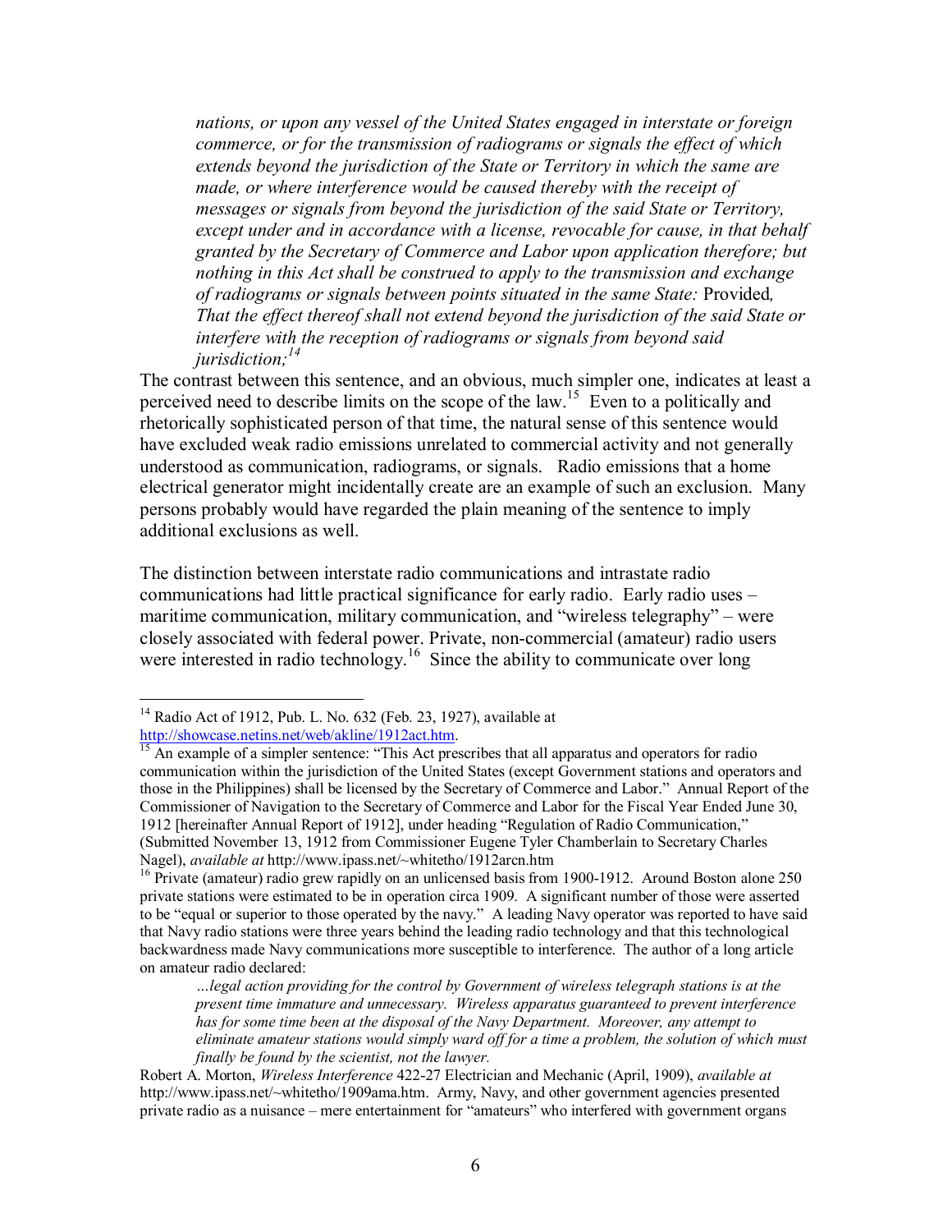> *nations, or upon any vessel of the United States engaged in interstate or foreign commerce, or for the transmission of radiograms or signals the effect of which extends beyond the jurisdiction of the State or Territory in which the same are made, or where interference would be caused thereby with the receipt of messages or signals from beyond the jurisdiction of the said State or Territory, except under and in accordance with a license, revocable for cause, in that behalf granted by the Secretary of Commerce and Labor upon application therefore; but nothing in this Act shall be construed to apply to the transmission and exchange of radiograms or signals between points situated in the same State:* Provided*, That the effect thereof shall not extend beyond the jurisdiction of the said State or interfere with the reception of radiograms or signals from beyond said jurisdiction;*[14]

The contrast between this sentence, and an obvious, much simpler one, indicates at least a perceived need to describe limits on the scope of the law.[15] Even to a politically and rhetorically sophisticated person of that time, the natural sense of this sentence would have excluded weak radio emissions unrelated to commercial activity and not generally understood as communication, radiograms, or signals. Radio emissions that a home electrical generator might incidentally create are an example of such an exclusion. Many persons probably would have regarded the plain meaning of the sentence to imply additional exclusions as well.

The distinction between interstate radio communications and intrastate radio communications had little practical significance for early radio. Early radio uses – maritime communication, military communication, and "wireless telegraphy" – were closely associated with federal power. Private, non-commercial (amateur) radio users were interested in radio technology.[16] Since the ability to communicate over long

---

[14] Radio Act of 1912, Pub. L. No. 632 (Feb. 23, 1927), available at http://showcase.netins.net/web/akline/1912act.htm.

[15] An example of a simpler sentence: "This Act prescribes that all apparatus and operators for radio communication within the jurisdiction of the United States (except Government stations and operators and those in the Philippines) shall be licensed by the Secretary of Commerce and Labor." Annual Report of the Commissioner of Navigation to the Secretary of Commerce and Labor for the Fiscal Year Ended June 30, 1912 [hereinafter Annual Report of 1912], under heading "Regulation of Radio Communication," (Submitted November 13, 1912 from Commissioner Eugene Tyler Chamberlain to Secretary Charles Nagel), *available at* http://www.ipass.net/~whitetho/1912arcn.htm

[16] Private (amateur) radio grew rapidly on an unlicensed basis from 1900-1912. Around Boston alone 250 private stations were estimated to be in operation circa 1909. A significant number of those were asserted to be "equal or superior to those operated by the navy." A leading Navy operator was reported to have said that Navy radio stations were three years behind the leading radio technology and that this technological backwardness made Navy communications more susceptible to interference. The author of a long article on amateur radio declared:

> *…legal action providing for the control by Government of wireless telegraph stations is at the present time immature and unnecessary. Wireless apparatus guaranteed to prevent interference has for some time been at the disposal of the Navy Department. Moreover, any attempt to eliminate amateur stations would simply ward off for a time a problem, the solution of which must finally be found by the scientist, not the lawyer.*

Robert A. Morton, *Wireless Interference* 422-27 Electrician and Mechanic (April, 1909), *available at* http://www.ipass.net/~whitetho/1909ama.htm. Army, Navy, and other government agencies presented private radio as a nuisance – mere entertainment for "amateurs" who interfered with government organs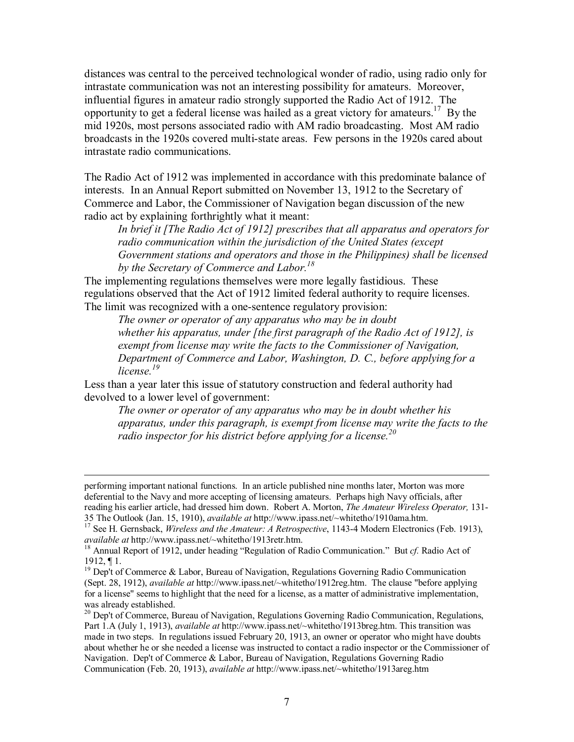distances was central to the perceived technological wonder of radio, using radio only for intrastate communication was not an interesting possibility for amateurs. Moreover, influential figures in amateur radio strongly supported the Radio Act of 1912. The opportunity to get a federal license was hailed as a great victory for amateurs.[17] By the mid 1920s, most persons associated radio with AM radio broadcasting. Most AM radio broadcasts in the 1920s covered multi-state areas. Few persons in the 1920s cared about intrastate radio communications.

The Radio Act of 1912 was implemented in accordance with this predominate balance of interests. In an Annual Report submitted on November 13, 1912 to the Secretary of Commerce and Labor, the Commissioner of Navigation began discussion of the new radio act by explaining forthrightly what it meant:

> *In brief it [The Radio Act of 1912] prescribes that all apparatus and operators for radio communication within the jurisdiction of the United States (except Government stations and operators and those in the Philippines) shall be licensed by the Secretary of Commerce and Labor.*[18]

The implementing regulations themselves were more legally fastidious. These regulations observed that the Act of 1912 limited federal authority to require licenses. The limit was recognized with a one-sentence regulatory provision:

> *The owner or operator of any apparatus who may be in doubt whether his apparatus, under [the first paragraph of the Radio Act of 1912], is exempt from license may write the facts to the Commissioner of Navigation, Department of Commerce and Labor, Washington, D. C., before applying for a license.*[19]

Less than a year later this issue of statutory construction and federal authority had devolved to a lower level of government:

> *The owner or operator of any apparatus who may be in doubt whether his apparatus, under this paragraph, is exempt from license may write the facts to the radio inspector for his district before applying for a license.*[20]

---

performing important national functions. In an article published nine months later, Morton was more deferential to the Navy and more accepting of licensing amateurs. Perhaps high Navy officials, after reading his earlier article, had dressed him down. Robert A. Morton, *The Amateur Wireless Operator,* 131-35 The Outlook (Jan. 15, 1910), *available at* http://www.ipass.net/~whitetho/1910ama.htm.

[17] See H. Gernsback, *Wireless and the Amateur: A Retrospective*, 1143-4 Modern Electronics (Feb. 1913), *available at* http://www.ipass.net/~whitetho/1913retr.htm.

[18] Annual Report of 1912, under heading "Regulation of Radio Communication." But *cf.* Radio Act of 1912, ¶ 1.

[19] Dep't of Commerce & Labor, Bureau of Navigation, Regulations Governing Radio Communication (Sept. 28, 1912), *available at* http://www.ipass.net/~whitetho/1912reg.htm. The clause "before applying for a license" seems to highlight that the need for a license, as a matter of administrative implementation, was already established.

[20] Dep't of Commerce, Bureau of Navigation, Regulations Governing Radio Communication, Regulations, Part 1.A (July 1, 1913), *available at* http://www.ipass.net/~whitetho/1913breg.htm. This transition was made in two steps. In regulations issued February 20, 1913, an owner or operator who might have doubts about whether he or she needed a license was instructed to contact a radio inspector or the Commissioner of Navigation. Dep't of Commerce & Labor, Bureau of Navigation, Regulations Governing Radio Communication (Feb. 20, 1913), *available at* http://www.ipass.net/~whitetho/1913areg.htm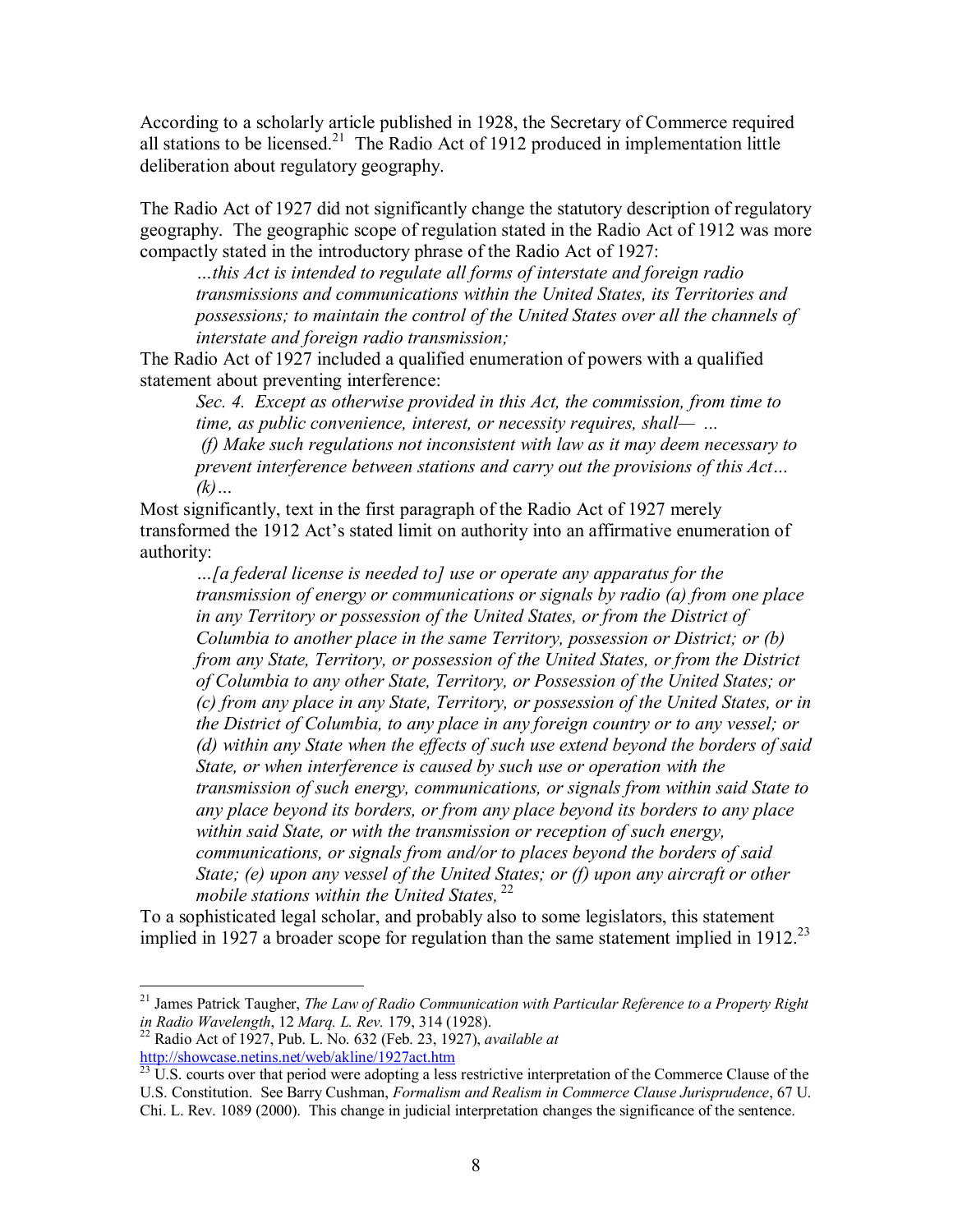According to a scholarly article published in 1928, the Secretary of Commerce required all stations to be licensed.[21] The Radio Act of 1912 produced in implementation little deliberation about regulatory geography.

The Radio Act of 1927 did not significantly change the statutory description of regulatory geography. The geographic scope of regulation stated in the Radio Act of 1912 was more compactly stated in the introductory phrase of the Radio Act of 1927:

> *…this Act is intended to regulate all forms of interstate and foreign radio transmissions and communications within the United States, its Territories and possessions; to maintain the control of the United States over all the channels of interstate and foreign radio transmission;*

The Radio Act of 1927 included a qualified enumeration of powers with a qualified statement about preventing interference:

> *Sec. 4. Except as otherwise provided in this Act, the commission, from time to time, as public convenience, interest, or necessity requires, shall— …*
> *(f) Make such regulations not inconsistent with law as it may deem necessary to prevent interference between stations and carry out the provisions of this Act… (k)…*

Most significantly, text in the first paragraph of the Radio Act of 1927 merely transformed the 1912 Act's stated limit on authority into an affirmative enumeration of authority:

> *…[a federal license is needed to] use or operate any apparatus for the transmission of energy or communications or signals by radio (a) from one place in any Territory or possession of the United States, or from the District of Columbia to another place in the same Territory, possession or District; or (b) from any State, Territory, or possession of the United States, or from the District of Columbia to any other State, Territory, or Possession of the United States; or (c) from any place in any State, Territory, or possession of the United States, or in the District of Columbia, to any place in any foreign country or to any vessel; or (d) within any State when the effects of such use extend beyond the borders of said State, or when interference is caused by such use or operation with the transmission of such energy, communications, or signals from within said State to any place beyond its borders, or from any place beyond its borders to any place within said State, or with the transmission or reception of such energy, communications, or signals from and/or to places beyond the borders of said State; (e) upon any vessel of the United States; or (f) upon any aircraft or other mobile stations within the United States,*[22]

To a sophisticated legal scholar, and probably also to some legislators, this statement implied in 1927 a broader scope for regulation than the same statement implied in 1912.[23]

---

[21] James Patrick Taugher, *The Law of Radio Communication with Particular Reference to a Property Right in Radio Wavelength*, 12 *Marq. L. Rev.* 179, 314 (1928).

[22] Radio Act of 1927, Pub. L. No. 632 (Feb. 23, 1927), *available at* http://showcase.netins.net/web/akline/1927act.htm

[23] U.S. courts over that period were adopting a less restrictive interpretation of the Commerce Clause of the U.S. Constitution. See Barry Cushman, *Formalism and Realism in Commerce Clause Jurisprudence*, 67 U. Chi. L. Rev. 1089 (2000). This change in judicial interpretation changes the significance of the sentence.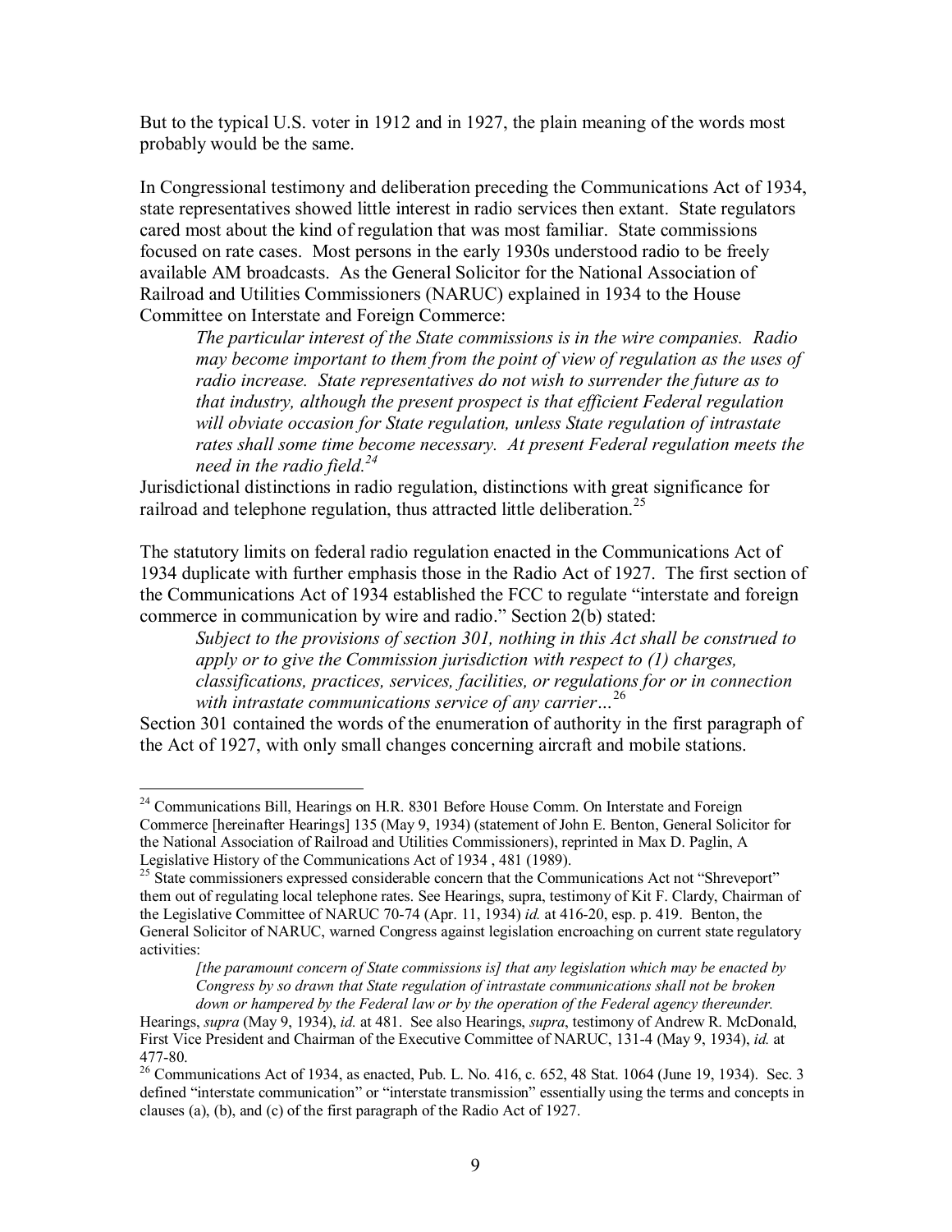But to the typical U.S. voter in 1912 and in 1927, the plain meaning of the words most probably would be the same.

In Congressional testimony and deliberation preceding the Communications Act of 1934, state representatives showed little interest in radio services then extant. State regulators cared most about the kind of regulation that was most familiar. State commissions focused on rate cases. Most persons in the early 1930s understood radio to be freely available AM broadcasts. As the General Solicitor for the National Association of Railroad and Utilities Commissioners (NARUC) explained in 1934 to the House Committee on Interstate and Foreign Commerce:

> *The particular interest of the State commissions is in the wire companies. Radio may become important to them from the point of view of regulation as the uses of radio increase. State representatives do not wish to surrender the future as to that industry, although the present prospect is that efficient Federal regulation will obviate occasion for State regulation, unless State regulation of intrastate rates shall some time become necessary. At present Federal regulation meets the need in the radio field.*[24]

Jurisdictional distinctions in radio regulation, distinctions with great significance for railroad and telephone regulation, thus attracted little deliberation.[25]

The statutory limits on federal radio regulation enacted in the Communications Act of 1934 duplicate with further emphasis those in the Radio Act of 1927. The first section of the Communications Act of 1934 established the FCC to regulate "interstate and foreign commerce in communication by wire and radio." Section 2(b) stated:

> *Subject to the provisions of section 301, nothing in this Act shall be construed to apply or to give the Commission jurisdiction with respect to (1) charges, classifications, practices, services, facilities, or regulations for or in connection with intrastate communications service of any carrier…*[26]

Section 301 contained the words of the enumeration of authority in the first paragraph of the Act of 1927, with only small changes concerning aircraft and mobile stations.

---

[24] Communications Bill, Hearings on H.R. 8301 Before House Comm. On Interstate and Foreign Commerce [hereinafter Hearings] 135 (May 9, 1934) (statement of John E. Benton, General Solicitor for the National Association of Railroad and Utilities Commissioners), reprinted in Max D. Paglin, A Legislative History of the Communications Act of 1934 , 481 (1989).

[25] State commissioners expressed considerable concern that the Communications Act not "Shreveport" them out of regulating local telephone rates. See Hearings, supra, testimony of Kit F. Clardy, Chairman of the Legislative Committee of NARUC 70-74 (Apr. 11, 1934) *id.* at 416-20, esp. p. 419. Benton, the General Solicitor of NARUC, warned Congress against legislation encroaching on current state regulatory activities:

> *[the paramount concern of State commissions is] that any legislation which may be enacted by Congress by so drawn that State regulation of intrastate communications shall not be broken down or hampered by the Federal law or by the operation of the Federal agency thereunder.*

Hearings, *supra* (May 9, 1934), *id.* at 481. See also Hearings, *supra*, testimony of Andrew R. McDonald, First Vice President and Chairman of the Executive Committee of NARUC, 131-4 (May 9, 1934), *id.* at 477-80.

[26] Communications Act of 1934, as enacted, Pub. L. No. 416, c. 652, 48 Stat. 1064 (June 19, 1934). Sec. 3 defined "interstate communication" or "interstate transmission" essentially using the terms and concepts in clauses (a), (b), and (c) of the first paragraph of the Radio Act of 1927.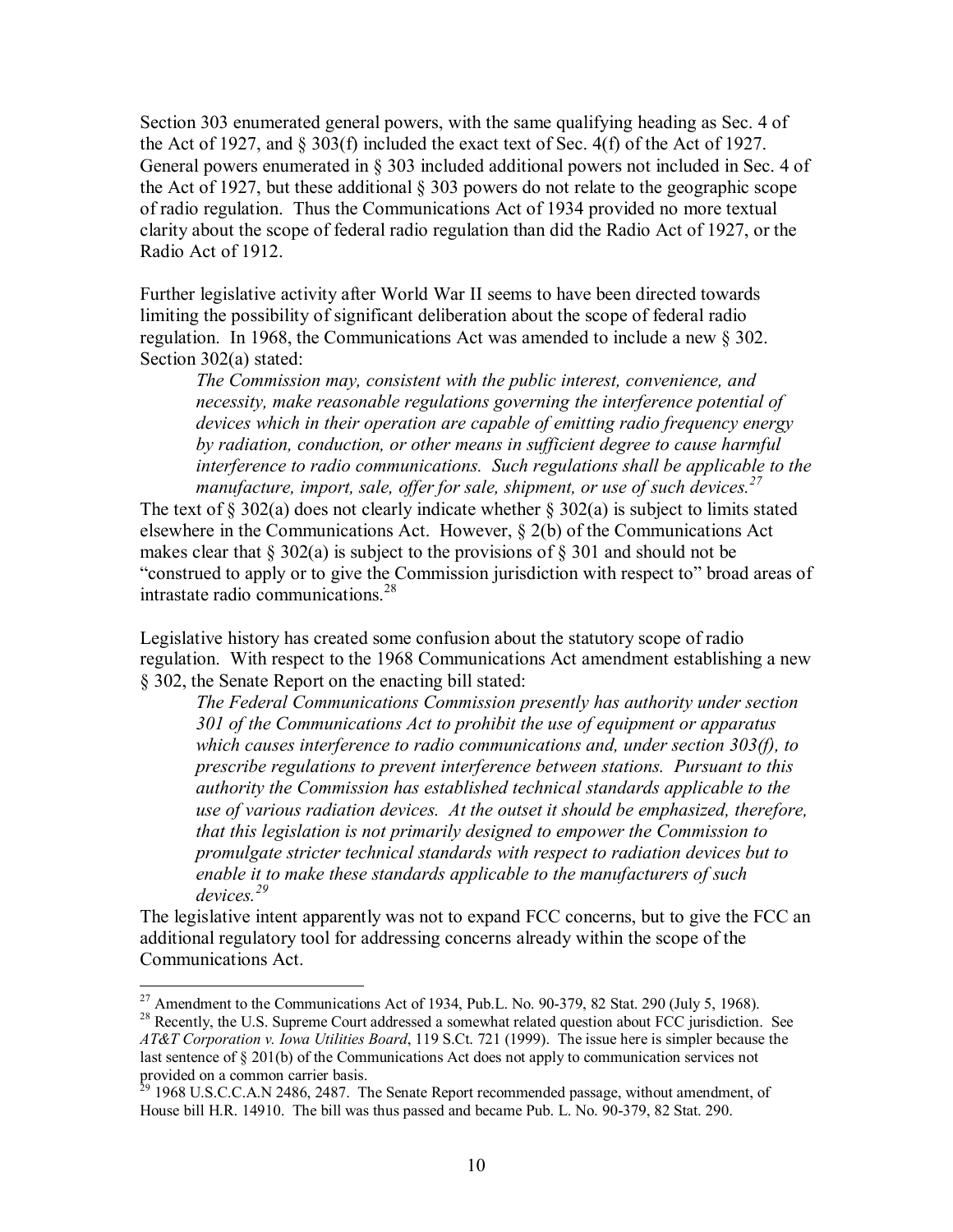Section 303 enumerated general powers, with the same qualifying heading as Sec. 4 of the Act of 1927, and § 303(f) included the exact text of Sec. 4(f) of the Act of 1927. General powers enumerated in § 303 included additional powers not included in Sec. 4 of the Act of 1927, but these additional § 303 powers do not relate to the geographic scope of radio regulation. Thus the Communications Act of 1934 provided no more textual clarity about the scope of federal radio regulation than did the Radio Act of 1927, or the Radio Act of 1912.

Further legislative activity after World War II seems to have been directed towards limiting the possibility of significant deliberation about the scope of federal radio regulation. In 1968, the Communications Act was amended to include a new § 302. Section 302(a) stated:

> *The Commission may, consistent with the public interest, convenience, and necessity, make reasonable regulations governing the interference potential of devices which in their operation are capable of emitting radio frequency energy by radiation, conduction, or other means in sufficient degree to cause harmful interference to radio communications. Such regulations shall be applicable to the manufacture, import, sale, offer for sale, shipment, or use of such devices.*[27]

The text of § 302(a) does not clearly indicate whether § 302(a) is subject to limits stated elsewhere in the Communications Act. However, § 2(b) of the Communications Act makes clear that § 302(a) is subject to the provisions of § 301 and should not be "construed to apply or to give the Commission jurisdiction with respect to" broad areas of intrastate radio communications.[28]

Legislative history has created some confusion about the statutory scope of radio regulation. With respect to the 1968 Communications Act amendment establishing a new § 302, the Senate Report on the enacting bill stated:

> *The Federal Communications Commission presently has authority under section 301 of the Communications Act to prohibit the use of equipment or apparatus which causes interference to radio communications and, under section 303(f), to prescribe regulations to prevent interference between stations. Pursuant to this authority the Commission has established technical standards applicable to the use of various radiation devices. At the outset it should be emphasized, therefore, that this legislation is not primarily designed to empower the Commission to promulgate stricter technical standards with respect to radiation devices but to enable it to make these standards applicable to the manufacturers of such devices.*[29]

The legislative intent apparently was not to expand FCC concerns, but to give the FCC an additional regulatory tool for addressing concerns already within the scope of the Communications Act.

---

[27] Amendment to the Communications Act of 1934, Pub.L. No. 90-379, 82 Stat. 290 (July 5, 1968).

[28] Recently, the U.S. Supreme Court addressed a somewhat related question about FCC jurisdiction. See *AT&T Corporation v. Iowa Utilities Board*, 119 S.Ct. 721 (1999). The issue here is simpler because the last sentence of § 201(b) of the Communications Act does not apply to communication services not provided on a common carrier basis.

[29] 1968 U.S.C.C.A.N 2486, 2487. The Senate Report recommended passage, without amendment, of House bill H.R. 14910. The bill was thus passed and became Pub. L. No. 90-379, 82 Stat. 290.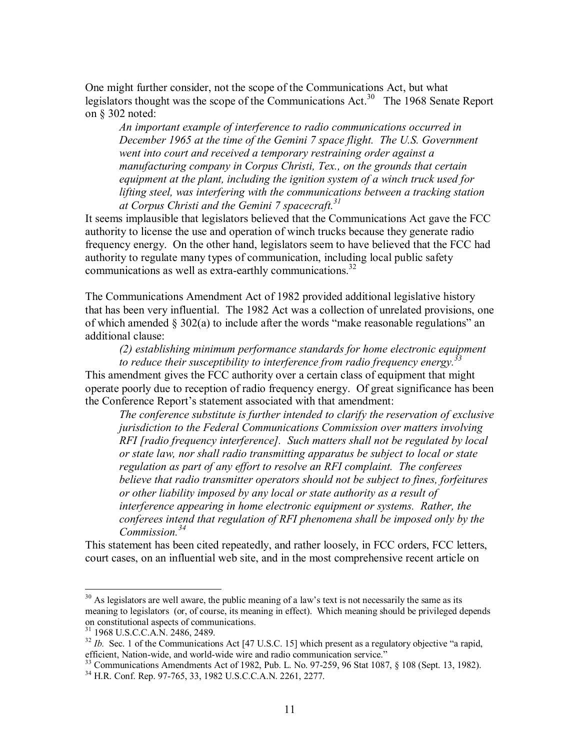One might further consider, not the scope of the Communications Act, but what legislators thought was the scope of the Communications Act.[30] The 1968 Senate Report on § 302 noted:

> *An important example of interference to radio communications occurred in December 1965 at the time of the Gemini 7 space flight. The U.S. Government went into court and received a temporary restraining order against a manufacturing company in Corpus Christi, Tex., on the grounds that certain equipment at the plant, including the ignition system of a winch truck used for lifting steel, was interfering with the communications between a tracking station at Corpus Christi and the Gemini 7 spacecraft.[31]*

It seems implausible that legislators believed that the Communications Act gave the FCC authority to license the use and operation of winch trucks because they generate radio frequency energy. On the other hand, legislators seem to have believed that the FCC had authority to regulate many types of communication, including local public safety communications as well as extra-earthly communications.[32]

The Communications Amendment Act of 1982 provided additional legislative history that has been very influential. The 1982 Act was a collection of unrelated provisions, one of which amended § 302(a) to include after the words "make reasonable regulations" an additional clause:

> *(2) establishing minimum performance standards for home electronic equipment to reduce their susceptibility to interference from radio frequency energy.[33]*

This amendment gives the FCC authority over a certain class of equipment that might operate poorly due to reception of radio frequency energy. Of great significance has been the Conference Report's statement associated with that amendment:

> *The conference substitute is further intended to clarify the reservation of exclusive jurisdiction to the Federal Communications Commission over matters involving RFI [radio frequency interference]. Such matters shall not be regulated by local or state law, nor shall radio transmitting apparatus be subject to local or state regulation as part of any effort to resolve an RFI complaint. The conferees believe that radio transmitter operators should not be subject to fines, forfeitures or other liability imposed by any local or state authority as a result of interference appearing in home electronic equipment or systems. Rather, the conferees intend that regulation of RFI phenomena shall be imposed only by the Commission.[34]*

This statement has been cited repeatedly, and rather loosely, in FCC orders, FCC letters, court cases, on an influential web site, and in the most comprehensive recent article on

---

[30] As legislators are well aware, the public meaning of a law's text is not necessarily the same as its meaning to legislators (or, of course, its meaning in effect). Which meaning should be privileged depends on constitutional aspects of communications.

[31] 1968 U.S.C.C.A.N. 2486, 2489.

[32] *Ib.* Sec. 1 of the Communications Act [47 U.S.C. 15] which present as a regulatory objective "a rapid, efficient, Nation-wide, and world-wide wire and radio communication service."

[33] Communications Amendments Act of 1982, Pub. L. No. 97-259, 96 Stat 1087, § 108 (Sept. 13, 1982).

[34] H.R. Conf. Rep. 97-765, 33, 1982 U.S.C.C.A.N. 2261, 2277.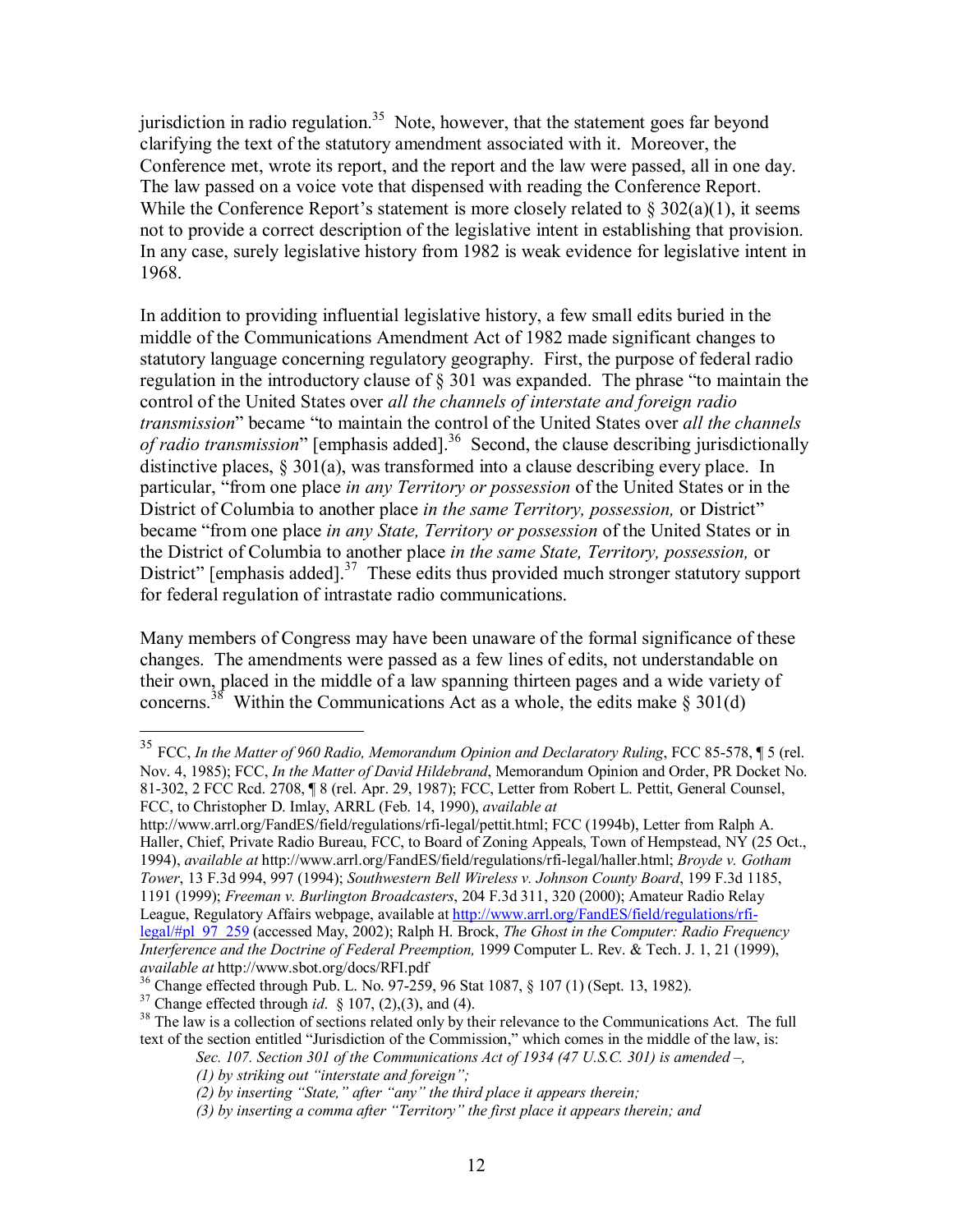jurisdiction in radio regulation.[35] Note, however, that the statement goes far beyond clarifying the text of the statutory amendment associated with it. Moreover, the Conference met, wrote its report, and the report and the law were passed, all in one day. The law passed on a voice vote that dispensed with reading the Conference Report. While the Conference Report's statement is more closely related to § 302(a)(1), it seems not to provide a correct description of the legislative intent in establishing that provision. In any case, surely legislative history from 1982 is weak evidence for legislative intent in 1968.

In addition to providing influential legislative history, a few small edits buried in the middle of the Communications Amendment Act of 1982 made significant changes to statutory language concerning regulatory geography. First, the purpose of federal radio regulation in the introductory clause of § 301 was expanded. The phrase "to maintain the control of the United States over *all the channels of interstate and foreign radio transmission*" became "to maintain the control of the United States over *all the channels of radio transmission*" [emphasis added].[36] Second, the clause describing jurisdictionally distinctive places, § 301(a), was transformed into a clause describing every place. In particular, "from one place *in any Territory or possession* of the United States or in the District of Columbia to another place *in the same Territory, possession,* or District" became "from one place *in any State, Territory or possession* of the United States or in the District of Columbia to another place *in the same State, Territory, possession,* or District" [emphasis added].[37] These edits thus provided much stronger statutory support for federal regulation of intrastate radio communications.

Many members of Congress may have been unaware of the formal significance of these changes. The amendments were passed as a few lines of edits, not understandable on their own, placed in the middle of a law spanning thirteen pages and a wide variety of concerns.[38] Within the Communications Act as a whole, the edits make § 301(d)

---

[35] FCC, *In the Matter of 960 Radio, Memorandum Opinion and Declaratory Ruling*, FCC 85-578, ¶ 5 (rel. Nov. 4, 1985); FCC, *In the Matter of David Hildebrand*, Memorandum Opinion and Order, PR Docket No. 81-302, 2 FCC Rcd. 2708, ¶ 8 (rel. Apr. 29, 1987); FCC, Letter from Robert L. Pettit, General Counsel, FCC, to Christopher D. Imlay, ARRL (Feb. 14, 1990), *available at* http://www.arrl.org/FandES/field/regulations/rfi-legal/pettit.html; FCC (1994b), Letter from Ralph A. Haller, Chief, Private Radio Bureau, FCC, to Board of Zoning Appeals, Town of Hempstead, NY (25 Oct., 1994), *available at* http://www.arrl.org/FandES/field/regulations/rfi-legal/haller.html; *Broyde v. Gotham Tower*, 13 F.3d 994, 997 (1994); *Southwestern Bell Wireless v. Johnson County Board*, 199 F.3d 1185, 1191 (1999); *Freeman v. Burlington Broadcasters*, 204 F.3d 311, 320 (2000); Amateur Radio Relay League, Regulatory Affairs webpage, available at http://www.arrl.org/FandES/field/regulations/rfi-legal/#pl_97_259 (accessed May, 2002); Ralph H. Brock, *The Ghost in the Computer: Radio Frequency Interference and the Doctrine of Federal Preemption,* 1999 Computer L. Rev. & Tech. J. 1, 21 (1999), *available at* http://www.sbot.org/docs/RFI.pdf

[36] Change effected through Pub. L. No. 97-259, 96 Stat 1087, § 107 (1) (Sept. 13, 1982).

[37] Change effected through *id*. § 107, (2),(3), and (4).

[38] The law is a collection of sections related only by their relevance to the Communications Act. The full text of the section entitled "Jurisdiction of the Commission," which comes in the middle of the law, is:

> *Sec. 107. Section 301 of the Communications Act of 1934 (47 U.S.C. 301) is amended –,*
>
> *(1) by striking out "interstate and foreign";*
>
> *(2) by inserting "State," after "any" the third place it appears therein;*
>
> *(3) by inserting a comma after "Territory" the first place it appears therein; and*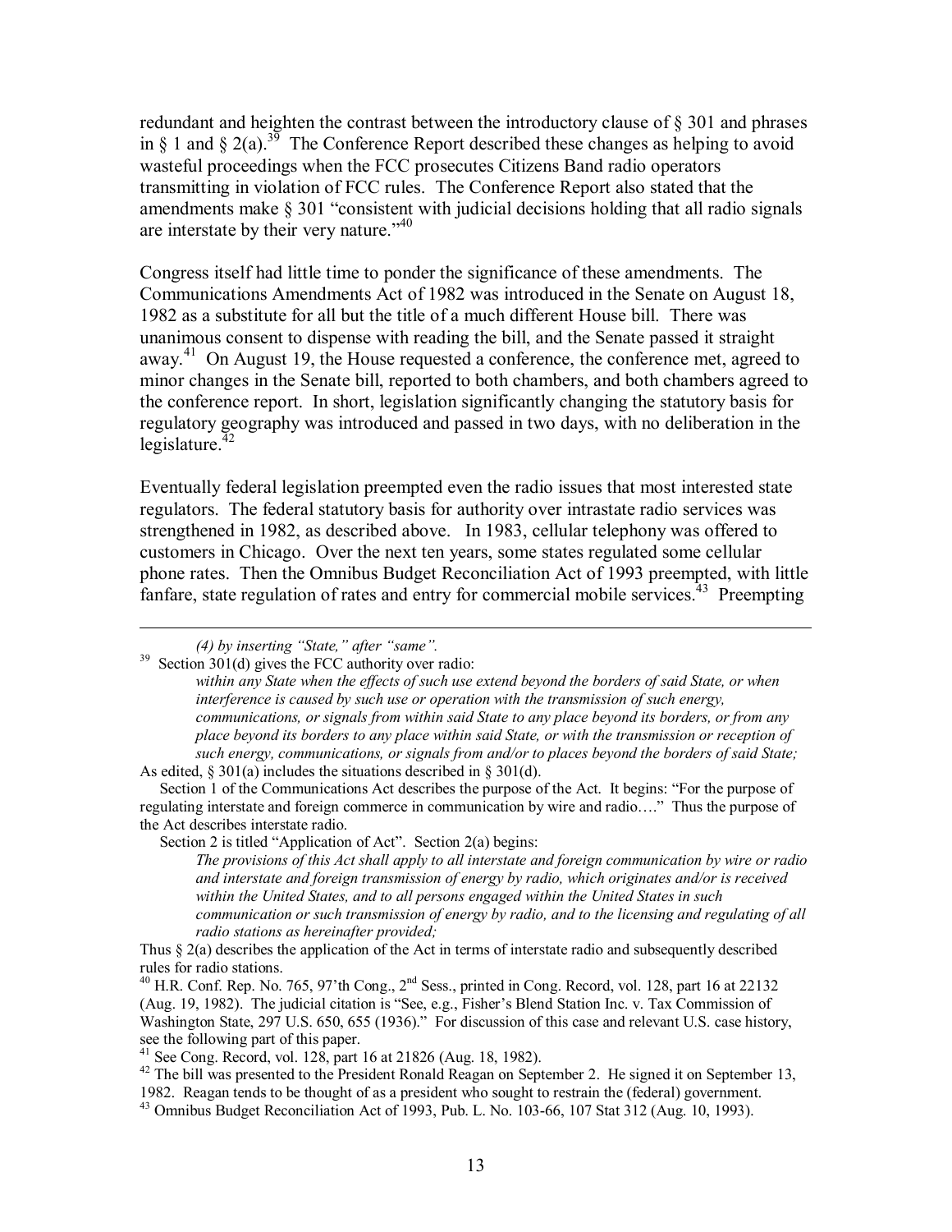redundant and heighten the contrast between the introductory clause of § 301 and phrases in § 1 and § 2(a).[39] The Conference Report described these changes as helping to avoid wasteful proceedings when the FCC prosecutes Citizens Band radio operators transmitting in violation of FCC rules. The Conference Report also stated that the amendments make § 301 "consistent with judicial decisions holding that all radio signals are interstate by their very nature."[40]

Congress itself had little time to ponder the significance of these amendments. The Communications Amendments Act of 1982 was introduced in the Senate on August 18, 1982 as a substitute for all but the title of a much different House bill. There was unanimous consent to dispense with reading the bill, and the Senate passed it straight away.[41] On August 19, the House requested a conference, the conference met, agreed to minor changes in the Senate bill, reported to both chambers, and both chambers agreed to the conference report. In short, legislation significantly changing the statutory basis for regulatory geography was introduced and passed in two days, with no deliberation in the legislature.[42]

Eventually federal legislation preempted even the radio issues that most interested state regulators. The federal statutory basis for authority over intrastate radio services was strengthened in 1982, as described above. In 1983, cellular telephony was offered to customers in Chicago. Over the next ten years, some states regulated some cellular phone rates. Then the Omnibus Budget Reconciliation Act of 1993 preempted, with little fanfare, state regulation of rates and entry for commercial mobile services.[43] Preempting

---

*(4) by inserting "State," after "same".*

[39] Section 301(d) gives the FCC authority over radio:

> *within any State when the effects of such use extend beyond the borders of said State, or when interference is caused by such use or operation with the transmission of such energy, communications, or signals from within said State to any place beyond its borders, or from any place beyond its borders to any place within said State, or with the transmission or reception of such energy, communications, or signals from and/or to places beyond the borders of said State;*

As edited, § 301(a) includes the situations described in § 301(d).

Section 1 of the Communications Act describes the purpose of the Act. It begins: "For the purpose of regulating interstate and foreign commerce in communication by wire and radio…." Thus the purpose of the Act describes interstate radio.

Section 2 is titled "Application of Act". Section 2(a) begins:

> *The provisions of this Act shall apply to all interstate and foreign communication by wire or radio and interstate and foreign transmission of energy by radio, which originates and/or is received within the United States, and to all persons engaged within the United States in such communication or such transmission of energy by radio, and to the licensing and regulating of all radio stations as hereinafter provided;*

Thus § 2(a) describes the application of the Act in terms of interstate radio and subsequently described rules for radio stations.

[40] H.R. Conf. Rep. No. 765, 97'th Cong., 2nd Sess., printed in Cong. Record, vol. 128, part 16 at 22132 (Aug. 19, 1982). The judicial citation is "See, e.g., Fisher's Blend Station Inc. v. Tax Commission of Washington State, 297 U.S. 650, 655 (1936)." For discussion of this case and relevant U.S. case history, see the following part of this paper.

[41] See Cong. Record, vol. 128, part 16 at 21826 (Aug. 18, 1982).

[42] The bill was presented to the President Ronald Reagan on September 2. He signed it on September 13, 1982. Reagan tends to be thought of as a president who sought to restrain the (federal) government.

[43] Omnibus Budget Reconciliation Act of 1993, Pub. L. No. 103-66, 107 Stat 312 (Aug. 10, 1993).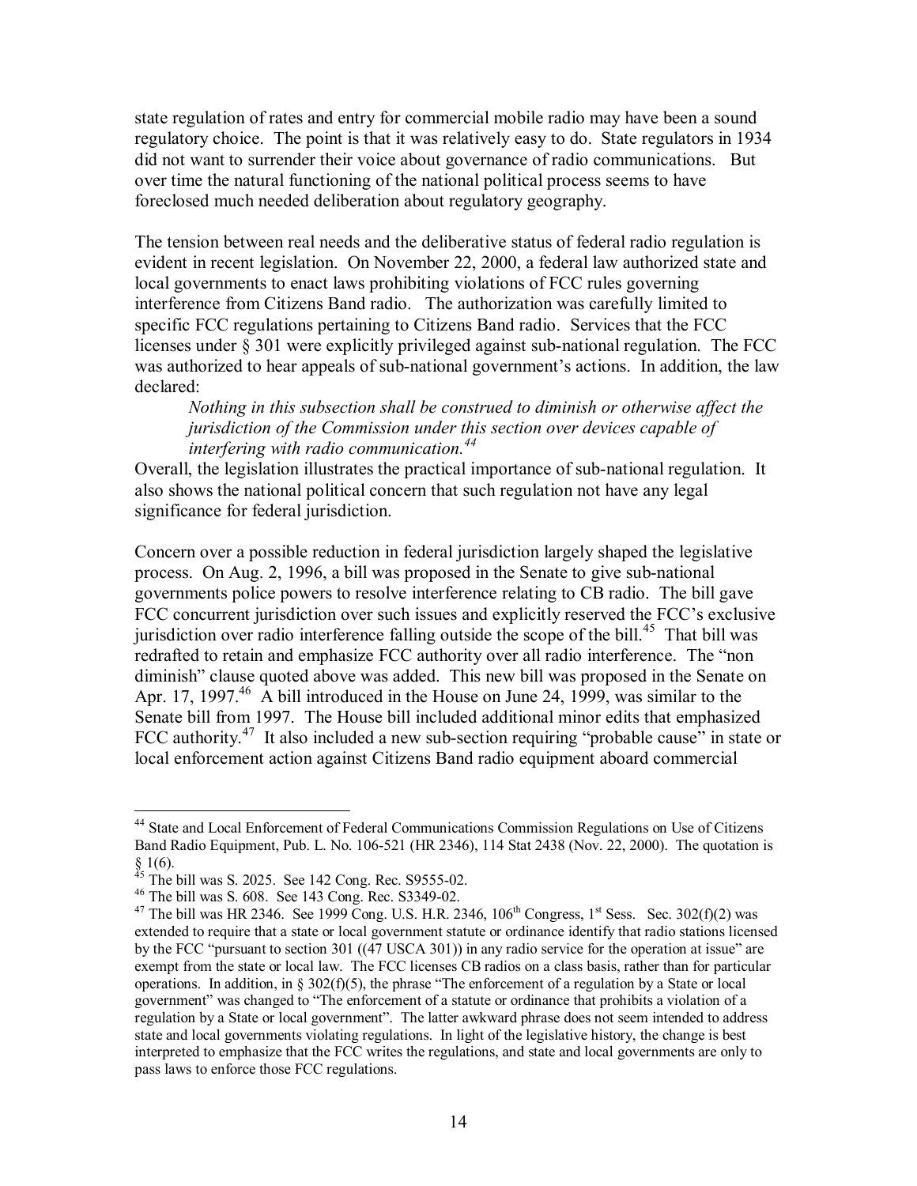state regulation of rates and entry for commercial mobile radio may have been a sound regulatory choice. The point is that it was relatively easy to do. State regulators in 1934 did not want to surrender their voice about governance of radio communications. But over time the natural functioning of the national political process seems to have foreclosed much needed deliberation about regulatory geography.

The tension between real needs and the deliberative status of federal radio regulation is evident in recent legislation. On November 22, 2000, a federal law authorized state and local governments to enact laws prohibiting violations of FCC rules governing interference from Citizens Band radio. The authorization was carefully limited to specific FCC regulations pertaining to Citizens Band radio. Services that the FCC licenses under § 301 were explicitly privileged against sub-national regulation. The FCC was authorized to hear appeals of sub-national government's actions. In addition, the law declared:

> *Nothing in this subsection shall be construed to diminish or otherwise affect the jurisdiction of the Commission under this section over devices capable of interfering with radio communication.*[44]

Overall, the legislation illustrates the practical importance of sub-national regulation. It also shows the national political concern that such regulation not have any legal significance for federal jurisdiction.

Concern over a possible reduction in federal jurisdiction largely shaped the legislative process. On Aug. 2, 1996, a bill was proposed in the Senate to give sub-national governments police powers to resolve interference relating to CB radio. The bill gave FCC concurrent jurisdiction over such issues and explicitly reserved the FCC's exclusive jurisdiction over radio interference falling outside the scope of the bill.[45] That bill was redrafted to retain and emphasize FCC authority over all radio interference. The "non diminish" clause quoted above was added. This new bill was proposed in the Senate on Apr. 17, 1997.[46] A bill introduced in the House on June 24, 1999, was similar to the Senate bill from 1997. The House bill included additional minor edits that emphasized FCC authority.[47] It also included a new sub-section requiring "probable cause" in state or local enforcement action against Citizens Band radio equipment aboard commercial

---

[44] State and Local Enforcement of Federal Communications Commission Regulations on Use of Citizens Band Radio Equipment, Pub. L. No. 106-521 (HR 2346), 114 Stat 2438 (Nov. 22, 2000). The quotation is § 1(6).

[45] The bill was S. 2025. See 142 Cong. Rec. S9555-02.

[46] The bill was S. 608. See 143 Cong. Rec. S3349-02.

[47] The bill was HR 2346. See 1999 Cong. U.S. H.R. 2346, 106th Congress, 1st Sess. Sec. 302(f)(2) was extended to require that a state or local government statute or ordinance identify that radio stations licensed by the FCC "pursuant to section 301 ((47 USCA 301)) in any radio service for the operation at issue" are exempt from the state or local law. The FCC licenses CB radios on a class basis, rather than for particular operations. In addition, in § 302(f)(5), the phrase "The enforcement of a regulation by a State or local government" was changed to "The enforcement of a statute or ordinance that prohibits a violation of a regulation by a State or local government". The latter awkward phrase does not seem intended to address state and local governments violating regulations. In light of the legislative history, the change is best interpreted to emphasize that the FCC writes the regulations, and state and local governments are only to pass laws to enforce those FCC regulations.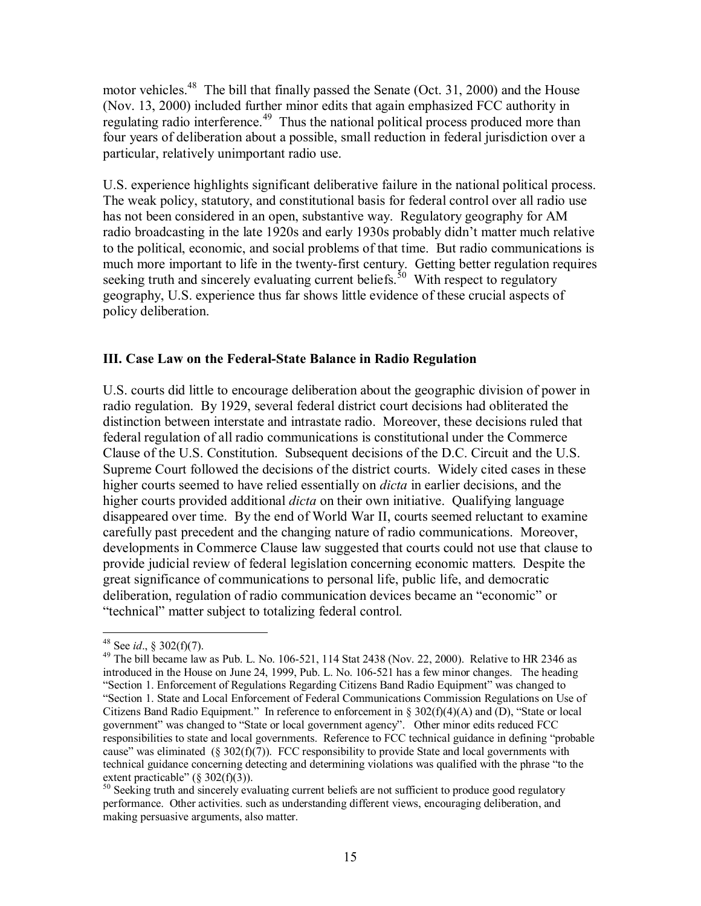motor vehicles.[48] The bill that finally passed the Senate (Oct. 31, 2000) and the House (Nov. 13, 2000) included further minor edits that again emphasized FCC authority in regulating radio interference.[49] Thus the national political process produced more than four years of deliberation about a possible, small reduction in federal jurisdiction over a particular, relatively unimportant radio use.

U.S. experience highlights significant deliberative failure in the national political process. The weak policy, statutory, and constitutional basis for federal control over all radio use has not been considered in an open, substantive way. Regulatory geography for AM radio broadcasting in the late 1920s and early 1930s probably didn't matter much relative to the political, economic, and social problems of that time. But radio communications is much more important to life in the twenty-first century. Getting better regulation requires seeking truth and sincerely evaluating current beliefs.[50] With respect to regulatory geography, U.S. experience thus far shows little evidence of these crucial aspects of policy deliberation.

### III. Case Law on the Federal-State Balance in Radio Regulation

U.S. courts did little to encourage deliberation about the geographic division of power in radio regulation. By 1929, several federal district court decisions had obliterated the distinction between interstate and intrastate radio. Moreover, these decisions ruled that federal regulation of all radio communications is constitutional under the Commerce Clause of the U.S. Constitution. Subsequent decisions of the D.C. Circuit and the U.S. Supreme Court followed the decisions of the district courts. Widely cited cases in these higher courts seemed to have relied essentially on *dicta* in earlier decisions, and the higher courts provided additional *dicta* on their own initiative. Qualifying language disappeared over time. By the end of World War II, courts seemed reluctant to examine carefully past precedent and the changing nature of radio communications. Moreover, developments in Commerce Clause law suggested that courts could not use that clause to provide judicial review of federal legislation concerning economic matters. Despite the great significance of communications to personal life, public life, and democratic deliberation, regulation of radio communication devices became an "economic" or "technical" matter subject to totalizing federal control.

---

[48] See *id*., § 302(f)(7).

[49] The bill became law as Pub. L. No. 106-521, 114 Stat 2438 (Nov. 22, 2000). Relative to HR 2346 as introduced in the House on June 24, 1999, Pub. L. No. 106-521 has a few minor changes. The heading "Section 1. Enforcement of Regulations Regarding Citizens Band Radio Equipment" was changed to "Section 1. State and Local Enforcement of Federal Communications Commission Regulations on Use of Citizens Band Radio Equipment." In reference to enforcement in § 302(f)(4)(A) and (D), "State or local government" was changed to "State or local government agency". Other minor edits reduced FCC responsibilities to state and local governments. Reference to FCC technical guidance in defining "probable cause" was eliminated (§ 302(f)(7)). FCC responsibility to provide State and local governments with technical guidance concerning detecting and determining violations was qualified with the phrase "to the extent practicable" (§ 302(f)(3)).

[50] Seeking truth and sincerely evaluating current beliefs are not sufficient to produce good regulatory performance. Other activities. such as understanding different views, encouraging deliberation, and making persuasive arguments, also matter.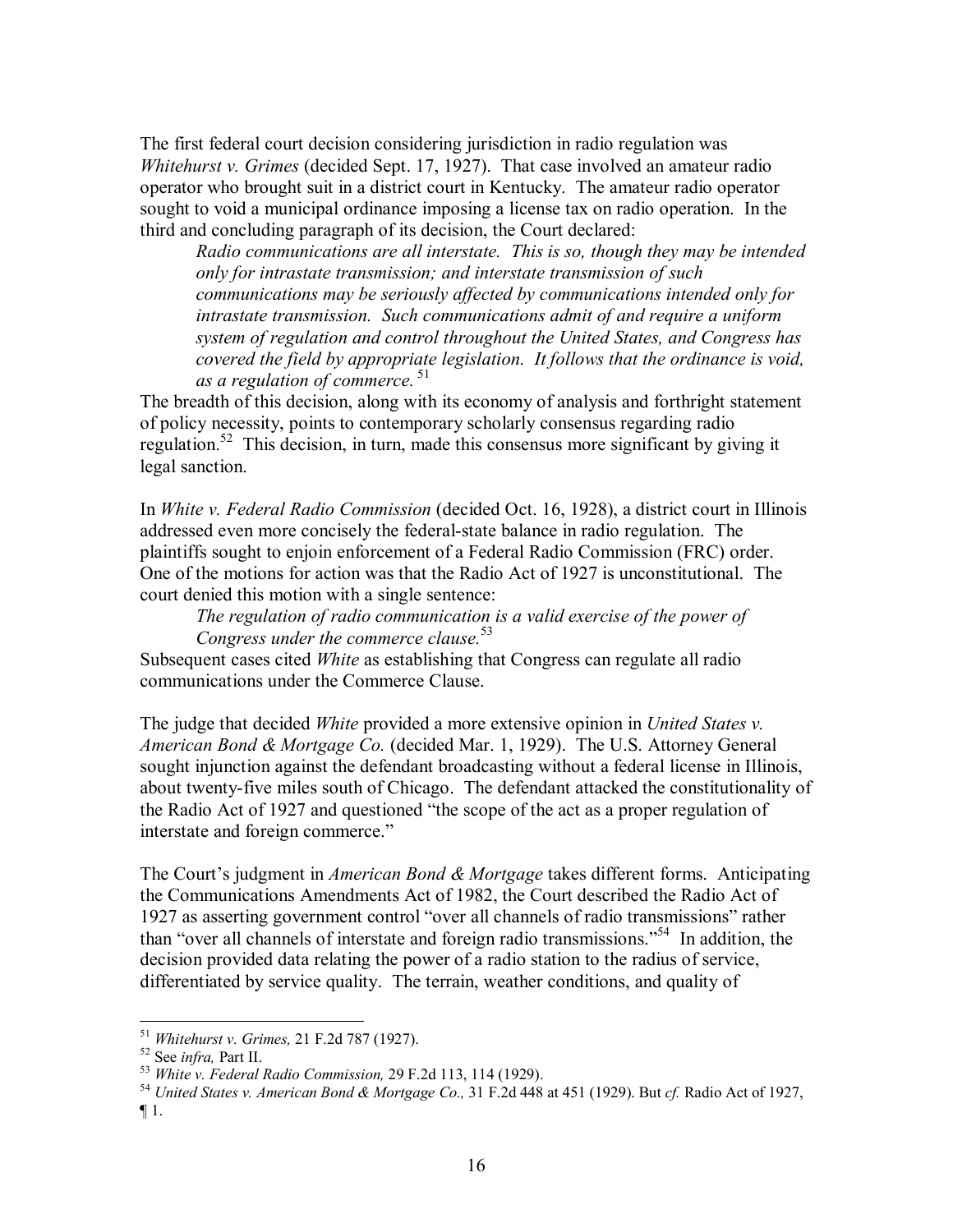The first federal court decision considering jurisdiction in radio regulation was *Whitehurst v. Grimes* (decided Sept. 17, 1927). That case involved an amateur radio operator who brought suit in a district court in Kentucky. The amateur radio operator sought to void a municipal ordinance imposing a license tax on radio operation. In the third and concluding paragraph of its decision, the Court declared:

> *Radio communications are all interstate. This is so, though they may be intended only for intrastate transmission; and interstate transmission of such communications may be seriously affected by communications intended only for intrastate transmission. Such communications admit of and require a uniform system of regulation and control throughout the United States, and Congress has covered the field by appropriate legislation. It follows that the ordinance is void, as a regulation of commerce.* [51]

The breadth of this decision, along with its economy of analysis and forthright statement of policy necessity, points to contemporary scholarly consensus regarding radio regulation.[52] This decision, in turn, made this consensus more significant by giving it legal sanction.

In *White v. Federal Radio Commission* (decided Oct. 16, 1928), a district court in Illinois addressed even more concisely the federal-state balance in radio regulation. The plaintiffs sought to enjoin enforcement of a Federal Radio Commission (FRC) order. One of the motions for action was that the Radio Act of 1927 is unconstitutional. The court denied this motion with a single sentence:

> *The regulation of radio communication is a valid exercise of the power of Congress under the commerce clause.*[53]

Subsequent cases cited *White* as establishing that Congress can regulate all radio communications under the Commerce Clause.

The judge that decided *White* provided a more extensive opinion in *United States v. American Bond & Mortgage Co.* (decided Mar. 1, 1929). The U.S. Attorney General sought injunction against the defendant broadcasting without a federal license in Illinois, about twenty-five miles south of Chicago. The defendant attacked the constitutionality of the Radio Act of 1927 and questioned "the scope of the act as a proper regulation of interstate and foreign commerce."

The Court's judgment in *American Bond & Mortgage* takes different forms. Anticipating the Communications Amendments Act of 1982, the Court described the Radio Act of 1927 as asserting government control "over all channels of radio transmissions" rather than "over all channels of interstate and foreign radio transmissions."[54] In addition, the decision provided data relating the power of a radio station to the radius of service, differentiated by service quality. The terrain, weather conditions, and quality of

---

[51] *Whitehurst v. Grimes,* 21 F.2d 787 (1927).

[52] See *infra,* Part II.

[53] *White v. Federal Radio Commission,* 29 F.2d 113, 114 (1929).

[54] *United States v. American Bond & Mortgage Co.,* 31 F.2d 448 at 451 (1929). But *cf.* Radio Act of 1927, ¶ 1.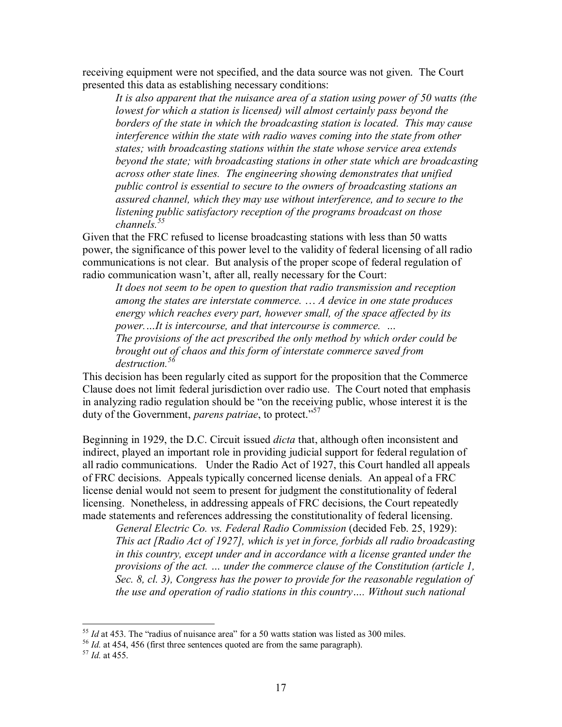receiving equipment were not specified, and the data source was not given. The Court presented this data as establishing necessary conditions:

> *It is also apparent that the nuisance area of a station using power of 50 watts (the lowest for which a station is licensed) will almost certainly pass beyond the borders of the state in which the broadcasting station is located. This may cause interference within the state with radio waves coming into the state from other states; with broadcasting stations within the state whose service area extends beyond the state; with broadcasting stations in other state which are broadcasting across other state lines. The engineering showing demonstrates that unified public control is essential to secure to the owners of broadcasting stations an assured channel, which they may use without interference, and to secure to the listening public satisfactory reception of the programs broadcast on those channels.*[55]

Given that the FRC refused to license broadcasting stations with less than 50 watts power, the significance of this power level to the validity of federal licensing of all radio communications is not clear. But analysis of the proper scope of federal regulation of radio communication wasn't, after all, really necessary for the Court:

> *It does not seem to be open to question that radio transmission and reception among the states are interstate commerce. … A device in one state produces energy which reaches every part, however small, of the space affected by its power.…It is intercourse, and that intercourse is commerce. …*
> *The provisions of the act prescribed the only method by which order could be brought out of chaos and this form of interstate commerce saved from destruction.*[56]

This decision has been regularly cited as support for the proposition that the Commerce Clause does not limit federal jurisdiction over radio use. The Court noted that emphasis in analyzing radio regulation should be "on the receiving public, whose interest it is the duty of the Government, *parens patriae*, to protect."[57]

Beginning in 1929, the D.C. Circuit issued *dicta* that, although often inconsistent and indirect, played an important role in providing judicial support for federal regulation of all radio communications. Under the Radio Act of 1927, this Court handled all appeals of FRC decisions. Appeals typically concerned license denials. An appeal of a FRC license denial would not seem to present for judgment the constitutionality of federal licensing. Nonetheless, in addressing appeals of FRC decisions, the Court repeatedly made statements and references addressing the constitutionality of federal licensing.

> *General Electric Co. vs. Federal Radio Commission* (decided Feb. 25, 1929):
> *This act [Radio Act of 1927], which is yet in force, forbids all radio broadcasting in this country, except under and in accordance with a license granted under the provisions of the act. … under the commerce clause of the Constitution (article 1, Sec. 8, cl. 3), Congress has the power to provide for the reasonable regulation of the use and operation of radio stations in this country…. Without such national*

---

[55] *Id* at 453. The "radius of nuisance area" for a 50 watts station was listed as 300 miles.

[56] *Id.* at 454, 456 (first three sentences quoted are from the same paragraph).

[57] *Id.* at 455.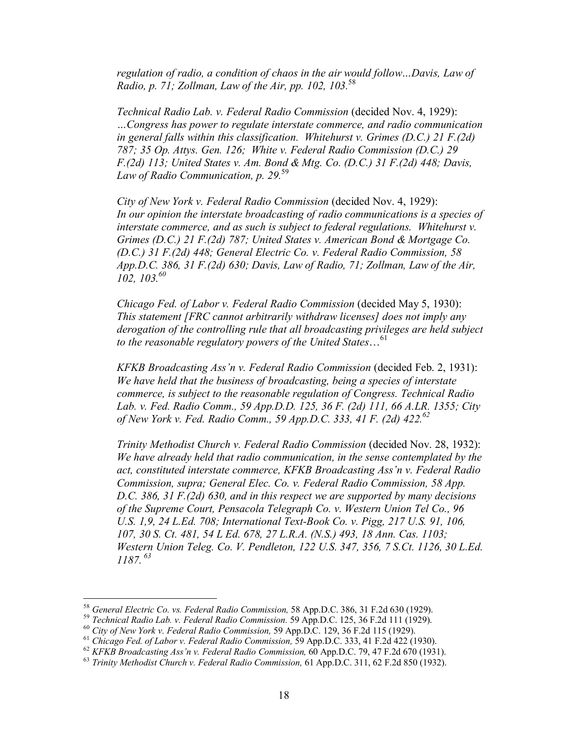*regulation of radio, a condition of chaos in the air would follow...Davis, Law of Radio, p. 71; Zollman, Law of the Air, pp. 102, 103.*[58]

*Technical Radio Lab. v. Federal Radio Commission* (decided Nov. 4, 1929): *…Congress has power to regulate interstate commerce, and radio communication in general falls within this classification. Whitehurst v. Grimes (D.C.) 21 F.(2d) 787; 35 Op. Attys. Gen. 126; White v. Federal Radio Commission (D.C.) 29 F.(2d) 113; United States v. Am. Bond & Mtg. Co. (D.C.) 31 F.(2d) 448; Davis, Law of Radio Communication, p. 29.*[59]

*City of New York v. Federal Radio Commission* (decided Nov. 4, 1929): *In our opinion the interstate broadcasting of radio communications is a species of interstate commerce, and as such is subject to federal regulations. Whitehurst v. Grimes (D.C.) 21 F.(2d) 787; United States v. American Bond & Mortgage Co. (D.C.) 31 F.(2d) 448; General Electric Co. v. Federal Radio Commission, 58 App.D.C. 386, 31 F.(2d) 630; Davis, Law of Radio, 71; Zollman, Law of the Air, 102, 103.*[60]

*Chicago Fed. of Labor v. Federal Radio Commission* (decided May 5, 1930): *This statement [FRC cannot arbitrarily withdraw licenses] does not imply any derogation of the controlling rule that all broadcasting privileges are held subject to the reasonable regulatory powers of the United States…*[61]

*KFKB Broadcasting Ass'n v. Federal Radio Commission* (decided Feb. 2, 1931): *We have held that the business of broadcasting, being a species of interstate commerce, is subject to the reasonable regulation of Congress. Technical Radio Lab. v. Fed. Radio Comm., 59 App.D.D. 125, 36 F. (2d) 111, 66 A.LR. 1355; City of New York v. Fed. Radio Comm., 59 App.D.C. 333, 41 F. (2d) 422.*[62]

*Trinity Methodist Church v. Federal Radio Commission* (decided Nov. 28, 1932): *We have already held that radio communication, in the sense contemplated by the act, constituted interstate commerce, KFKB Broadcasting Ass'n v. Federal Radio Commission, supra; General Elec. Co. v. Federal Radio Commission, 58 App. D.C. 386, 31 F.(2d) 630, and in this respect we are supported by many decisions of the Supreme Court, Pensacola Telegraph Co. v. Western Union Tel Co., 96 U.S. 1,9, 24 L.Ed. 708; International Text-Book Co. v. Pigg, 217 U.S. 91, 106, 107, 30 S. Ct. 481, 54 L Ed. 678, 27 L.R.A. (N.S.) 493, 18 Ann. Cas. 1103; Western Union Teleg. Co. V. Pendleton, 122 U.S. 347, 356, 7 S.Ct. 1126, 30 L.Ed. 1187.*[63]

---

[58] *General Electric Co. vs. Federal Radio Commission,* 58 App.D.C. 386, 31 F.2d 630 (1929).

[59] *Technical Radio Lab. v. Federal Radio Commission.* 59 App.D.C. 125, 36 F.2d 111 (1929).

[60] *City of New York v. Federal Radio Commission,* 59 App.D.C. 129, 36 F.2d 115 (1929).

[61] *Chicago Fed. of Labor v. Federal Radio Commission,* 59 App.D.C. 333, 41 F.2d 422 (1930).

[62] *KFKB Broadcasting Ass'n v. Federal Radio Commission,* 60 App.D.C. 79, 47 F.2d 670 (1931).

[63] *Trinity Methodist Church v. Federal Radio Commission,* 61 App.D.C. 311, 62 F.2d 850 (1932).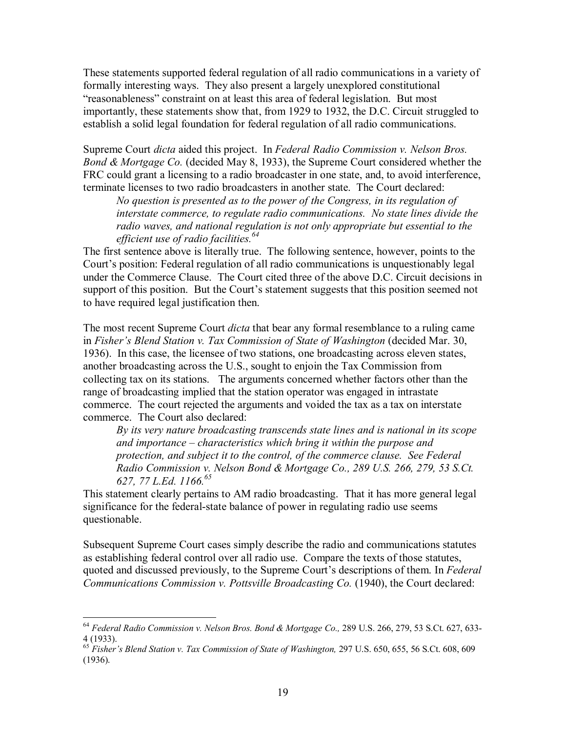These statements supported federal regulation of all radio communications in a variety of formally interesting ways. They also present a largely unexplored constitutional "reasonableness" constraint on at least this area of federal legislation. But most importantly, these statements show that, from 1929 to 1932, the D.C. Circuit struggled to establish a solid legal foundation for federal regulation of all radio communications.

Supreme Court *dicta* aided this project. In *Federal Radio Commission v. Nelson Bros. Bond & Mortgage Co.* (decided May 8, 1933), the Supreme Court considered whether the FRC could grant a licensing to a radio broadcaster in one state, and, to avoid interference, terminate licenses to two radio broadcasters in another state. The Court declared:

> *No question is presented as to the power of the Congress, in its regulation of interstate commerce, to regulate radio communications. No state lines divide the radio waves, and national regulation is not only appropriate but essential to the efficient use of radio facilities.*[64]

The first sentence above is literally true. The following sentence, however, points to the Court's position: Federal regulation of all radio communications is unquestionably legal under the Commerce Clause. The Court cited three of the above D.C. Circuit decisions in support of this position. But the Court's statement suggests that this position seemed not to have required legal justification then.

The most recent Supreme Court *dicta* that bear any formal resemblance to a ruling came in *Fisher's Blend Station v. Tax Commission of State of Washington* (decided Mar. 30, 1936). In this case, the licensee of two stations, one broadcasting across eleven states, another broadcasting across the U.S., sought to enjoin the Tax Commission from collecting tax on its stations. The arguments concerned whether factors other than the range of broadcasting implied that the station operator was engaged in intrastate commerce. The court rejected the arguments and voided the tax as a tax on interstate commerce. The Court also declared:

> *By its very nature broadcasting transcends state lines and is national in its scope and importance – characteristics which bring it within the purpose and protection, and subject it to the control, of the commerce clause. See Federal Radio Commission v. Nelson Bond & Mortgage Co., 289 U.S. 266, 279, 53 S.Ct. 627, 77 L.Ed. 1166.*[65]

This statement clearly pertains to AM radio broadcasting. That it has more general legal significance for the federal-state balance of power in regulating radio use seems questionable.

Subsequent Supreme Court cases simply describe the radio and communications statutes as establishing federal control over all radio use. Compare the texts of those statutes, quoted and discussed previously, to the Supreme Court's descriptions of them. In *Federal Communications Commission v. Pottsville Broadcasting Co.* (1940), the Court declared:

---

[64] *Federal Radio Commission v. Nelson Bros. Bond & Mortgage Co.,* 289 U.S. 266, 279, 53 S.Ct. 627, 633-4 (1933).

[65] *Fisher's Blend Station v. Tax Commission of State of Washington,* 297 U.S. 650, 655, 56 S.Ct. 608, 609 (1936).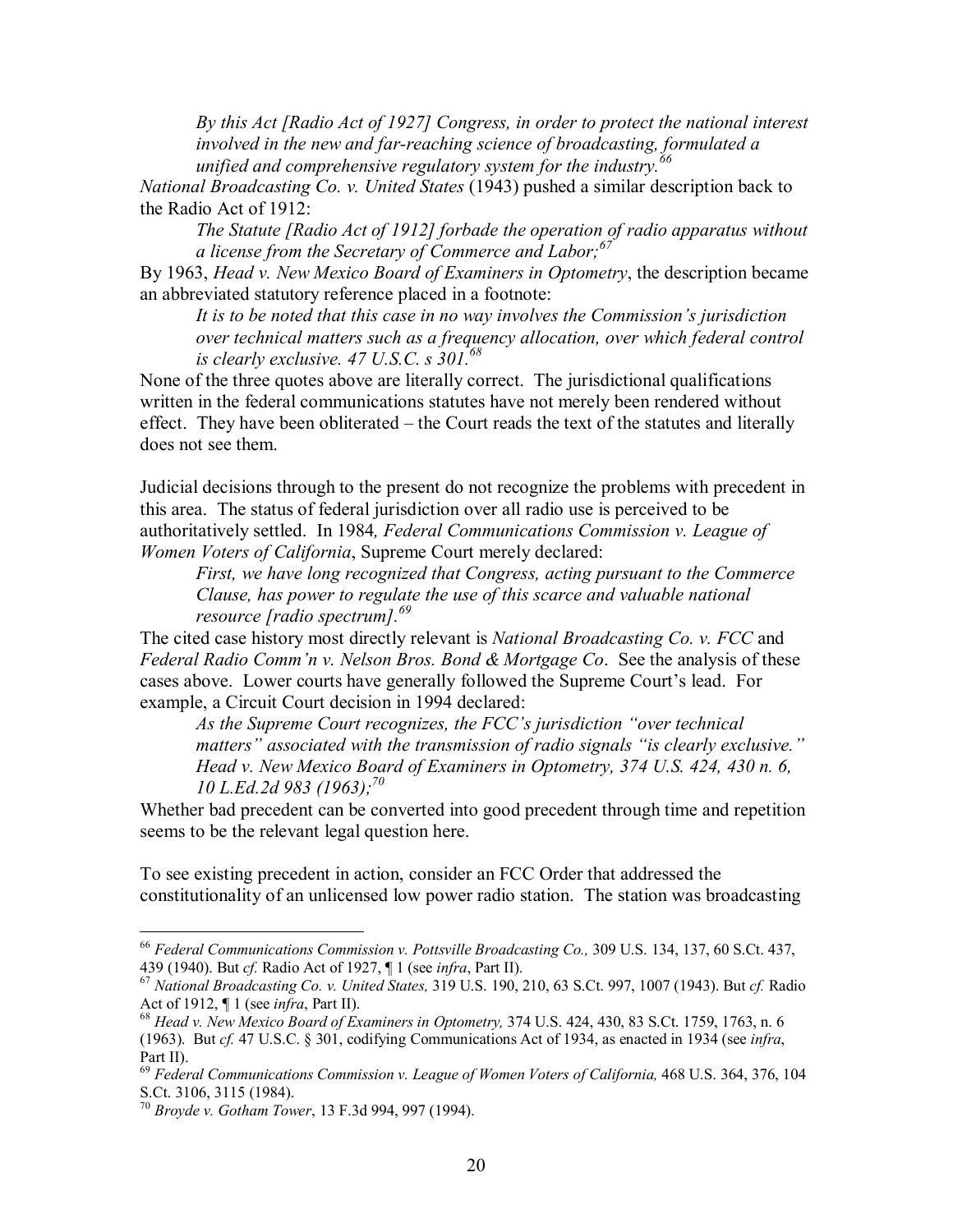> *By this Act [Radio Act of 1927] Congress, in order to protect the national interest involved in the new and far-reaching science of broadcasting, formulated a unified and comprehensive regulatory system for the industry.*[66]

*National Broadcasting Co. v. United States* (1943) pushed a similar description back to the Radio Act of 1912:

> *The Statute [Radio Act of 1912] forbade the operation of radio apparatus without a license from the Secretary of Commerce and Labor;*[67]

By 1963, *Head v. New Mexico Board of Examiners in Optometry*, the description became an abbreviated statutory reference placed in a footnote:

> *It is to be noted that this case in no way involves the Commission's jurisdiction over technical matters such as a frequency allocation, over which federal control is clearly exclusive. 47 U.S.C. s 301.*[68]

None of the three quotes above are literally correct. The jurisdictional qualifications written in the federal communications statutes have not merely been rendered without effect. They have been obliterated – the Court reads the text of the statutes and literally does not see them.

Judicial decisions through to the present do not recognize the problems with precedent in this area. The status of federal jurisdiction over all radio use is perceived to be authoritatively settled. In 1984, *Federal Communications Commission v. League of Women Voters of California*, Supreme Court merely declared:

> *First, we have long recognized that Congress, acting pursuant to the Commerce Clause, has power to regulate the use of this scarce and valuable national resource [radio spectrum].*[69]

The cited case history most directly relevant is *National Broadcasting Co. v. FCC* and *Federal Radio Comm'n v. Nelson Bros. Bond & Mortgage Co*. See the analysis of these cases above. Lower courts have generally followed the Supreme Court's lead. For example, a Circuit Court decision in 1994 declared:

> *As the Supreme Court recognizes, the FCC's jurisdiction "over technical matters" associated with the transmission of radio signals "is clearly exclusive." Head v. New Mexico Board of Examiners in Optometry, 374 U.S. 424, 430 n. 6, 10 L.Ed.2d 983 (1963);*[70]

Whether bad precedent can be converted into good precedent through time and repetition seems to be the relevant legal question here.

To see existing precedent in action, consider an FCC Order that addressed the constitutionality of an unlicensed low power radio station. The station was broadcasting

---

[66] *Federal Communications Commission v. Pottsville Broadcasting Co.,* 309 U.S. 134, 137, 60 S.Ct. 437, 439 (1940). But *cf.* Radio Act of 1927, ¶ 1 (see *infra*, Part II).

[67] *National Broadcasting Co. v. United States,* 319 U.S. 190, 210, 63 S.Ct. 997, 1007 (1943). But *cf.* Radio Act of 1912, ¶ 1 (see *infra*, Part II).

[68] *Head v. New Mexico Board of Examiners in Optometry,* 374 U.S. 424, 430, 83 S.Ct. 1759, 1763, n. 6 (1963). But *cf.* 47 U.S.C. § 301, codifying Communications Act of 1934, as enacted in 1934 (see *infra*, Part II).

[69] *Federal Communications Commission v. League of Women Voters of California,* 468 U.S. 364, 376, 104 S.Ct. 3106, 3115 (1984).

[70] *Broyde v. Gotham Tower*, 13 F.3d 994, 997 (1994).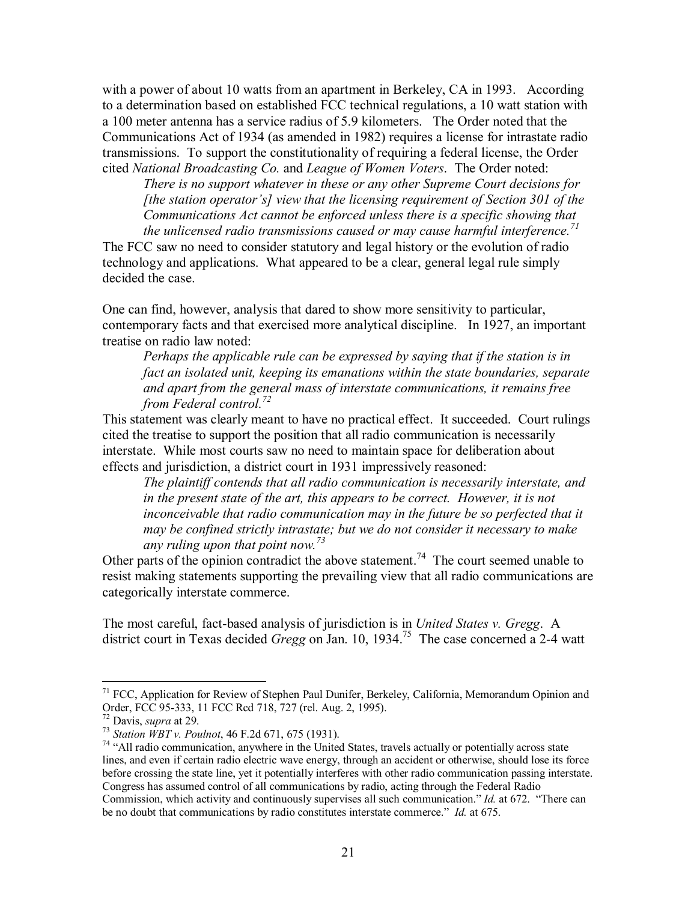with a power of about 10 watts from an apartment in Berkeley, CA in 1993. According to a determination based on established FCC technical regulations, a 10 watt station with a 100 meter antenna has a service radius of 5.9 kilometers. The Order noted that the Communications Act of 1934 (as amended in 1982) requires a license for intrastate radio transmissions. To support the constitutionality of requiring a federal license, the Order cited *National Broadcasting Co.* and *League of Women Voters*. The Order noted:

> *There is no support whatever in these or any other Supreme Court decisions for [the station operator's] view that the licensing requirement of Section 301 of the Communications Act cannot be enforced unless there is a specific showing that the unlicensed radio transmissions caused or may cause harmful interference.*[71]

The FCC saw no need to consider statutory and legal history or the evolution of radio technology and applications. What appeared to be a clear, general legal rule simply decided the case.

One can find, however, analysis that dared to show more sensitivity to particular, contemporary facts and that exercised more analytical discipline. In 1927, an important treatise on radio law noted:

> *Perhaps the applicable rule can be expressed by saying that if the station is in fact an isolated unit, keeping its emanations within the state boundaries, separate and apart from the general mass of interstate communications, it remains free from Federal control.*[72]

This statement was clearly meant to have no practical effect. It succeeded. Court rulings cited the treatise to support the position that all radio communication is necessarily interstate. While most courts saw no need to maintain space for deliberation about effects and jurisdiction, a district court in 1931 impressively reasoned:

> *The plaintiff contends that all radio communication is necessarily interstate, and in the present state of the art, this appears to be correct. However, it is not inconceivable that radio communication may in the future be so perfected that it may be confined strictly intrastate; but we do not consider it necessary to make any ruling upon that point now.*[73]

Other parts of the opinion contradict the above statement.[74] The court seemed unable to resist making statements supporting the prevailing view that all radio communications are categorically interstate commerce.

The most careful, fact-based analysis of jurisdiction is in *United States v. Gregg*. A district court in Texas decided *Gregg* on Jan. 10, 1934.[75] The case concerned a 2-4 watt

---

[71] FCC, Application for Review of Stephen Paul Dunifer, Berkeley, California, Memorandum Opinion and Order, FCC 95-333, 11 FCC Rcd 718, 727 (rel. Aug. 2, 1995).

[72] Davis, *supra* at 29.

[73] *Station WBT v. Poulnot*, 46 F.2d 671, 675 (1931).

[74] "All radio communication, anywhere in the United States, travels actually or potentially across state lines, and even if certain radio electric wave energy, through an accident or otherwise, should lose its force before crossing the state line, yet it potentially interferes with other radio communication passing interstate. Congress has assumed control of all communications by radio, acting through the Federal Radio Commission, which activity and continuously supervises all such communication." *Id.* at 672. "There can be no doubt that communications by radio constitutes interstate commerce." *Id.* at 675.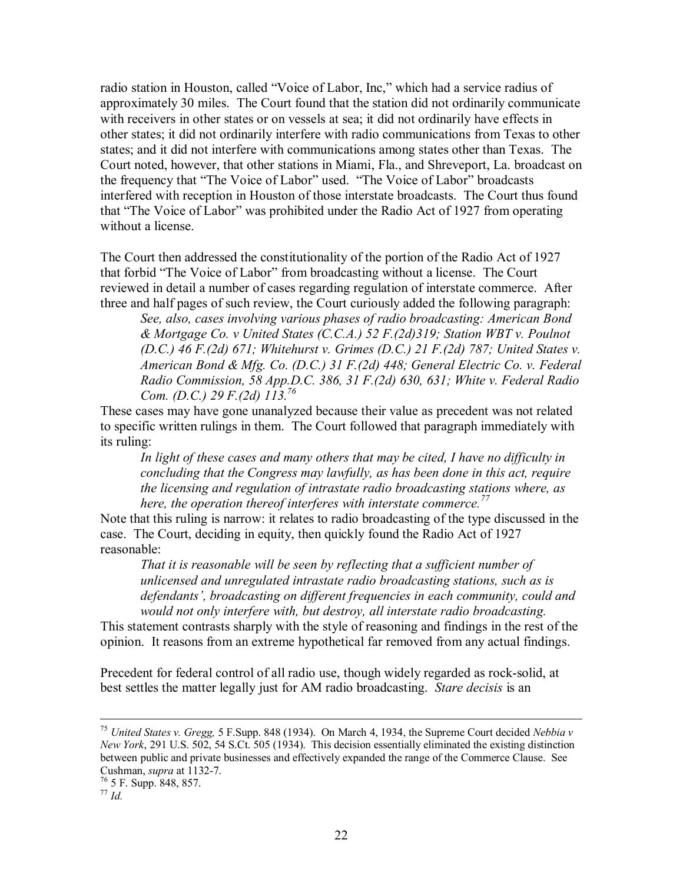radio station in Houston, called "Voice of Labor, Inc," which had a service radius of approximately 30 miles. The Court found that the station did not ordinarily communicate with receivers in other states or on vessels at sea; it did not ordinarily have effects in other states; it did not ordinarily interfere with radio communications from Texas to other states; and it did not interfere with communications among states other than Texas. The Court noted, however, that other stations in Miami, Fla., and Shreveport, La. broadcast on the frequency that "The Voice of Labor" used. "The Voice of Labor" broadcasts interfered with reception in Houston of those interstate broadcasts. The Court thus found that "The Voice of Labor" was prohibited under the Radio Act of 1927 from operating without a license.

The Court then addressed the constitutionality of the portion of the Radio Act of 1927 that forbid "The Voice of Labor" from broadcasting without a license. The Court reviewed in detail a number of cases regarding regulation of interstate commerce. After three and half pages of such review, the Court curiously added the following paragraph:

> *See, also, cases involving various phases of radio broadcasting: American Bond & Mortgage Co. v United States (C.C.A.) 52 F.(2d)319; Station WBT v. Poulnot (D.C.) 46 F.(2d) 671; Whitehurst v. Grimes (D.C.) 21 F.(2d) 787; United States v. American Bond & Mfg. Co. (D.C.) 31 F.(2d) 448; General Electric Co. v. Federal Radio Commission, 58 App.D.C. 386, 31 F.(2d) 630, 631; White v. Federal Radio Com. (D.C.) 29 F.(2d) 113.*[76]

These cases may have gone unanalyzed because their value as precedent was not related to specific written rulings in them. The Court followed that paragraph immediately with its ruling:

> *In light of these cases and many others that may be cited, I have no difficulty in concluding that the Congress may lawfully, as has been done in this act, require the licensing and regulation of intrastate radio broadcasting stations where, as here, the operation thereof interferes with interstate commerce.*[77]

Note that this ruling is narrow: it relates to radio broadcasting of the type discussed in the case. The Court, deciding in equity, then quickly found the Radio Act of 1927 reasonable:

> *That it is reasonable will be seen by reflecting that a sufficient number of unlicensed and unregulated intrastate radio broadcasting stations, such as is defendants', broadcasting on different frequencies in each community, could and would not only interfere with, but destroy, all interstate radio broadcasting.*

This statement contrasts sharply with the style of reasoning and findings in the rest of the opinion. It reasons from an extreme hypothetical far removed from any actual findings.

Precedent for federal control of all radio use, though widely regarded as rock-solid, at best settles the matter legally just for AM radio broadcasting. *Stare decisis* is an

---

[75] *United States v. Gregg,* 5 F.Supp. 848 (1934). On March 4, 1934, the Supreme Court decided *Nebbia v New York*, 291 U.S. 502, 54 S.Ct. 505 (1934). This decision essentially eliminated the existing distinction between public and private businesses and effectively expanded the range of the Commerce Clause. See Cushman, *supra* at 1132-7.

[76] 5 F. Supp. 848, 857.

[77] *Id.*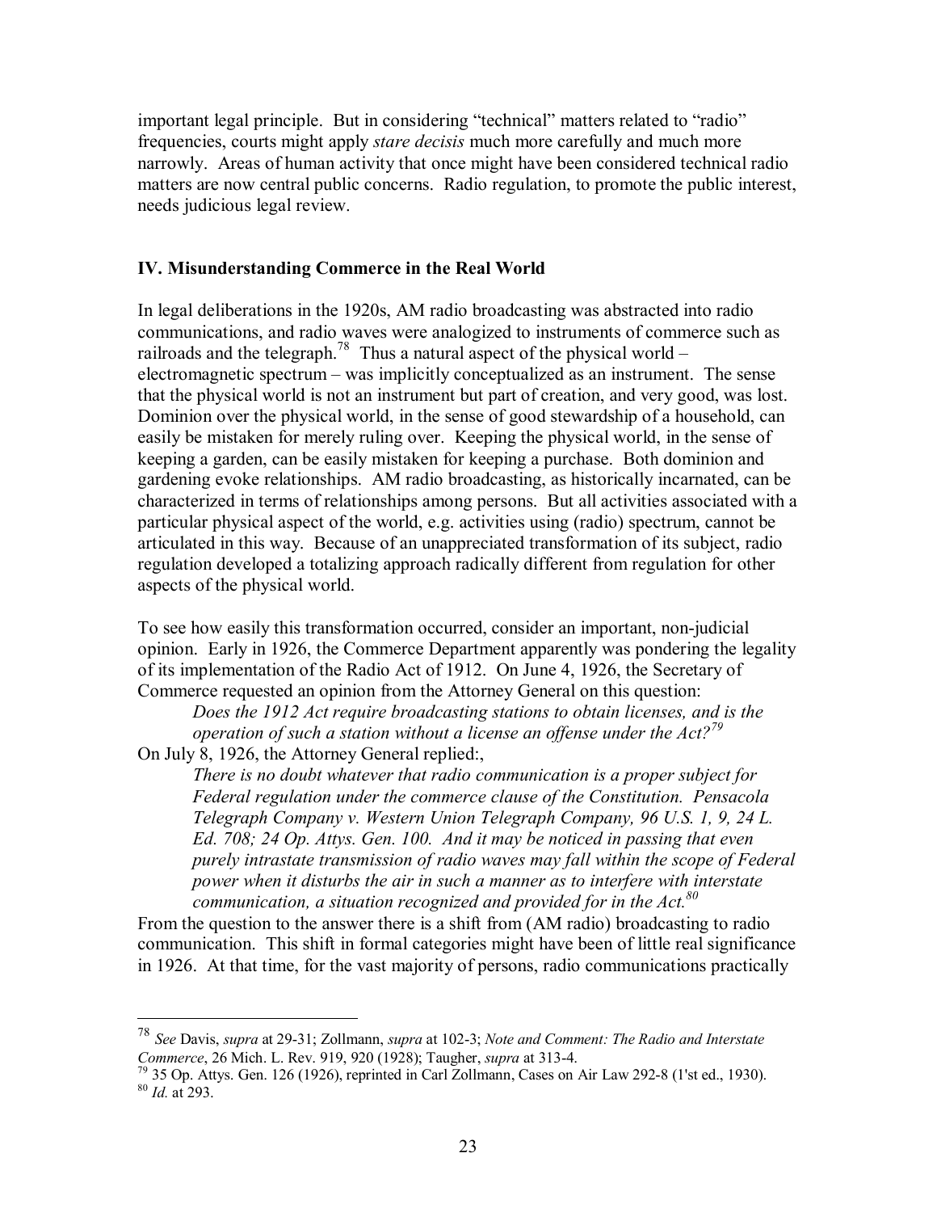important legal principle. But in considering "technical" matters related to "radio" frequencies, courts might apply *stare decisis* much more carefully and much more narrowly. Areas of human activity that once might have been considered technical radio matters are now central public concerns. Radio regulation, to promote the public interest, needs judicious legal review.

## IV. Misunderstanding Commerce in the Real World

In legal deliberations in the 1920s, AM radio broadcasting was abstracted into radio communications, and radio waves were analogized to instruments of commerce such as railroads and the telegraph.[78] Thus a natural aspect of the physical world – electromagnetic spectrum – was implicitly conceptualized as an instrument. The sense that the physical world is not an instrument but part of creation, and very good, was lost. Dominion over the physical world, in the sense of good stewardship of a household, can easily be mistaken for merely ruling over. Keeping the physical world, in the sense of keeping a garden, can be easily mistaken for keeping a purchase. Both dominion and gardening evoke relationships. AM radio broadcasting, as historically incarnated, can be characterized in terms of relationships among persons. But all activities associated with a particular physical aspect of the world, e.g. activities using (radio) spectrum, cannot be articulated in this way. Because of an unappreciated transformation of its subject, radio regulation developed a totalizing approach radically different from regulation for other aspects of the physical world.

To see how easily this transformation occurred, consider an important, non-judicial opinion. Early in 1926, the Commerce Department apparently was pondering the legality of its implementation of the Radio Act of 1912. On June 4, 1926, the Secretary of Commerce requested an opinion from the Attorney General on this question:

> *Does the 1912 Act require broadcasting stations to obtain licenses, and is the operation of such a station without a license an offense under the Act?*[79]

On July 8, 1926, the Attorney General replied:,

> *There is no doubt whatever that radio communication is a proper subject for Federal regulation under the commerce clause of the Constitution. Pensacola Telegraph Company v. Western Union Telegraph Company, 96 U.S. 1, 9, 24 L. Ed. 708; 24 Op. Attys. Gen. 100. And it may be noticed in passing that even purely intrastate transmission of radio waves may fall within the scope of Federal power when it disturbs the air in such a manner as to interfere with interstate communication, a situation recognized and provided for in the Act.*[80]

From the question to the answer there is a shift from (AM radio) broadcasting to radio communication. This shift in formal categories might have been of little real significance in 1926. At that time, for the vast majority of persons, radio communications practically

---

[78] *See* Davis, *supra* at 29-31; Zollmann, *supra* at 102-3; *Note and Comment: The Radio and Interstate Commerce*, 26 Mich. L. Rev. 919, 920 (1928); Taugher, *supra* at 313-4.

[79] 35 Op. Attys. Gen. 126 (1926), reprinted in Carl Zollmann, Cases on Air Law 292-8 (1'st ed., 1930).

[80] *Id.* at 293.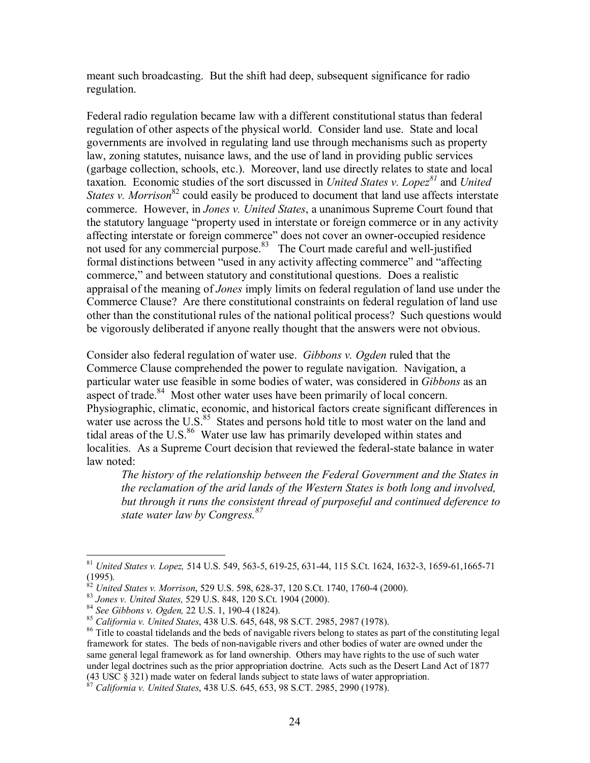meant such broadcasting. But the shift had deep, subsequent significance for radio regulation.

Federal radio regulation became law with a different constitutional status than federal regulation of other aspects of the physical world. Consider land use. State and local governments are involved in regulating land use through mechanisms such as property law, zoning statutes, nuisance laws, and the use of land in providing public services (garbage collection, schools, etc.). Moreover, land use directly relates to state and local taxation. Economic studies of the sort discussed in *United States v. Lopez*[81] and *United States v. Morrison*[82] could easily be produced to document that land use affects interstate commerce. However, in *Jones v. United States*, a unanimous Supreme Court found that the statutory language "property used in interstate or foreign commerce or in any activity affecting interstate or foreign commerce" does not cover an owner-occupied residence not used for any commercial purpose.[83] The Court made careful and well-justified formal distinctions between "used in any activity affecting commerce" and "affecting commerce," and between statutory and constitutional questions. Does a realistic appraisal of the meaning of *Jones* imply limits on federal regulation of land use under the Commerce Clause? Are there constitutional constraints on federal regulation of land use other than the constitutional rules of the national political process? Such questions would be vigorously deliberated if anyone really thought that the answers were not obvious.

Consider also federal regulation of water use. *Gibbons v. Ogden* ruled that the Commerce Clause comprehended the power to regulate navigation. Navigation, a particular water use feasible in some bodies of water, was considered in *Gibbons* as an aspect of trade.[84] Most other water uses have been primarily of local concern. Physiographic, climatic, economic, and historical factors create significant differences in water use across the U.S.[85] States and persons hold title to most water on the land and tidal areas of the U.S.[86] Water use law has primarily developed within states and localities. As a Supreme Court decision that reviewed the federal-state balance in water law noted:

> *The history of the relationship between the Federal Government and the States in the reclamation of the arid lands of the Western States is both long and involved, but through it runs the consistent thread of purposeful and continued deference to state water law by Congress.*[87]

---

[81] *United States v. Lopez,* 514 U.S. 549, 563-5, 619-25, 631-44, 115 S.Ct. 1624, 1632-3, 1659-61,1665-71 (1995).

[82] *United States v. Morrison*, 529 U.S. 598, 628-37, 120 S.Ct. 1740, 1760-4 (2000).

[83] *Jones v. United States,* 529 U.S. 848, 120 S.Ct. 1904 (2000).

[84] *See Gibbons v. Ogden,* 22 U.S. 1, 190-4 (1824).

[85] *California v. United States*, 438 U.S. 645, 648, 98 S.CT. 2985, 2987 (1978).

[86] Title to coastal tidelands and the beds of navigable rivers belong to states as part of the constituting legal framework for states. The beds of non-navigable rivers and other bodies of water are owned under the same general legal framework as for land ownership. Others may have rights to the use of such water under legal doctrines such as the prior appropriation doctrine. Acts such as the Desert Land Act of 1877 (43 USC § 321) made water on federal lands subject to state laws of water appropriation.

[87] *California v. United States*, 438 U.S. 645, 653, 98 S.CT. 2985, 2990 (1978).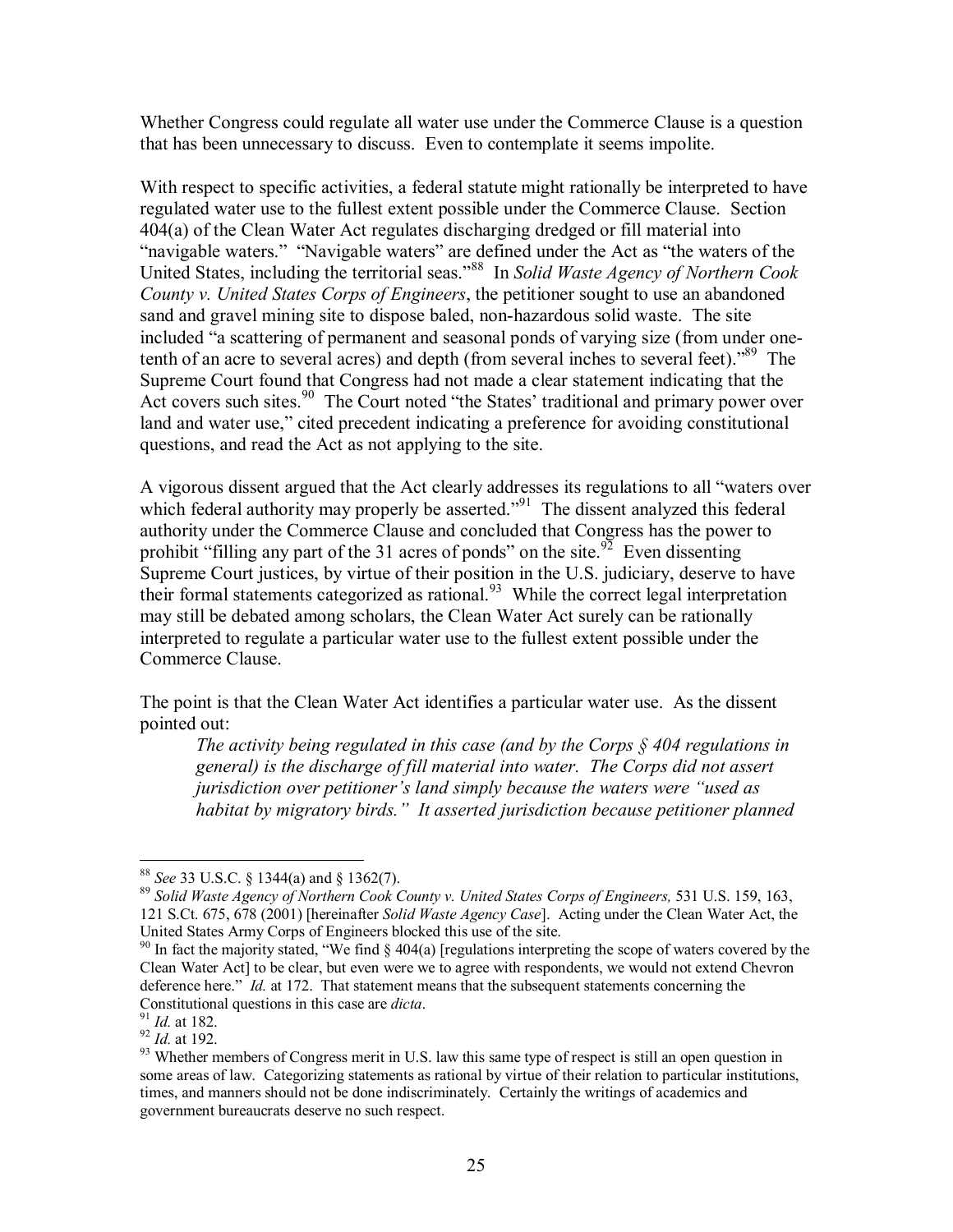Whether Congress could regulate all water use under the Commerce Clause is a question that has been unnecessary to discuss. Even to contemplate it seems impolite.

With respect to specific activities, a federal statute might rationally be interpreted to have regulated water use to the fullest extent possible under the Commerce Clause. Section 404(a) of the Clean Water Act regulates discharging dredged or fill material into "navigable waters." "Navigable waters" are defined under the Act as "the waters of the United States, including the territorial seas."[88] In *Solid Waste Agency of Northern Cook County v. United States Corps of Engineers*, the petitioner sought to use an abandoned sand and gravel mining site to dispose baled, non-hazardous solid waste. The site included "a scattering of permanent and seasonal ponds of varying size (from under one-tenth of an acre to several acres) and depth (from several inches to several feet)."[89] The Supreme Court found that Congress had not made a clear statement indicating that the Act covers such sites.[90] The Court noted "the States' traditional and primary power over land and water use," cited precedent indicating a preference for avoiding constitutional questions, and read the Act as not applying to the site.

A vigorous dissent argued that the Act clearly addresses its regulations to all "waters over which federal authority may properly be asserted."[91] The dissent analyzed this federal authority under the Commerce Clause and concluded that Congress has the power to prohibit "filling any part of the 31 acres of ponds" on the site.[92] Even dissenting Supreme Court justices, by virtue of their position in the U.S. judiciary, deserve to have their formal statements categorized as rational.[93] While the correct legal interpretation may still be debated among scholars, the Clean Water Act surely can be rationally interpreted to regulate a particular water use to the fullest extent possible under the Commerce Clause.

The point is that the Clean Water Act identifies a particular water use. As the dissent pointed out:

> *The activity being regulated in this case (and by the Corps § 404 regulations in general) is the discharge of fill material into water. The Corps did not assert jurisdiction over petitioner's land simply because the waters were "used as habitat by migratory birds." It asserted jurisdiction because petitioner planned*

---

[88] *See* 33 U.S.C. § 1344(a) and § 1362(7).

[89] *Solid Waste Agency of Northern Cook County v. United States Corps of Engineers,* 531 U.S. 159, 163, 121 S.Ct. 675, 678 (2001) [hereinafter *Solid Waste Agency Case*]. Acting under the Clean Water Act, the United States Army Corps of Engineers blocked this use of the site.

[90] In fact the majority stated, "We find § 404(a) [regulations interpreting the scope of waters covered by the Clean Water Act] to be clear, but even were we to agree with respondents, we would not extend Chevron deference here." *Id.* at 172. That statement means that the subsequent statements concerning the Constitutional questions in this case are *dicta*.

[91] *Id.* at 182.

[92] *Id.* at 192.

[93] Whether members of Congress merit in U.S. law this same type of respect is still an open question in some areas of law. Categorizing statements as rational by virtue of their relation to particular institutions, times, and manners should not be done indiscriminately. Certainly the writings of academics and government bureaucrats deserve no such respect.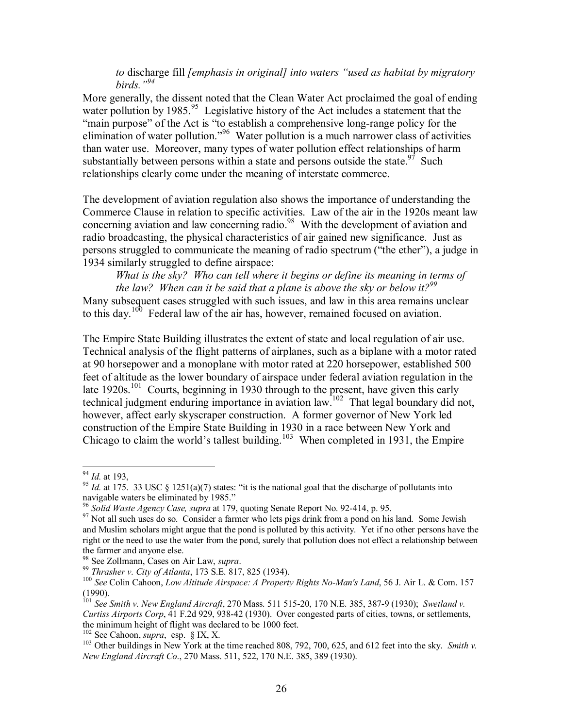> *to* discharge fill *[emphasis in original] into waters "used as habitat by migratory birds."*[94]

More generally, the dissent noted that the Clean Water Act proclaimed the goal of ending water pollution by 1985.[95] Legislative history of the Act includes a statement that the "main purpose" of the Act is "to establish a comprehensive long-range policy for the elimination of water pollution."[96] Water pollution is a much narrower class of activities than water use. Moreover, many types of water pollution effect relationships of harm substantially between persons within a state and persons outside the state.[97] Such relationships clearly come under the meaning of interstate commerce.

The development of aviation regulation also shows the importance of understanding the Commerce Clause in relation to specific activities. Law of the air in the 1920s meant law concerning aviation and law concerning radio.[98] With the development of aviation and radio broadcasting, the physical characteristics of air gained new significance. Just as persons struggled to communicate the meaning of radio spectrum ("the ether"), a judge in 1934 similarly struggled to define airspace:

> *What is the sky? Who can tell where it begins or define its meaning in terms of the law? When can it be said that a plane is above the sky or below it?*[99]

Many subsequent cases struggled with such issues, and law in this area remains unclear to this day.[100] Federal law of the air has, however, remained focused on aviation.

The Empire State Building illustrates the extent of state and local regulation of air use. Technical analysis of the flight patterns of airplanes, such as a biplane with a motor rated at 90 horsepower and a monoplane with motor rated at 220 horsepower, established 500 feet of altitude as the lower boundary of airspace under federal aviation regulation in the late 1920s.[101] Courts, beginning in 1930 through to the present, have given this early technical judgment enduring importance in aviation law.[102] That legal boundary did not, however, affect early skyscraper construction. A former governor of New York led construction of the Empire State Building in 1930 in a race between New York and Chicago to claim the world's tallest building.[103] When completed in 1931, the Empire

---

[94] *Id.* at 193,

[95] *Id.* at 175. 33 USC § 1251(a)(7) states: "it is the national goal that the discharge of pollutants into navigable waters be eliminated by 1985."

[96] *Solid Waste Agency Case, supra* at 179, quoting Senate Report No. 92-414, p. 95.

[97] Not all such uses do so. Consider a farmer who lets pigs drink from a pond on his land. Some Jewish and Muslim scholars might argue that the pond is polluted by this activity. Yet if no other persons have the right or the need to use the water from the pond, surely that pollution does not effect a relationship between the farmer and anyone else.

[98] See Zollmann, Cases on Air Law, *supra*.

[99] *Thrasher v. City of Atlanta*, 173 S.E. 817, 825 (1934).

[100] *See* Colin Cahoon, *Low Altitude Airspace: A Property Rights No-Man's Land*, 56 J. Air L. & Com. 157 (1990).

[101] *See Smith v. New England Aircraft*, 270 Mass. 511 515-20, 170 N.E. 385, 387-9 (1930); *Swetland v. Curtiss Airports Corp*, 41 F.2d 929, 938-42 (1930). Over congested parts of cities, towns, or settlements, the minimum height of flight was declared to be 1000 feet.

[102] See Cahoon, *supra*, esp. § IX, X.

[103] Other buildings in New York at the time reached 808, 792, 700, 625, and 612 feet into the sky. *Smith v. New England Aircraft Co*., 270 Mass. 511, 522, 170 N.E. 385, 389 (1930).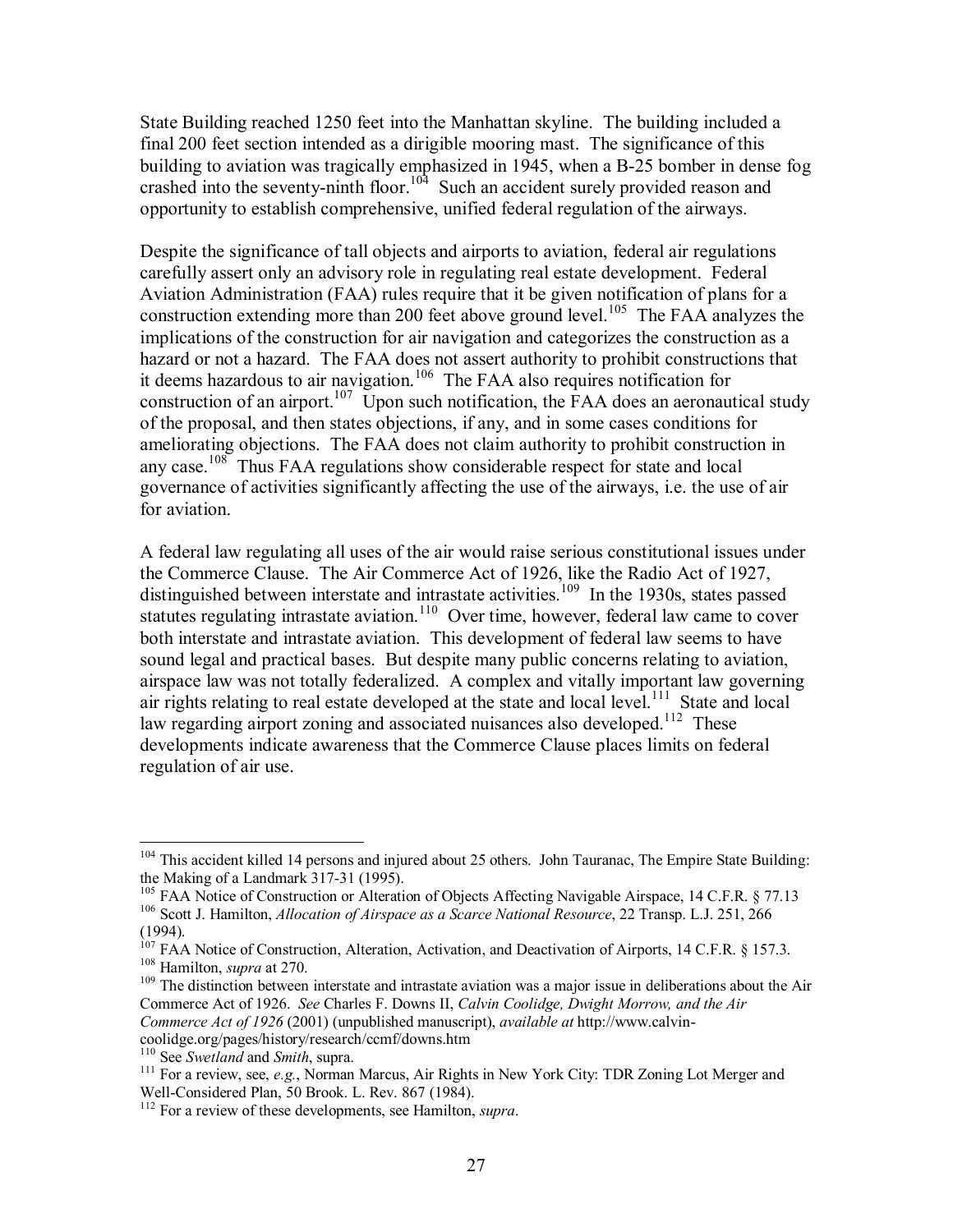State Building reached 1250 feet into the Manhattan skyline. The building included a final 200 feet section intended as a dirigible mooring mast. The significance of this building to aviation was tragically emphasized in 1945, when a B-25 bomber in dense fog crashed into the seventy-ninth floor.[104] Such an accident surely provided reason and opportunity to establish comprehensive, unified federal regulation of the airways.

Despite the significance of tall objects and airports to aviation, federal air regulations carefully assert only an advisory role in regulating real estate development. Federal Aviation Administration (FAA) rules require that it be given notification of plans for a construction extending more than 200 feet above ground level.[105] The FAA analyzes the implications of the construction for air navigation and categorizes the construction as a hazard or not a hazard. The FAA does not assert authority to prohibit constructions that it deems hazardous to air navigation.[106] The FAA also requires notification for construction of an airport.[107] Upon such notification, the FAA does an aeronautical study of the proposal, and then states objections, if any, and in some cases conditions for ameliorating objections. The FAA does not claim authority to prohibit construction in any case.[108] Thus FAA regulations show considerable respect for state and local governance of activities significantly affecting the use of the airways, i.e. the use of air for aviation.

A federal law regulating all uses of the air would raise serious constitutional issues under the Commerce Clause. The Air Commerce Act of 1926, like the Radio Act of 1927, distinguished between interstate and intrastate activities.[109] In the 1930s, states passed statutes regulating intrastate aviation.[110] Over time, however, federal law came to cover both interstate and intrastate aviation. This development of federal law seems to have sound legal and practical bases. But despite many public concerns relating to aviation, airspace law was not totally federalized. A complex and vitally important law governing air rights relating to real estate developed at the state and local level.[111] State and local law regarding airport zoning and associated nuisances also developed.[112] These developments indicate awareness that the Commerce Clause places limits on federal regulation of air use.

---

[104] This accident killed 14 persons and injured about 25 others. John Tauranac, The Empire State Building: the Making of a Landmark 317-31 (1995).

[105] FAA Notice of Construction or Alteration of Objects Affecting Navigable Airspace, 14 C.F.R. § 77.13

[106] Scott J. Hamilton, *Allocation of Airspace as a Scarce National Resource*, 22 Transp. L.J. 251, 266 (1994).

[107] FAA Notice of Construction, Alteration, Activation, and Deactivation of Airports, 14 C.F.R. § 157.3.

[108] Hamilton, *supra* at 270.

[109] The distinction between interstate and intrastate aviation was a major issue in deliberations about the Air Commerce Act of 1926. *See* Charles F. Downs II, *Calvin Coolidge, Dwight Morrow, and the Air Commerce Act of 1926* (2001) (unpublished manuscript), *available at* http://www.calvin-coolidge.org/pages/history/research/ccmf/downs.htm

[110] See *Swetland* and *Smith*, supra.

[111] For a review, see, *e.g.*, Norman Marcus, Air Rights in New York City: TDR Zoning Lot Merger and Well-Considered Plan, 50 Brook. L. Rev. 867 (1984).

[112] For a review of these developments, see Hamilton, *supra*.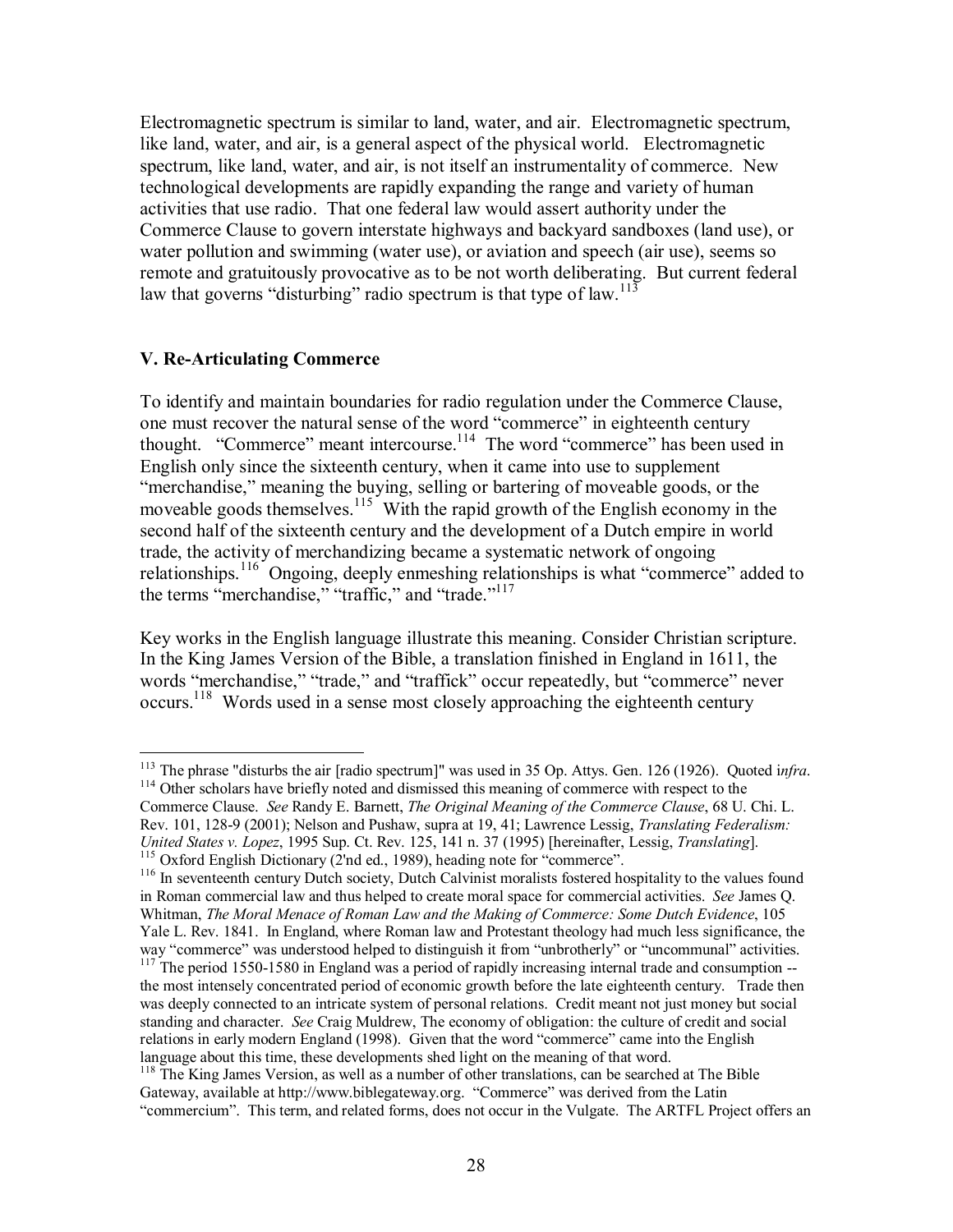Electromagnetic spectrum is similar to land, water, and air. Electromagnetic spectrum, like land, water, and air, is a general aspect of the physical world. Electromagnetic spectrum, like land, water, and air, is not itself an instrumentality of commerce. New technological developments are rapidly expanding the range and variety of human activities that use radio. That one federal law would assert authority under the Commerce Clause to govern interstate highways and backyard sandboxes (land use), or water pollution and swimming (water use), or aviation and speech (air use), seems so remote and gratuitously provocative as to be not worth deliberating. But current federal law that governs "disturbing" radio spectrum is that type of law.[113]

### V. Re-Articulating Commerce

To identify and maintain boundaries for radio regulation under the Commerce Clause, one must recover the natural sense of the word "commerce" in eighteenth century thought. "Commerce" meant intercourse.[114] The word "commerce" has been used in English only since the sixteenth century, when it came into use to supplement "merchandise," meaning the buying, selling or bartering of moveable goods, or the moveable goods themselves.[115] With the rapid growth of the English economy in the second half of the sixteenth century and the development of a Dutch empire in world trade, the activity of merchandizing became a systematic network of ongoing relationships.[116] Ongoing, deeply enmeshing relationships is what "commerce" added to the terms "merchandise," "traffic," and "trade."[117]

Key works in the English language illustrate this meaning. Consider Christian scripture. In the King James Version of the Bible, a translation finished in England in 1611, the words "merchandise," "trade," and "traffick" occur repeatedly, but "commerce" never occurs.[118] Words used in a sense most closely approaching the eighteenth century

---

[113] The phrase "disturbs the air [radio spectrum]" was used in 35 Op. Attys. Gen. 126 (1926). Quoted i*nfra*.

[114] Other scholars have briefly noted and dismissed this meaning of commerce with respect to the Commerce Clause. *See* Randy E. Barnett, *The Original Meaning of the Commerce Clause*, 68 U. Chi. L. Rev. 101, 128-9 (2001); Nelson and Pushaw, supra at 19, 41; Lawrence Lessig, *Translating Federalism: United States v. Lopez*, 1995 Sup. Ct. Rev. 125, 141 n. 37 (1995) [hereinafter, Lessig, *Translating*].

[115] Oxford English Dictionary (2'nd ed., 1989), heading note for "commerce".

[116] In seventeenth century Dutch society, Dutch Calvinist moralists fostered hospitality to the values found in Roman commercial law and thus helped to create moral space for commercial activities. *See* James Q. Whitman, *The Moral Menace of Roman Law and the Making of Commerce: Some Dutch Evidence*, 105 Yale L. Rev. 1841. In England, where Roman law and Protestant theology had much less significance, the way "commerce" was understood helped to distinguish it from "unbrotherly" or "uncommunal" activities.

[117] The period 1550-1580 in England was a period of rapidly increasing internal trade and consumption -- the most intensely concentrated period of economic growth before the late eighteenth century. Trade then was deeply connected to an intricate system of personal relations. Credit meant not just money but social standing and character. *See* Craig Muldrew, The economy of obligation: the culture of credit and social relations in early modern England (1998). Given that the word "commerce" came into the English language about this time, these developments shed light on the meaning of that word.

[118] The King James Version, as well as a number of other translations, can be searched at The Bible Gateway, available at http://www.biblegateway.org. "Commerce" was derived from the Latin "commercium". This term, and related forms, does not occur in the Vulgate. The ARTFL Project offers an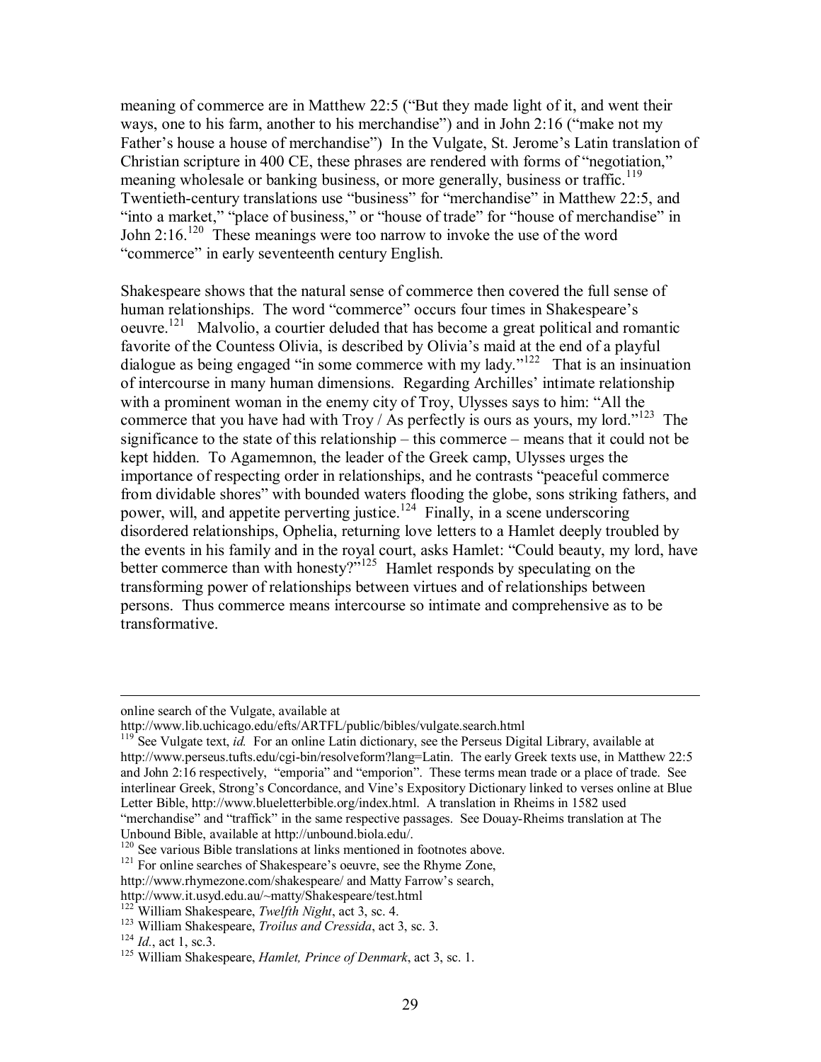meaning of commerce are in Matthew 22:5 ("But they made light of it, and went their ways, one to his farm, another to his merchandise") and in John 2:16 ("make not my Father's house a house of merchandise") In the Vulgate, St. Jerome's Latin translation of Christian scripture in 400 CE, these phrases are rendered with forms of "negotiation," meaning wholesale or banking business, or more generally, business or traffic.[119] Twentieth-century translations use "business" for "merchandise" in Matthew 22:5, and "into a market," "place of business," or "house of trade" for "house of merchandise" in John 2:16.[120] These meanings were too narrow to invoke the use of the word "commerce" in early seventeenth century English.

Shakespeare shows that the natural sense of commerce then covered the full sense of human relationships. The word "commerce" occurs four times in Shakespeare's oeuvre.[121] Malvolio, a courtier deluded that has become a great political and romantic favorite of the Countess Olivia, is described by Olivia's maid at the end of a playful dialogue as being engaged "in some commerce with my lady."[122] That is an insinuation of intercourse in many human dimensions. Regarding Archilles' intimate relationship with a prominent woman in the enemy city of Troy, Ulysses says to him: "All the commerce that you have had with Troy / As perfectly is ours as yours, my lord."[123] The significance to the state of this relationship – this commerce – means that it could not be kept hidden. To Agamemnon, the leader of the Greek camp, Ulysses urges the importance of respecting order in relationships, and he contrasts "peaceful commerce from dividable shores" with bounded waters flooding the globe, sons striking fathers, and power, will, and appetite perverting justice.[124] Finally, in a scene underscoring disordered relationships, Ophelia, returning love letters to a Hamlet deeply troubled by the events in his family and in the royal court, asks Hamlet: "Could beauty, my lord, have better commerce than with honesty?"[125] Hamlet responds by speculating on the transforming power of relationships between virtues and of relationships between persons. Thus commerce means intercourse so intimate and comprehensive as to be transformative.

---

online search of the Vulgate, available at
http://www.lib.uchicago.edu/efts/ARTFL/public/bibles/vulgate.search.html

[119] See Vulgate text, *id.* For an online Latin dictionary, see the Perseus Digital Library, available at http://www.perseus.tufts.edu/cgi-bin/resolveform?lang=Latin. The early Greek texts use, in Matthew 22:5 and John 2:16 respectively, "emporia" and "emporion". These terms mean trade or a place of trade. See interlinear Greek, Strong's Concordance, and Vine's Expository Dictionary linked to verses online at Blue Letter Bible, http://www.blueletterbible.org/index.html. A translation in Rheims in 1582 used "merchandise" and "traffick" in the same respective passages. See Douay-Rheims translation at The Unbound Bible, available at http://unbound.biola.edu/.

[120] See various Bible translations at links mentioned in footnotes above.

[121] For online searches of Shakespeare's oeuvre, see the Rhyme Zone, http://www.rhymezone.com/shakespeare/ and Matty Farrow's search, http://www.it.usyd.edu.au/~matty/Shakespeare/test.html

[122] William Shakespeare, *Twelfth Night*, act 3, sc. 4.

[123] William Shakespeare, *Troilus and Cressida*, act 3, sc. 3.

[124] *Id.*, act 1, sc.3.

[125] William Shakespeare, *Hamlet, Prince of Denmark*, act 3, sc. 1.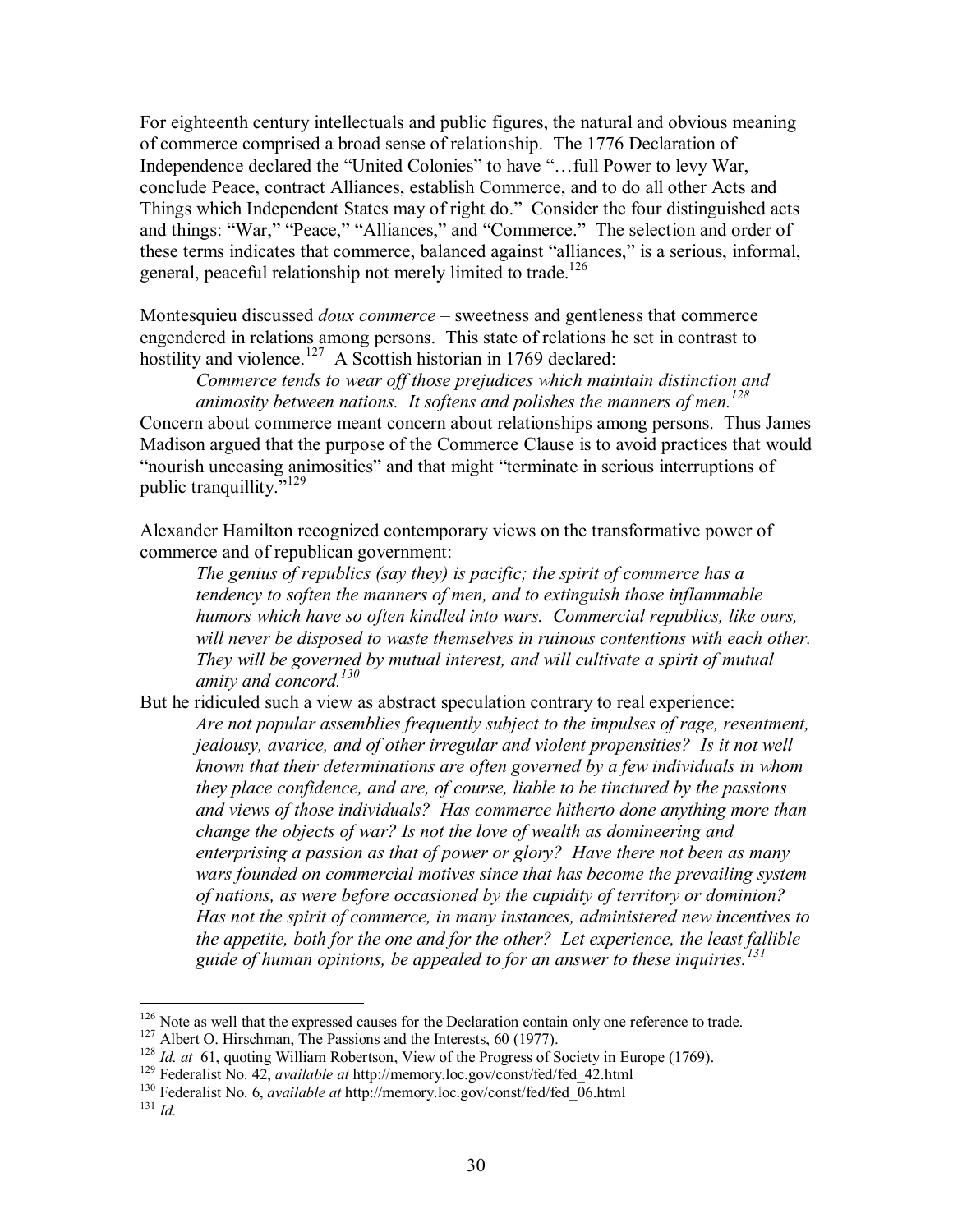For eighteenth century intellectuals and public figures, the natural and obvious meaning of commerce comprised a broad sense of relationship. The 1776 Declaration of Independence declared the "United Colonies" to have "…full Power to levy War, conclude Peace, contract Alliances, establish Commerce, and to do all other Acts and Things which Independent States may of right do." Consider the four distinguished acts and things: "War," "Peace," "Alliances," and "Commerce." The selection and order of these terms indicates that commerce, balanced against "alliances," is a serious, informal, general, peaceful relationship not merely limited to trade.[126]

Montesquieu discussed *doux commerce* – sweetness and gentleness that commerce engendered in relations among persons. This state of relations he set in contrast to hostility and violence.[127] A Scottish historian in 1769 declared:

> *Commerce tends to wear off those prejudices which maintain distinction and animosity between nations. It softens and polishes the manners of men.*[128]

Concern about commerce meant concern about relationships among persons. Thus James Madison argued that the purpose of the Commerce Clause is to avoid practices that would "nourish unceasing animosities" and that might "terminate in serious interruptions of public tranquillity."[129]

Alexander Hamilton recognized contemporary views on the transformative power of commerce and of republican government:

> *The genius of republics (say they) is pacific; the spirit of commerce has a tendency to soften the manners of men, and to extinguish those inflammable humors which have so often kindled into wars. Commercial republics, like ours, will never be disposed to waste themselves in ruinous contentions with each other. They will be governed by mutual interest, and will cultivate a spirit of mutual amity and concord.*[130]

But he ridiculed such a view as abstract speculation contrary to real experience:

> *Are not popular assemblies frequently subject to the impulses of rage, resentment, jealousy, avarice, and of other irregular and violent propensities? Is it not well known that their determinations are often governed by a few individuals in whom they place confidence, and are, of course, liable to be tinctured by the passions and views of those individuals? Has commerce hitherto done anything more than change the objects of war? Is not the love of wealth as domineering and enterprising a passion as that of power or glory? Have there not been as many wars founded on commercial motives since that has become the prevailing system of nations, as were before occasioned by the cupidity of territory or dominion? Has not the spirit of commerce, in many instances, administered new incentives to the appetite, both for the one and for the other? Let experience, the least fallible guide of human opinions, be appealed to for an answer to these inquiries.*[131]

---

[126] Note as well that the expressed causes for the Declaration contain only one reference to trade.

[127] Albert O. Hirschman, The Passions and the Interests, 60 (1977).

[128] *Id. at* 61, quoting William Robertson, View of the Progress of Society in Europe (1769).

[129] Federalist No. 42, *available at* http://memory.loc.gov/const/fed/fed_42.html

[130] Federalist No. 6, *available at* http://memory.loc.gov/const/fed/fed_06.html

[131] *Id.*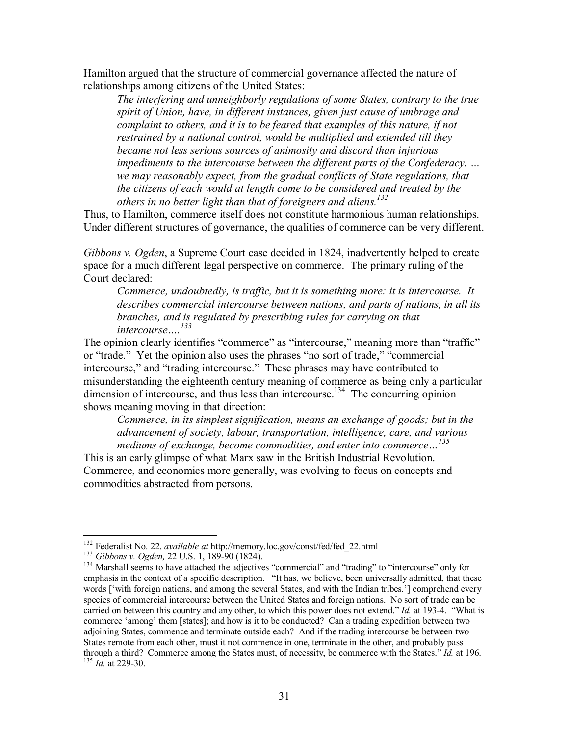Hamilton argued that the structure of commercial governance affected the nature of relationships among citizens of the United States:

> *The interfering and unneighborly regulations of some States, contrary to the true spirit of Union, have, in different instances, given just cause of umbrage and complaint to others, and it is to be feared that examples of this nature, if not restrained by a national control, would be multiplied and extended till they became not less serious sources of animosity and discord than injurious impediments to the intercourse between the different parts of the Confederacy. … we may reasonably expect, from the gradual conflicts of State regulations, that the citizens of each would at length come to be considered and treated by the others in no better light than that of foreigners and aliens.*[132]

Thus, to Hamilton, commerce itself does not constitute harmonious human relationships. Under different structures of governance, the qualities of commerce can be very different.

*Gibbons v. Ogden*, a Supreme Court case decided in 1824, inadvertently helped to create space for a much different legal perspective on commerce. The primary ruling of the Court declared:

> *Commerce, undoubtedly, is traffic, but it is something more: it is intercourse. It describes commercial intercourse between nations, and parts of nations, in all its branches, and is regulated by prescribing rules for carrying on that intercourse….*[133]

The opinion clearly identifies "commerce" as "intercourse," meaning more than "traffic" or "trade." Yet the opinion also uses the phrases "no sort of trade," "commercial intercourse," and "trading intercourse." These phrases may have contributed to misunderstanding the eighteenth century meaning of commerce as being only a particular dimension of intercourse, and thus less than intercourse.[134] The concurring opinion shows meaning moving in that direction:

> *Commerce, in its simplest signification, means an exchange of goods; but in the advancement of society, labour, transportation, intelligence, care, and various mediums of exchange, become commodities, and enter into commerce…*[135]

This is an early glimpse of what Marx saw in the British Industrial Revolution. Commerce, and economics more generally, was evolving to focus on concepts and commodities abstracted from persons.

---

[132] Federalist No. 22. *available at* http://memory.loc.gov/const/fed/fed_22.html

[133] *Gibbons v. Ogden,* 22 U.S. 1, 189-90 (1824).

[134] Marshall seems to have attached the adjectives "commercial" and "trading" to "intercourse" only for emphasis in the context of a specific description. "It has, we believe, been universally admitted, that these words ['with foreign nations, and among the several States, and with the Indian tribes.'] comprehend every species of commercial intercourse between the United States and foreign nations. No sort of trade can be carried on between this country and any other, to which this power does not extend." *Id.* at 193-4. "What is commerce 'among' them [states]; and how is it to be conducted? Can a trading expedition between two adjoining States, commence and terminate outside each? And if the trading intercourse be between two States remote from each other, must it not commence in one, terminate in the other, and probably pass through a third? Commerce among the States must, of necessity, be commerce with the States." *Id.* at 196.

[135] *Id.* at 229-30.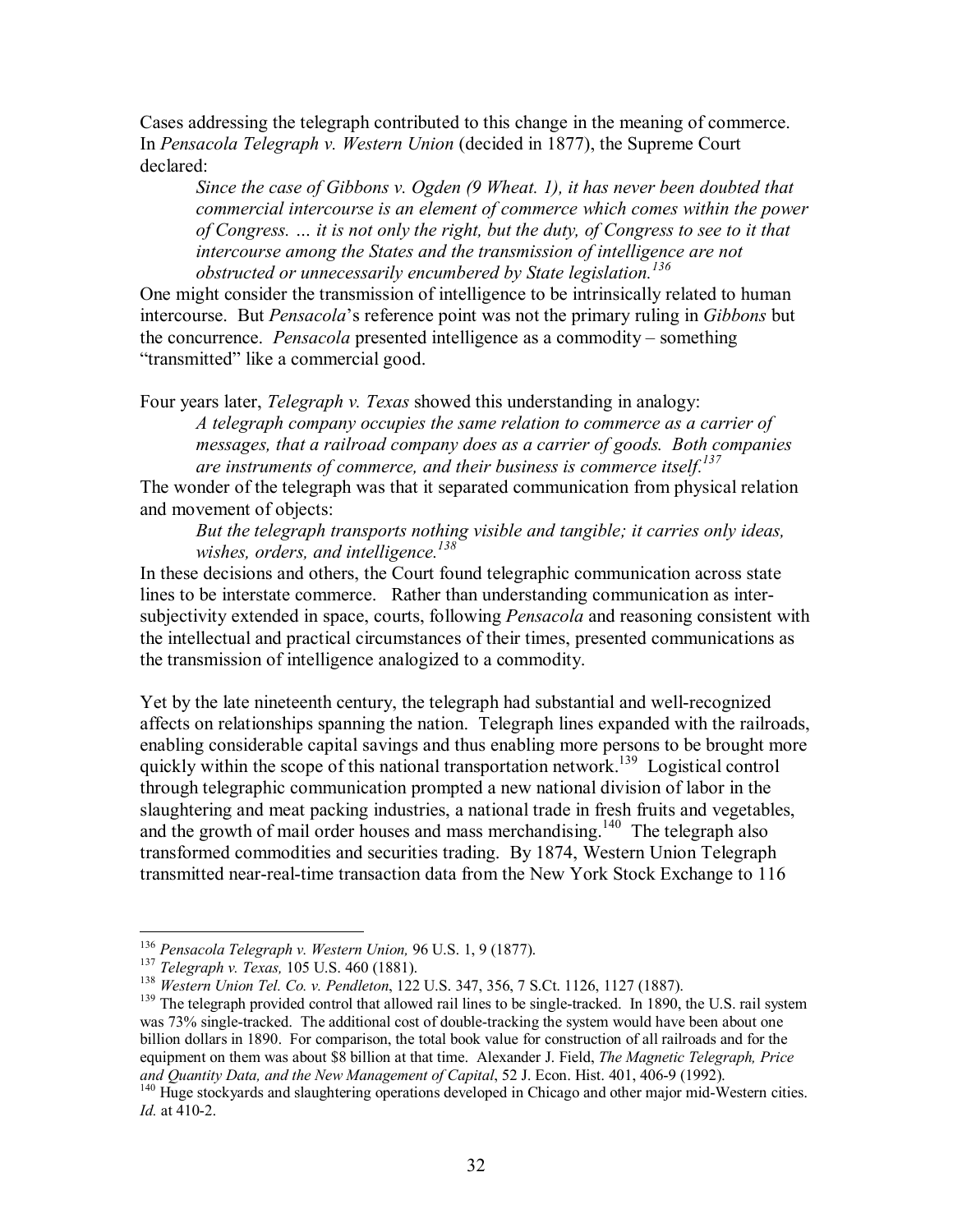Cases addressing the telegraph contributed to this change in the meaning of commerce. In *Pensacola Telegraph v. Western Union* (decided in 1877), the Supreme Court declared:

> *Since the case of Gibbons v. Ogden (9 Wheat. 1), it has never been doubted that commercial intercourse is an element of commerce which comes within the power of Congress. … it is not only the right, but the duty, of Congress to see to it that intercourse among the States and the transmission of intelligence are not obstructed or unnecessarily encumbered by State legislation.*[136]

One might consider the transmission of intelligence to be intrinsically related to human intercourse. But *Pensacola*'s reference point was not the primary ruling in *Gibbons* but the concurrence. *Pensacola* presented intelligence as a commodity – something "transmitted" like a commercial good.

Four years later, *Telegraph v. Texas* showed this understanding in analogy:

> *A telegraph company occupies the same relation to commerce as a carrier of messages, that a railroad company does as a carrier of goods. Both companies are instruments of commerce, and their business is commerce itself.*[137]

The wonder of the telegraph was that it separated communication from physical relation and movement of objects:

> *But the telegraph transports nothing visible and tangible; it carries only ideas, wishes, orders, and intelligence.*[138]

In these decisions and others, the Court found telegraphic communication across state lines to be interstate commerce. Rather than understanding communication as inter-subjectivity extended in space, courts, following *Pensacola* and reasoning consistent with the intellectual and practical circumstances of their times, presented communications as the transmission of intelligence analogized to a commodity.

Yet by the late nineteenth century, the telegraph had substantial and well-recognized affects on relationships spanning the nation. Telegraph lines expanded with the railroads, enabling considerable capital savings and thus enabling more persons to be brought more quickly within the scope of this national transportation network.[139] Logistical control through telegraphic communication prompted a new national division of labor in the slaughtering and meat packing industries, a national trade in fresh fruits and vegetables, and the growth of mail order houses and mass merchandising.[140] The telegraph also transformed commodities and securities trading. By 1874, Western Union Telegraph transmitted near-real-time transaction data from the New York Stock Exchange to 116

---

[136] *Pensacola Telegraph v. Western Union,* 96 U.S. 1, 9 (1877).

[137] *Telegraph v. Texas,* 105 U.S. 460 (1881).

[138] *Western Union Tel. Co. v. Pendleton*, 122 U.S. 347, 356, 7 S.Ct. 1126, 1127 (1887).

[139] The telegraph provided control that allowed rail lines to be single-tracked. In 1890, the U.S. rail system was 73% single-tracked. The additional cost of double-tracking the system would have been about one billion dollars in 1890. For comparison, the total book value for construction of all railroads and for the equipment on them was about $8 billion at that time. Alexander J. Field, *The Magnetic Telegraph, Price and Quantity Data, and the New Management of Capital*, 52 J. Econ. Hist. 401, 406-9 (1992).

[140] Huge stockyards and slaughtering operations developed in Chicago and other major mid-Western cities. *Id.* at 410-2.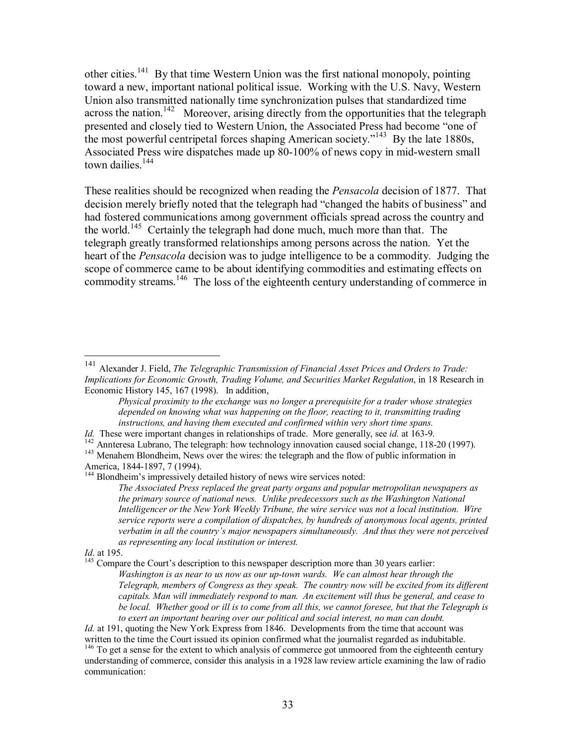other cities.[141] By that time Western Union was the first national monopoly, pointing toward a new, important national political issue. Working with the U.S. Navy, Western Union also transmitted nationally time synchronization pulses that standardized time across the nation.[142] Moreover, arising directly from the opportunities that the telegraph presented and closely tied to Western Union, the Associated Press had become "one of the most powerful centripetal forces shaping American society."[143] By the late 1880s, Associated Press wire dispatches made up 80-100% of news copy in mid-western small town dailies.[144]

These realities should be recognized when reading the *Pensacola* decision of 1877. That decision merely briefly noted that the telegraph had "changed the habits of business" and had fostered communications among government officials spread across the country and the world.[145] Certainly the telegraph had done much, much more than that. The telegraph greatly transformed relationships among persons across the nation. Yet the heart of the *Pensacola* decision was to judge intelligence to be a commodity. Judging the scope of commerce came to be about identifying commodities and estimating effects on commodity streams.[146] The loss of the eighteenth century understanding of commerce in

---

[141] Alexander J. Field, *The Telegraphic Transmission of Financial Asset Prices and Orders to Trade: Implications for Economic Growth, Trading Volume, and Securities Market Regulation*, in 18 Research in Economic History 145, 167 (1998). In addition,

> *Physical proximity to the exchange was no longer a prerequisite for a trader whose strategies depended on knowing what was happening on the floor, reacting to it, transmitting trading instructions, and having them executed and confirmed within very short time spans.*

*Id.* These were important changes in relationships of trade. More generally, see *id.* at 163-9.

[142] Annteresa Lubrano, The telegraph: how technology innovation caused social change, 118-20 (1997).

[143] Menahem Blondheim, News over the wires: the telegraph and the flow of public information in America, 1844-1897, 7 (1994).

[144] Blondheim's impressively detailed history of news wire services noted:

> *The Associated Press replaced the great party organs and popular metropolitan newspapers as the primary source of national news. Unlike predecessors such as the Washington National Intelligencer or the New York Weekly Tribune, the wire service was not a local institution. Wire service reports were a compilation of dispatches, by hundreds of anonymous local agents, printed verbatim in all the country's major newspapers simultaneously. And thus they were not perceived as representing any local institution or interest.*

*Id*. at 195.

[145] Compare the Court's description to this newspaper description more than 30 years earlier:

> *Washington is as near to us now as our up-town wards. We can almost hear through the Telegraph, members of Congress as they speak. The country now will be excited from its different capitals. Man will immediately respond to man. An excitement will thus be general, and cease to be local. Whether good or ill is to come from all this, we cannot foresee, but that the Telegraph is to exert an important bearing over our political and social interest, no man can doubt.*

*Id.* at 191, quoting the New York Express from 1846. Developments from the time that account was written to the time the Court issued its opinion confirmed what the journalist regarded as indubitable.

[146] To get a sense for the extent to which analysis of commerce got unmoored from the eighteenth century understanding of commerce, consider this analysis in a 1928 law review article examining the law of radio communication: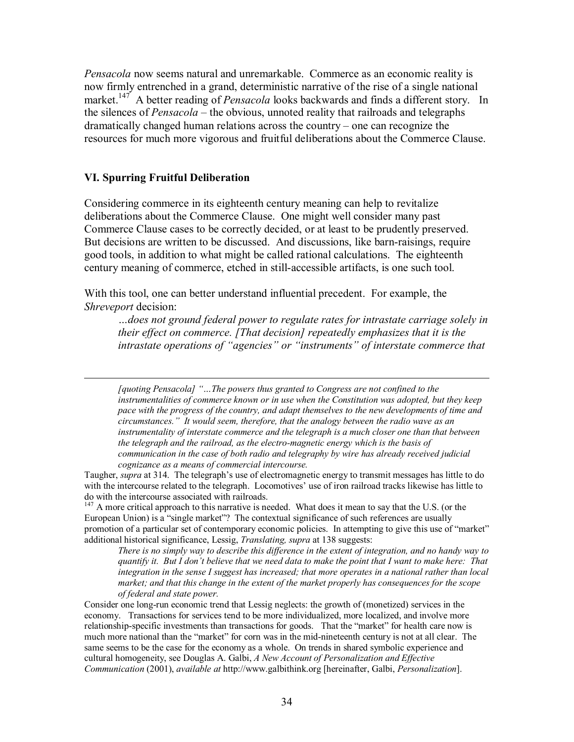*Pensacola* now seems natural and unremarkable. Commerce as an economic reality is now firmly entrenched in a grand, deterministic narrative of the rise of a single national market.[147] A better reading of *Pensacola* looks backwards and finds a different story. In the silences of *Pensacola* – the obvious, unnoted reality that railroads and telegraphs dramatically changed human relations across the country – one can recognize the resources for much more vigorous and fruitful deliberations about the Commerce Clause.

## VI. Spurring Fruitful Deliberation

Considering commerce in its eighteenth century meaning can help to revitalize deliberations about the Commerce Clause. One might well consider many past Commerce Clause cases to be correctly decided, or at least to be prudently preserved. But decisions are written to be discussed. And discussions, like barn-raisings, require good tools, in addition to what might be called rational calculations. The eighteenth century meaning of commerce, etched in still-accessible artifacts, is one such tool.

With this tool, one can better understand influential precedent. For example, the *Shreveport* decision:

> *…does not ground federal power to regulate rates for intrastate carriage solely in their effect on commerce. [That decision] repeatedly emphasizes that it is the intrastate operations of "agencies" or "instruments" of interstate commerce that*

---

> *[quoting Pensacola] "…The powers thus granted to Congress are not confined to the instrumentalities of commerce known or in use when the Constitution was adopted, but they keep pace with the progress of the country, and adapt themselves to the new developments of time and circumstances." It would seem, therefore, that the analogy between the radio wave as an instrumentality of interstate commerce and the telegraph is a much closer one than that between the telegraph and the railroad, as the electro-magnetic energy which is the basis of communication in the case of both radio and telegraphy by wire has already received judicial cognizance as a means of commercial intercourse.*

Taugher, *supra* at 314. The telegraph's use of electromagnetic energy to transmit messages has little to do with the intercourse related to the telegraph. Locomotives' use of iron railroad tracks likewise has little to do with the intercourse associated with railroads.

[147] A more critical approach to this narrative is needed. What does it mean to say that the U.S. (or the European Union) is a "single market"? The contextual significance of such references are usually promotion of a particular set of contemporary economic policies. In attempting to give this use of "market" additional historical significance, Lessig, *Translating, supra* at 138 suggests:

> *There is no simply way to describe this difference in the extent of integration, and no handy way to quantify it. But I don't believe that we need data to make the point that I want to make here: That integration in the sense I suggest has increased; that more operates in a national rather than local market; and that this change in the extent of the market properly has consequences for the scope of federal and state power.*

Consider one long-run economic trend that Lessig neglects: the growth of (monetized) services in the economy. Transactions for services tend to be more individualized, more localized, and involve more relationship-specific investments than transactions for goods. That the "market" for health care now is much more national than the "market" for corn was in the mid-nineteenth century is not at all clear. The same seems to be the case for the economy as a whole. On trends in shared symbolic experience and cultural homogeneity, see Douglas A. Galbi, *A New Account of Personalization and Effective Communication* (2001), *available at* http://www.galbithink.org [hereinafter, Galbi, *Personalization*].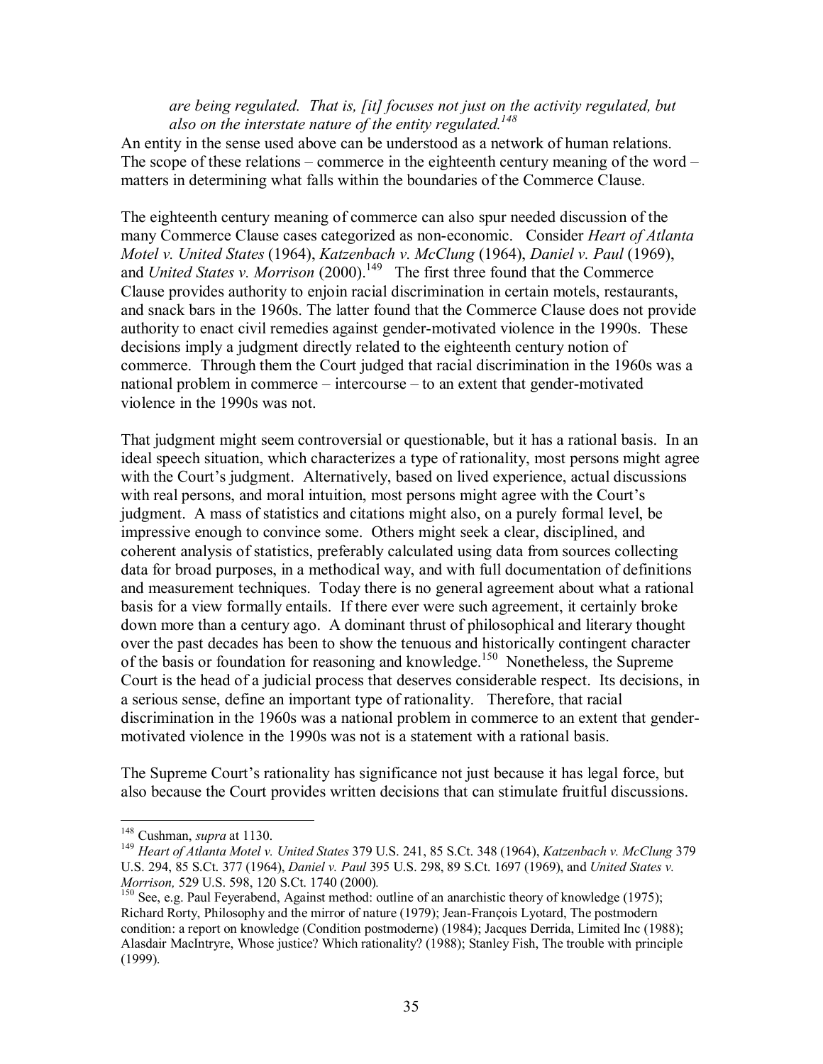*are being regulated. That is, [it] focuses not just on the activity regulated, but also on the interstate nature of the entity regulated.*[148]

An entity in the sense used above can be understood as a network of human relations. The scope of these relations – commerce in the eighteenth century meaning of the word – matters in determining what falls within the boundaries of the Commerce Clause.

The eighteenth century meaning of commerce can also spur needed discussion of the many Commerce Clause cases categorized as non-economic. Consider *Heart of Atlanta Motel v. United States* (1964), *Katzenbach v. McClung* (1964), *Daniel v. Paul* (1969), and *United States v. Morrison* (2000).[149] The first three found that the Commerce Clause provides authority to enjoin racial discrimination in certain motels, restaurants, and snack bars in the 1960s. The latter found that the Commerce Clause does not provide authority to enact civil remedies against gender-motivated violence in the 1990s. These decisions imply a judgment directly related to the eighteenth century notion of commerce. Through them the Court judged that racial discrimination in the 1960s was a national problem in commerce – intercourse – to an extent that gender-motivated violence in the 1990s was not.

That judgment might seem controversial or questionable, but it has a rational basis. In an ideal speech situation, which characterizes a type of rationality, most persons might agree with the Court's judgment. Alternatively, based on lived experience, actual discussions with real persons, and moral intuition, most persons might agree with the Court's judgment. A mass of statistics and citations might also, on a purely formal level, be impressive enough to convince some. Others might seek a clear, disciplined, and coherent analysis of statistics, preferably calculated using data from sources collecting data for broad purposes, in a methodical way, and with full documentation of definitions and measurement techniques. Today there is no general agreement about what a rational basis for a view formally entails. If there ever were such agreement, it certainly broke down more than a century ago. A dominant thrust of philosophical and literary thought over the past decades has been to show the tenuous and historically contingent character of the basis or foundation for reasoning and knowledge.[150] Nonetheless, the Supreme Court is the head of a judicial process that deserves considerable respect. Its decisions, in a serious sense, define an important type of rationality. Therefore, that racial discrimination in the 1960s was a national problem in commerce to an extent that gender-motivated violence in the 1990s was not is a statement with a rational basis.

The Supreme Court's rationality has significance not just because it has legal force, but also because the Court provides written decisions that can stimulate fruitful discussions.

---

[148] Cushman, *supra* at 1130.

[149] *Heart of Atlanta Motel v. United States* 379 U.S. 241, 85 S.Ct. 348 (1964), *Katzenbach v. McClung* 379 U.S. 294, 85 S.Ct. 377 (1964), *Daniel v. Paul* 395 U.S. 298, 89 S.Ct. 1697 (1969), and *United States v. Morrison,* 529 U.S. 598, 120 S.Ct. 1740 (2000).

[150] See, e.g. Paul Feyerabend, Against method: outline of an anarchistic theory of knowledge (1975); Richard Rorty, Philosophy and the mirror of nature (1979); Jean-François Lyotard, The postmodern condition: a report on knowledge (Condition postmoderne) (1984); Jacques Derrida, Limited Inc (1988); Alasdair MacIntryre, Whose justice? Which rationality? (1988); Stanley Fish, The trouble with principle (1999).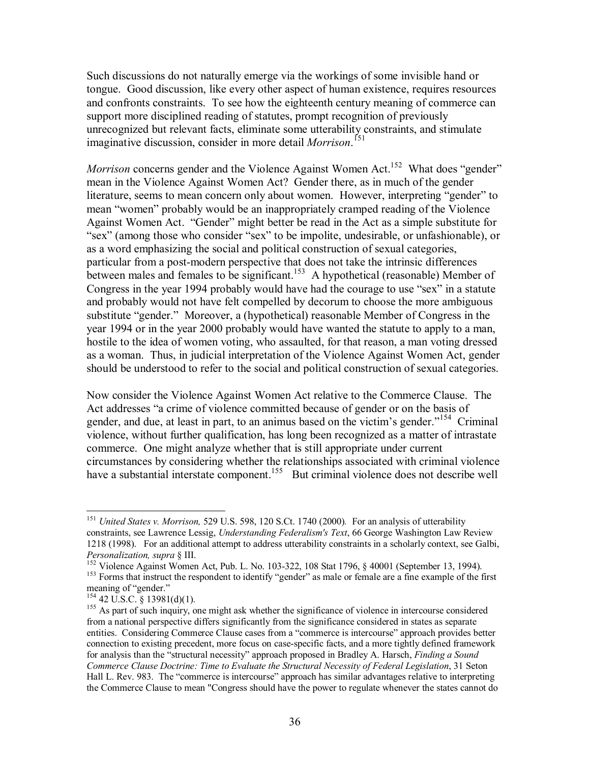Such discussions do not naturally emerge via the workings of some invisible hand or tongue. Good discussion, like every other aspect of human existence, requires resources and confronts constraints. To see how the eighteenth century meaning of commerce can support more disciplined reading of statutes, prompt recognition of previously unrecognized but relevant facts, eliminate some utterability constraints, and stimulate imaginative discussion, consider in more detail *Morrison*.[151]

*Morrison* concerns gender and the Violence Against Women Act.[152] What does "gender" mean in the Violence Against Women Act? Gender there, as in much of the gender literature, seems to mean concern only about women. However, interpreting "gender" to mean "women" probably would be an inappropriately cramped reading of the Violence Against Women Act. "Gender" might better be read in the Act as a simple substitute for "sex" (among those who consider "sex" to be impolite, undesirable, or unfashionable), or as a word emphasizing the social and political construction of sexual categories, particular from a post-modern perspective that does not take the intrinsic differences between males and females to be significant.[153] A hypothetical (reasonable) Member of Congress in the year 1994 probably would have had the courage to use "sex" in a statute and probably would not have felt compelled by decorum to choose the more ambiguous substitute "gender." Moreover, a (hypothetical) reasonable Member of Congress in the year 1994 or in the year 2000 probably would have wanted the statute to apply to a man, hostile to the idea of women voting, who assaulted, for that reason, a man voting dressed as a woman. Thus, in judicial interpretation of the Violence Against Women Act, gender should be understood to refer to the social and political construction of sexual categories.

Now consider the Violence Against Women Act relative to the Commerce Clause. The Act addresses "a crime of violence committed because of gender or on the basis of gender, and due, at least in part, to an animus based on the victim's gender."[154] Criminal violence, without further qualification, has long been recognized as a matter of intrastate commerce. One might analyze whether that is still appropriate under current circumstances by considering whether the relationships associated with criminal violence have a substantial interstate component.[155] But criminal violence does not describe well

---

[151] *United States v. Morrison,* 529 U.S. 598, 120 S.Ct. 1740 (2000). For an analysis of utterability constraints, see Lawrence Lessig, *Understanding Federalism's Text*, 66 George Washington Law Review 1218 (1998). For an additional attempt to address utterability constraints in a scholarly context, see Galbi, *Personalization, supra* § III.

[152] Violence Against Women Act, Pub. L. No. 103-322, 108 Stat 1796, § 40001 (September 13, 1994).

[153] Forms that instruct the respondent to identify "gender" as male or female are a fine example of the first meaning of "gender."

[154] 42 U.S.C. § 13981(d)(1).

[155] As part of such inquiry, one might ask whether the significance of violence in intercourse considered from a national perspective differs significantly from the significance considered in states as separate entities. Considering Commerce Clause cases from a "commerce is intercourse" approach provides better connection to existing precedent, more focus on case-specific facts, and a more tightly defined framework for analysis than the "structural necessity" approach proposed in Bradley A. Harsch, *Finding a Sound Commerce Clause Doctrine: Time to Evaluate the Structural Necessity of Federal Legislation*, 31 Seton Hall L. Rev. 983. The "commerce is intercourse" approach has similar advantages relative to interpreting the Commerce Clause to mean "Congress should have the power to regulate whenever the states cannot do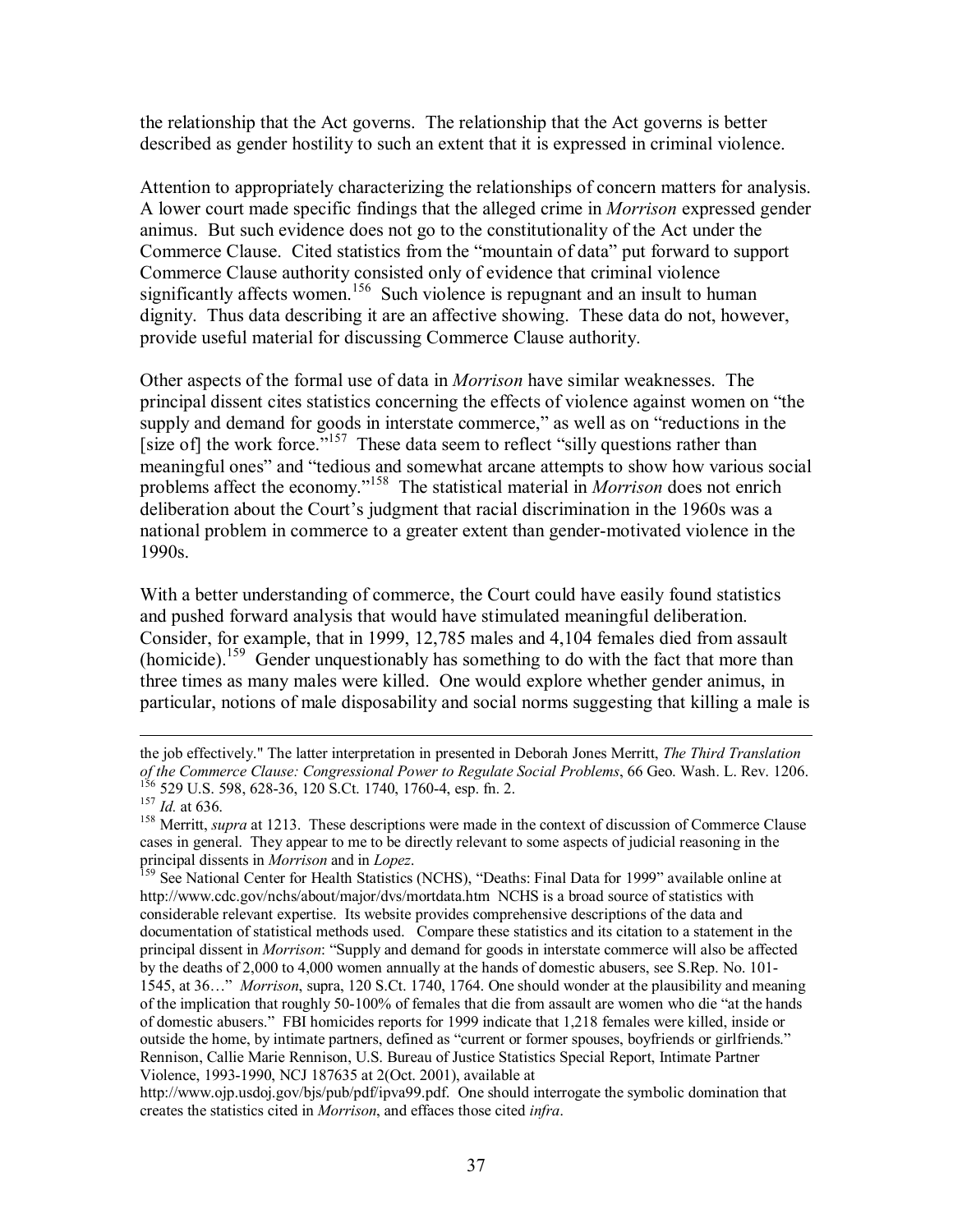the relationship that the Act governs. The relationship that the Act governs is better described as gender hostility to such an extent that it is expressed in criminal violence.

Attention to appropriately characterizing the relationships of concern matters for analysis. A lower court made specific findings that the alleged crime in *Morrison* expressed gender animus. But such evidence does not go to the constitutionality of the Act under the Commerce Clause. Cited statistics from the "mountain of data" put forward to support Commerce Clause authority consisted only of evidence that criminal violence significantly affects women.[156] Such violence is repugnant and an insult to human dignity. Thus data describing it are an affective showing. These data do not, however, provide useful material for discussing Commerce Clause authority.

Other aspects of the formal use of data in *Morrison* have similar weaknesses. The principal dissent cites statistics concerning the effects of violence against women on "the supply and demand for goods in interstate commerce," as well as on "reductions in the [size of] the work force."[157] These data seem to reflect "silly questions rather than meaningful ones" and "tedious and somewhat arcane attempts to show how various social problems affect the economy."[158] The statistical material in *Morrison* does not enrich deliberation about the Court's judgment that racial discrimination in the 1960s was a national problem in commerce to a greater extent than gender-motivated violence in the 1990s.

With a better understanding of commerce, the Court could have easily found statistics and pushed forward analysis that would have stimulated meaningful deliberation. Consider, for example, that in 1999, 12,785 males and 4,104 females died from assault (homicide).[159] Gender unquestionably has something to do with the fact that more than three times as many males were killed. One would explore whether gender animus, in particular, notions of male disposability and social norms suggesting that killing a male is

---

the job effectively." The latter interpretation in presented in Deborah Jones Merritt, *The Third Translation of the Commerce Clause: Congressional Power to Regulate Social Problems*, 66 Geo. Wash. L. Rev. 1206.

[156] 529 U.S. 598, 628-36, 120 S.Ct. 1740, 1760-4, esp. fn. 2.

[157] *Id.* at 636.

[158] Merritt, *supra* at 1213. These descriptions were made in the context of discussion of Commerce Clause cases in general. They appear to me to be directly relevant to some aspects of judicial reasoning in the principal dissents in *Morrison* and in *Lopez*.

[159] See National Center for Health Statistics (NCHS), "Deaths: Final Data for 1999" available online at http://www.cdc.gov/nchs/about/major/dvs/mortdata.htm NCHS is a broad source of statistics with considerable relevant expertise. Its website provides comprehensive descriptions of the data and documentation of statistical methods used. Compare these statistics and its citation to a statement in the principal dissent in *Morrison*: "Supply and demand for goods in interstate commerce will also be affected by the deaths of 2,000 to 4,000 women annually at the hands of domestic abusers, see S.Rep. No. 101-1545, at 36…" *Morrison*, supra, 120 S.Ct. 1740, 1764. One should wonder at the plausibility and meaning of the implication that roughly 50-100% of females that die from assault are women who die "at the hands of domestic abusers." FBI homicides reports for 1999 indicate that 1,218 females were killed, inside or outside the home, by intimate partners, defined as "current or former spouses, boyfriends or girlfriends." Rennison, Callie Marie Rennison, U.S. Bureau of Justice Statistics Special Report, Intimate Partner Violence, 1993-1990, NCJ 187635 at 2(Oct. 2001), available at http://www.ojp.usdoj.gov/bjs/pub/pdf/ipva99.pdf. One should interrogate the symbolic domination that creates the statistics cited in *Morrison*, and effaces those cited *infra*.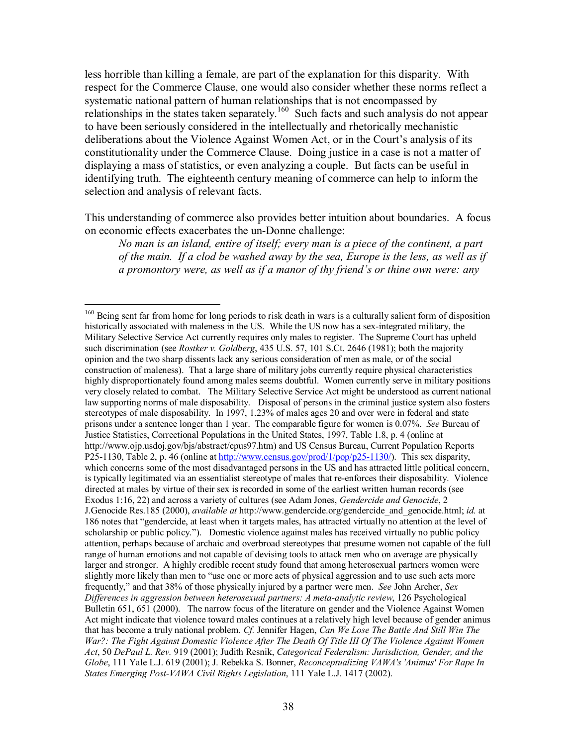less horrible than killing a female, are part of the explanation for this disparity. With respect for the Commerce Clause, one would also consider whether these norms reflect a systematic national pattern of human relationships that is not encompassed by relationships in the states taken separately.[160] Such facts and such analysis do not appear to have been seriously considered in the intellectually and rhetorically mechanistic deliberations about the Violence Against Women Act, or in the Court's analysis of its constitutionality under the Commerce Clause. Doing justice in a case is not a matter of displaying a mass of statistics, or even analyzing a couple. But facts can be useful in identifying truth. The eighteenth century meaning of commerce can help to inform the selection and analysis of relevant facts.

This understanding of commerce also provides better intuition about boundaries. A focus on economic effects exacerbates the un-Donne challenge:

> *No man is an island, entire of itself; every man is a piece of the continent, a part of the main. If a clod be washed away by the sea, Europe is the less, as well as if a promontory were, as well as if a manor of thy friend's or thine own were: any*

---

[160] Being sent far from home for long periods to risk death in wars is a culturally salient form of disposition historically associated with maleness in the US. While the US now has a sex-integrated military, the Military Selective Service Act currently requires only males to register. The Supreme Court has upheld such discrimination (see *Rostker v. Goldberg*, 435 U.S. 57, 101 S.Ct. 2646 (1981); both the majority opinion and the two sharp dissents lack any serious consideration of men as male, or of the social construction of maleness). That a large share of military jobs currently require physical characteristics highly disproportionately found among males seems doubtful. Women currently serve in military positions very closely related to combat. The Military Selective Service Act might be understood as current national law supporting norms of male disposability. Disposal of persons in the criminal justice system also fosters stereotypes of male disposability. In 1997, 1.23% of males ages 20 and over were in federal and state prisons under a sentence longer than 1 year. The comparable figure for women is 0.07%. *See* Bureau of Justice Statistics, Correctional Populations in the United States, 1997, Table 1.8, p. 4 (online at http://www.ojp.usdoj.gov/bjs/abstract/cpus97.htm) and US Census Bureau, Current Population Reports P25-1130, Table 2, p. 46 (online at http://www.census.gov/prod/1/pop/p25-1130/). This sex disparity, which concerns some of the most disadvantaged persons in the US and has attracted little political concern, is typically legitimated via an essentialist stereotype of males that re-enforces their disposability. Violence directed at males by virtue of their sex is recorded in some of the earliest written human records (see Exodus 1:16, 22) and across a variety of cultures (see Adam Jones, *Gendercide and Genocide*, 2 J.Genocide Res.185 (2000), *available at* http://www.gendercide.org/gendercide_and_genocide.html; *id.* at 186 notes that "gendercide, at least when it targets males, has attracted virtually no attention at the level of scholarship or public policy."). Domestic violence against males has received virtually no public policy attention, perhaps because of archaic and overbroad stereotypes that presume women not capable of the full range of human emotions and not capable of devising tools to attack men who on average are physically larger and stronger. A highly credible recent study found that among heterosexual partners women were slightly more likely than men to "use one or more acts of physical aggression and to use such acts more frequently," and that 38% of those physically injured by a partner were men. *See* John Archer, *Sex Differences in aggression between heterosexual partners: A meta-analytic review*, 126 Psychological Bulletin 651, 651 (2000). The narrow focus of the literature on gender and the Violence Against Women Act might indicate that violence toward males continues at a relatively high level because of gender animus that has become a truly national problem. *Cf.* Jennifer Hagen, *Can We Lose The Battle And Still Win The War?: The Fight Against Domestic Violence After The Death Of Title III Of The Violence Against Women Act*, 50 *DePaul L. Rev.* 919 (2001); Judith Resnik, *Categorical Federalism: Jurisdiction, Gender, and the Globe*, 111 Yale L.J. 619 (2001); J. Rebekka S. Bonner, *Reconceptualizing VAWA's 'Animus' For Rape In States Emerging Post-VAWA Civil Rights Legislation*, 111 Yale L.J. 1417 (2002).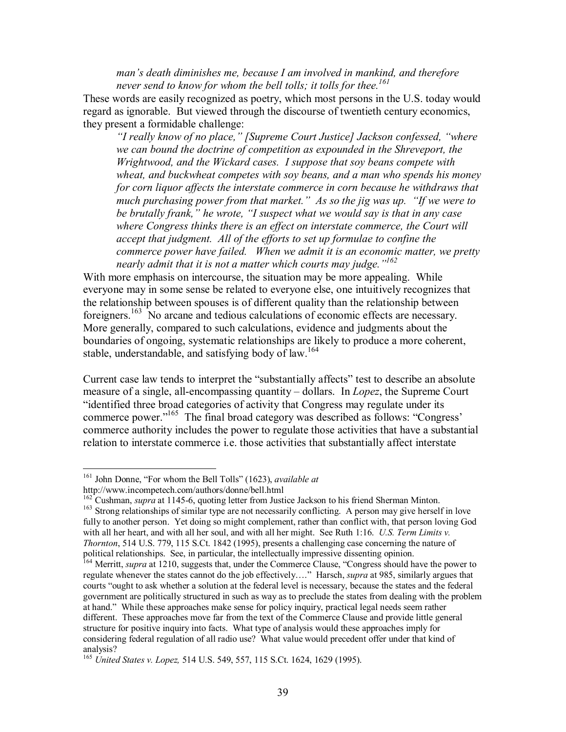*man's death diminishes me, because I am involved in mankind, and therefore never send to know for whom the bell tolls; it tolls for thee.*[161]

These words are easily recognized as poetry, which most persons in the U.S. today would regard as ignorable. But viewed through the discourse of twentieth century economics, they present a formidable challenge:

> *"I really know of no place," [Supreme Court Justice] Jackson confessed, "where we can bound the doctrine of competition as expounded in the Shreveport, the Wrightwood, and the Wickard cases. I suppose that soy beans compete with wheat, and buckwheat competes with soy beans, and a man who spends his money for corn liquor affects the interstate commerce in corn because he withdraws that much purchasing power from that market." As so the jig was up. "If we were to be brutally frank," he wrote, "I suspect what we would say is that in any case where Congress thinks there is an effect on interstate commerce, the Court will accept that judgment. All of the efforts to set up formulae to confine the commerce power have failed. When we admit it is an economic matter, we pretty nearly admit that it is not a matter which courts may judge."*[162]

With more emphasis on intercourse, the situation may be more appealing. While everyone may in some sense be related to everyone else, one intuitively recognizes that the relationship between spouses is of different quality than the relationship between foreigners.[163] No arcane and tedious calculations of economic effects are necessary. More generally, compared to such calculations, evidence and judgments about the boundaries of ongoing, systematic relationships are likely to produce a more coherent, stable, understandable, and satisfying body of law.[164]

Current case law tends to interpret the "substantially affects" test to describe an absolute measure of a single, all-encompassing quantity – dollars. In *Lopez*, the Supreme Court "identified three broad categories of activity that Congress may regulate under its commerce power."[165] The final broad category was described as follows: "Congress' commerce authority includes the power to regulate those activities that have a substantial relation to interstate commerce i.e. those activities that substantially affect interstate

---

[161] John Donne, "For whom the Bell Tolls" (1623), *available at* http://www.incompetech.com/authors/donne/bell.html

[162] Cushman, *supra* at 1145-6, quoting letter from Justice Jackson to his friend Sherman Minton.

[163] Strong relationships of similar type are not necessarily conflicting. A person may give herself in love fully to another person. Yet doing so might complement, rather than conflict with, that person loving God with all her heart, and with all her soul, and with all her might. See Ruth 1:16. *U.S. Term Limits v. Thornton*, 514 U.S. 779, 115 S.Ct. 1842 (1995), presents a challenging case concerning the nature of political relationships. See, in particular, the intellectually impressive dissenting opinion.

[164] Merritt, *supra* at 1210, suggests that, under the Commerce Clause, "Congress should have the power to regulate whenever the states cannot do the job effectively…." Harsch, *supra* at 985, similarly argues that courts "ought to ask whether a solution at the federal level is necessary, because the states and the federal government are politically structured in such as way as to preclude the states from dealing with the problem at hand." While these approaches make sense for policy inquiry, practical legal needs seem rather different. These approaches move far from the text of the Commerce Clause and provide little general structure for positive inquiry into facts. What type of analysis would these approaches imply for considering federal regulation of all radio use? What value would precedent offer under that kind of analysis?

[165] *United States v. Lopez,* 514 U.S. 549, 557, 115 S.Ct. 1624, 1629 (1995).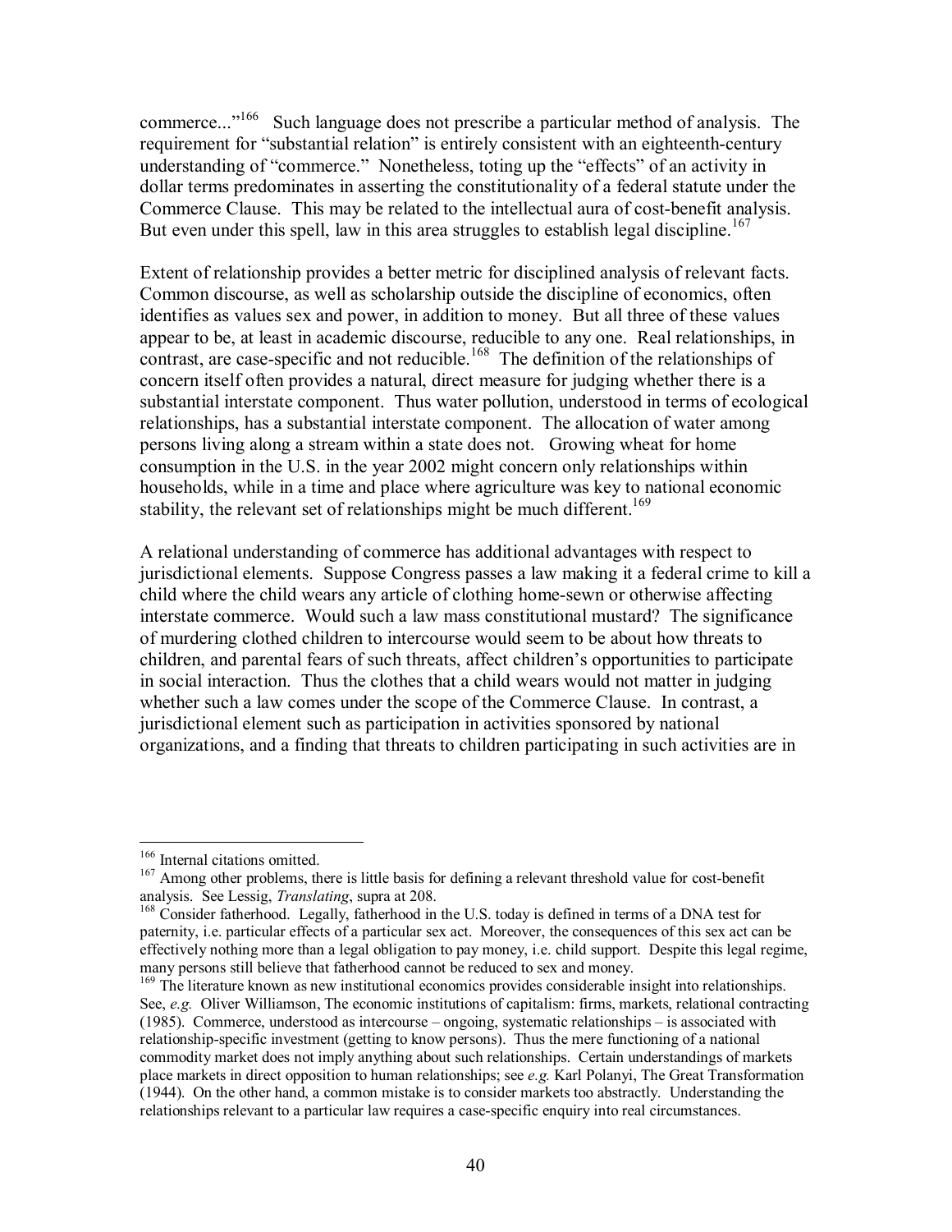commerce..."[166] Such language does not prescribe a particular method of analysis. The requirement for "substantial relation" is entirely consistent with an eighteenth-century understanding of "commerce." Nonetheless, toting up the "effects" of an activity in dollar terms predominates in asserting the constitutionality of a federal statute under the Commerce Clause. This may be related to the intellectual aura of cost-benefit analysis. But even under this spell, law in this area struggles to establish legal discipline.[167]

Extent of relationship provides a better metric for disciplined analysis of relevant facts. Common discourse, as well as scholarship outside the discipline of economics, often identifies as values sex and power, in addition to money. But all three of these values appear to be, at least in academic discourse, reducible to any one. Real relationships, in contrast, are case-specific and not reducible.[168] The definition of the relationships of concern itself often provides a natural, direct measure for judging whether there is a substantial interstate component. Thus water pollution, understood in terms of ecological relationships, has a substantial interstate component. The allocation of water among persons living along a stream within a state does not. Growing wheat for home consumption in the U.S. in the year 2002 might concern only relationships within households, while in a time and place where agriculture was key to national economic stability, the relevant set of relationships might be much different.[169]

A relational understanding of commerce has additional advantages with respect to jurisdictional elements. Suppose Congress passes a law making it a federal crime to kill a child where the child wears any article of clothing home-sewn or otherwise affecting interstate commerce. Would such a law mass constitutional mustard? The significance of murdering clothed children to intercourse would seem to be about how threats to children, and parental fears of such threats, affect children's opportunities to participate in social interaction. Thus the clothes that a child wears would not matter in judging whether such a law comes under the scope of the Commerce Clause. In contrast, a jurisdictional element such as participation in activities sponsored by national organizations, and a finding that threats to children participating in such activities are in

---

[166] Internal citations omitted.

[167] Among other problems, there is little basis for defining a relevant threshold value for cost-benefit analysis. See Lessig, *Translating*, supra at 208.

[168] Consider fatherhood. Legally, fatherhood in the U.S. today is defined in terms of a DNA test for paternity, i.e. particular effects of a particular sex act. Moreover, the consequences of this sex act can be effectively nothing more than a legal obligation to pay money, i.e. child support. Despite this legal regime, many persons still believe that fatherhood cannot be reduced to sex and money.

[169] The literature known as new institutional economics provides considerable insight into relationships. See, *e.g.* Oliver Williamson, The economic institutions of capitalism: firms, markets, relational contracting (1985). Commerce, understood as intercourse – ongoing, systematic relationships – is associated with relationship-specific investment (getting to know persons). Thus the mere functioning of a national commodity market does not imply anything about such relationships. Certain understandings of markets place markets in direct opposition to human relationships; see *e.g.* Karl Polanyi, The Great Transformation (1944). On the other hand, a common mistake is to consider markets too abstractly. Understanding the relationships relevant to a particular law requires a case-specific enquiry into real circumstances.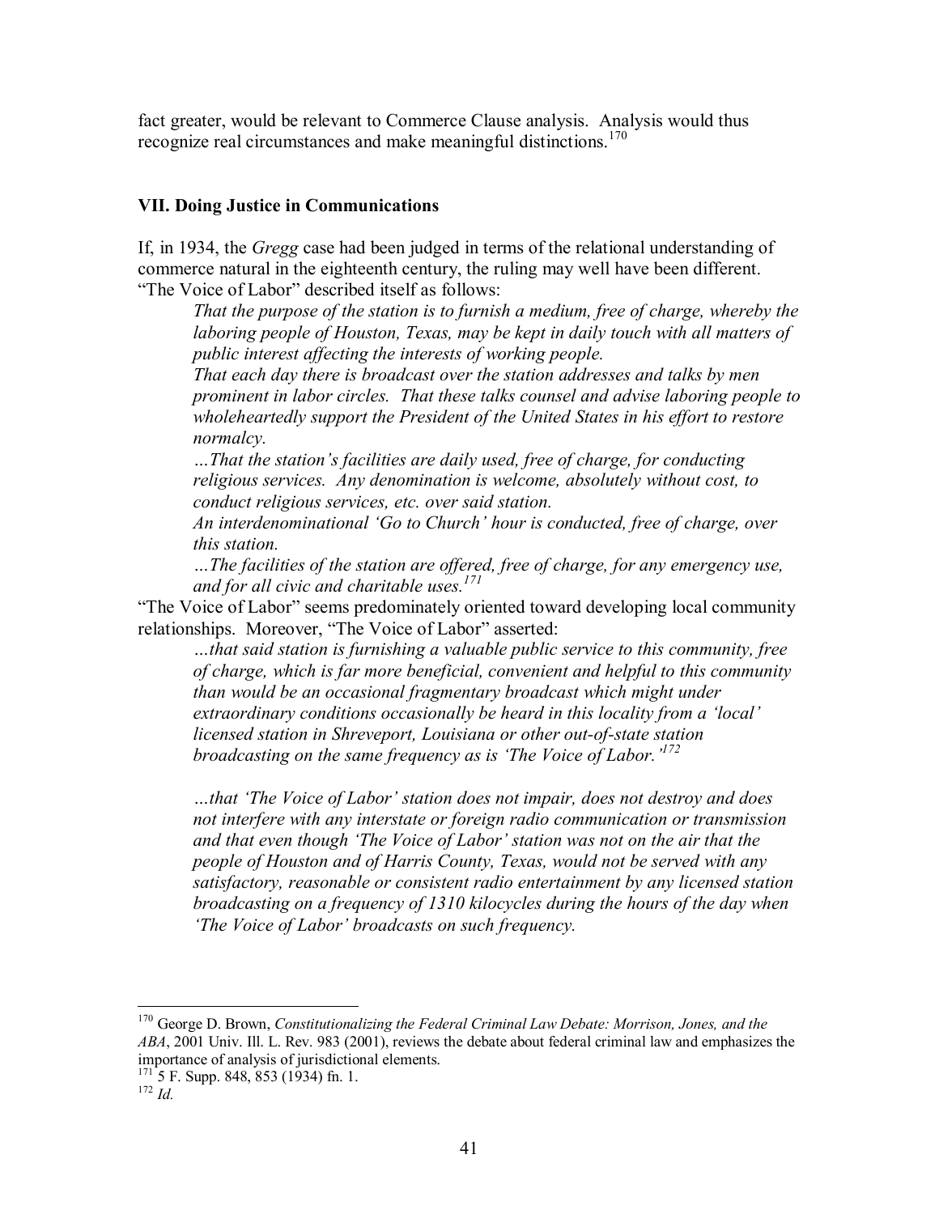fact greater, would be relevant to Commerce Clause analysis. Analysis would thus recognize real circumstances and make meaningful distinctions.[170]

### VII. Doing Justice in Communications

If, in 1934, the *Gregg* case had been judged in terms of the relational understanding of commerce natural in the eighteenth century, the ruling may well have been different. "The Voice of Labor" described itself as follows:

> *That the purpose of the station is to furnish a medium, free of charge, whereby the laboring people of Houston, Texas, may be kept in daily touch with all matters of public interest affecting the interests of working people.*
>
> *That each day there is broadcast over the station addresses and talks by men prominent in labor circles. That these talks counsel and advise laboring people to wholeheartedly support the President of the United States in his effort to restore normalcy.*
>
> *…That the station's facilities are daily used, free of charge, for conducting religious services. Any denomination is welcome, absolutely without cost, to conduct religious services, etc. over said station.*
>
> *An interdenominational 'Go to Church' hour is conducted, free of charge, over this station.*
>
> *…The facilities of the station are offered, free of charge, for any emergency use, and for all civic and charitable uses.*[171]

"The Voice of Labor" seems predominately oriented toward developing local community relationships. Moreover, "The Voice of Labor" asserted:

> *…that said station is furnishing a valuable public service to this community, free of charge, which is far more beneficial, convenient and helpful to this community than would be an occasional fragmentary broadcast which might under extraordinary conditions occasionally be heard in this locality from a 'local' licensed station in Shreveport, Louisiana or other out-of-state station broadcasting on the same frequency as is 'The Voice of Labor.'*[172]
>
> *…that 'The Voice of Labor' station does not impair, does not destroy and does not interfere with any interstate or foreign radio communication or transmission and that even though 'The Voice of Labor' station was not on the air that the people of Houston and of Harris County, Texas, would not be served with any satisfactory, reasonable or consistent radio entertainment by any licensed station broadcasting on a frequency of 1310 kilocycles during the hours of the day when 'The Voice of Labor' broadcasts on such frequency.*

---

[170] George D. Brown, *Constitutionalizing the Federal Criminal Law Debate: Morrison, Jones, and the ABA*, 2001 Univ. Ill. L. Rev. 983 (2001), reviews the debate about federal criminal law and emphasizes the importance of analysis of jurisdictional elements.

[171] 5 F. Supp. 848, 853 (1934) fn. 1.

[172] *Id.*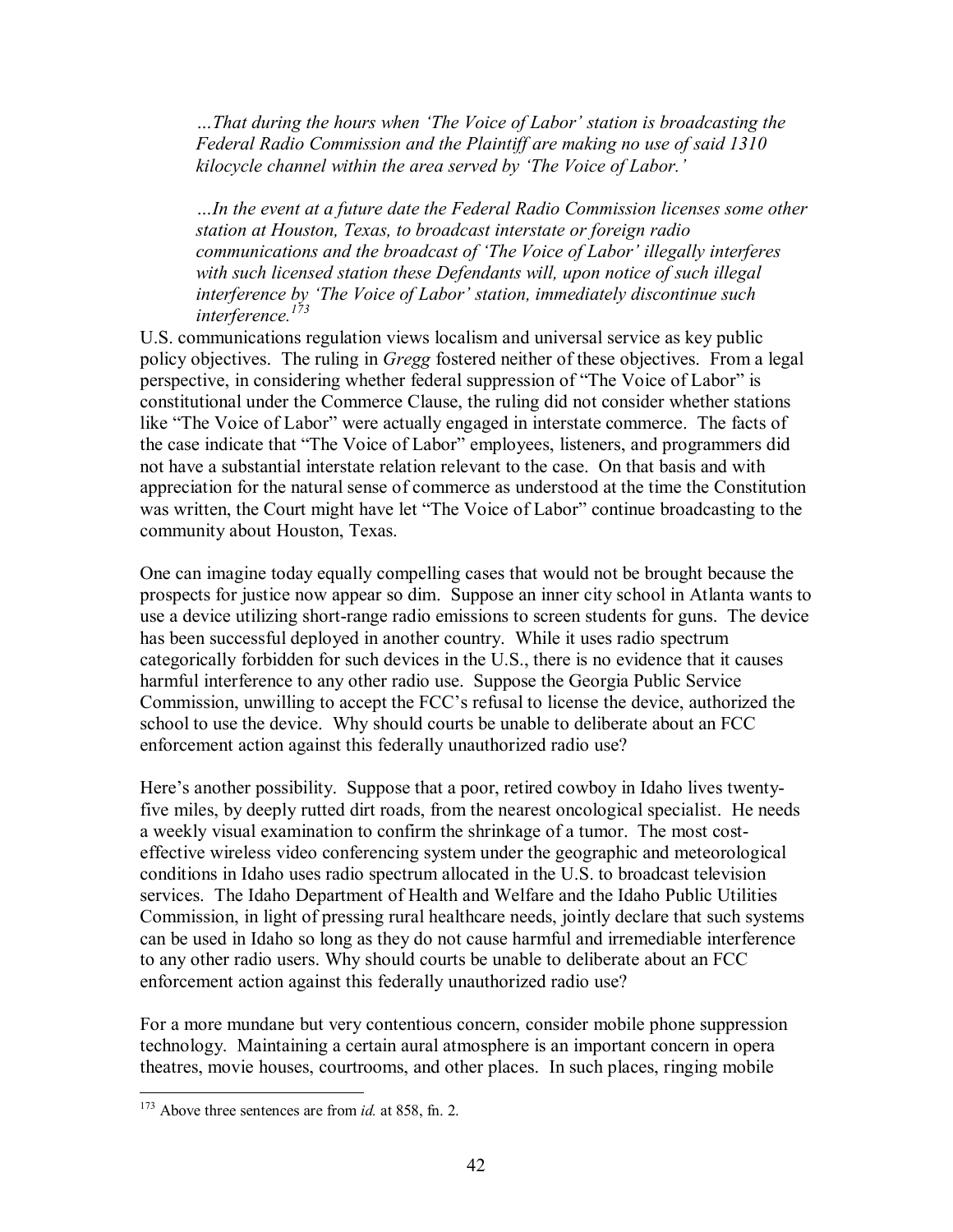> *…That during the hours when 'The Voice of Labor' station is broadcasting the Federal Radio Commission and the Plaintiff are making no use of said 1310 kilocycle channel within the area served by 'The Voice of Labor.'*
>
> *…In the event at a future date the Federal Radio Commission licenses some other station at Houston, Texas, to broadcast interstate or foreign radio communications and the broadcast of 'The Voice of Labor' illegally interferes with such licensed station these Defendants will, upon notice of such illegal interference by 'The Voice of Labor' station, immediately discontinue such interference.*[173]

U.S. communications regulation views localism and universal service as key public policy objectives. The ruling in *Gregg* fostered neither of these objectives. From a legal perspective, in considering whether federal suppression of "The Voice of Labor" is constitutional under the Commerce Clause, the ruling did not consider whether stations like "The Voice of Labor" were actually engaged in interstate commerce. The facts of the case indicate that "The Voice of Labor" employees, listeners, and programmers did not have a substantial interstate relation relevant to the case. On that basis and with appreciation for the natural sense of commerce as understood at the time the Constitution was written, the Court might have let "The Voice of Labor" continue broadcasting to the community about Houston, Texas.

One can imagine today equally compelling cases that would not be brought because the prospects for justice now appear so dim. Suppose an inner city school in Atlanta wants to use a device utilizing short-range radio emissions to screen students for guns. The device has been successful deployed in another country. While it uses radio spectrum categorically forbidden for such devices in the U.S., there is no evidence that it causes harmful interference to any other radio use. Suppose the Georgia Public Service Commission, unwilling to accept the FCC's refusal to license the device, authorized the school to use the device. Why should courts be unable to deliberate about an FCC enforcement action against this federally unauthorized radio use?

Here's another possibility. Suppose that a poor, retired cowboy in Idaho lives twenty-five miles, by deeply rutted dirt roads, from the nearest oncological specialist. He needs a weekly visual examination to confirm the shrinkage of a tumor. The most cost-effective wireless video conferencing system under the geographic and meteorological conditions in Idaho uses radio spectrum allocated in the U.S. to broadcast television services. The Idaho Department of Health and Welfare and the Idaho Public Utilities Commission, in light of pressing rural healthcare needs, jointly declare that such systems can be used in Idaho so long as they do not cause harmful and irremediable interference to any other radio users. Why should courts be unable to deliberate about an FCC enforcement action against this federally unauthorized radio use?

For a more mundane but very contentious concern, consider mobile phone suppression technology. Maintaining a certain aural atmosphere is an important concern in opera theatres, movie houses, courtrooms, and other places. In such places, ringing mobile

---

[173] Above three sentences are from *id.* at 858, fn. 2.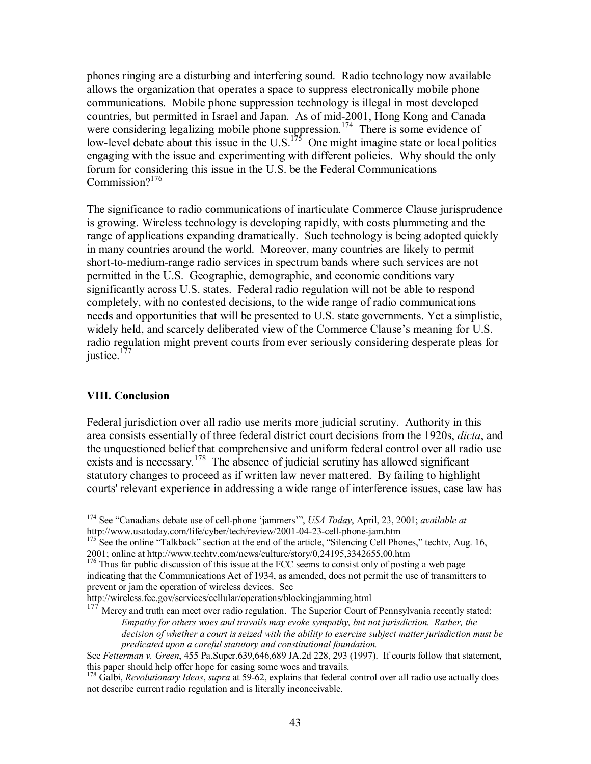phones ringing are a disturbing and interfering sound. Radio technology now available allows the organization that operates a space to suppress electronically mobile phone communications. Mobile phone suppression technology is illegal in most developed countries, but permitted in Israel and Japan. As of mid-2001, Hong Kong and Canada were considering legalizing mobile phone suppression.[174] There is some evidence of low-level debate about this issue in the U.S.[175] One might imagine state or local politics engaging with the issue and experimenting with different policies. Why should the only forum for considering this issue in the U.S. be the Federal Communications Commission?[176]

The significance to radio communications of inarticulate Commerce Clause jurisprudence is growing. Wireless technology is developing rapidly, with costs plummeting and the range of applications expanding dramatically. Such technology is being adopted quickly in many countries around the world. Moreover, many countries are likely to permit short-to-medium-range radio services in spectrum bands where such services are not permitted in the U.S. Geographic, demographic, and economic conditions vary significantly across U.S. states. Federal radio regulation will not be able to respond completely, with no contested decisions, to the wide range of radio communications needs and opportunities that will be presented to U.S. state governments. Yet a simplistic, widely held, and scarcely deliberated view of the Commerce Clause's meaning for U.S. radio regulation might prevent courts from ever seriously considering desperate pleas for justice.[177]

## VIII. Conclusion

Federal jurisdiction over all radio use merits more judicial scrutiny. Authority in this area consists essentially of three federal district court decisions from the 1920s, *dicta*, and the unquestioned belief that comprehensive and uniform federal control over all radio use exists and is necessary.[178] The absence of judicial scrutiny has allowed significant statutory changes to proceed as if written law never mattered. By failing to highlight courts' relevant experience in addressing a wide range of interference issues, case law has

---

[174] See "Canadians debate use of cell-phone 'jammers'", *USA Today*, April, 23, 2001; *available at* http://www.usatoday.com/life/cyber/tech/review/2001-04-23-cell-phone-jam.htm

[175] See the online "Talkback" section at the end of the article, "Silencing Cell Phones," techtv, Aug. 16, 2001; online at http://www.techtv.com/news/culture/story/0,24195,3342655,00.htm

[176] Thus far public discussion of this issue at the FCC seems to consist only of posting a web page indicating that the Communications Act of 1934, as amended, does not permit the use of transmitters to prevent or jam the operation of wireless devices. See http://wireless.fcc.gov/services/cellular/operations/blockingjamming.html

[177] Mercy and truth can meet over radio regulation. The Superior Court of Pennsylvania recently stated:

> *Empathy for others woes and travails may evoke sympathy, but not jurisdiction. Rather, the decision of whether a court is seized with the ability to exercise subject matter jurisdiction must be predicated upon a careful statutory and constitutional foundation.*

See *Fetterman v. Green*, 455 Pa.Super.639,646,689 JA.2d 228, 293 (1997). If courts follow that statement, this paper should help offer hope for easing some woes and travails.

[178] Galbi, *Revolutionary Ideas*, *supra* at 59-62, explains that federal control over all radio use actually does not describe current radio regulation and is literally inconceivable.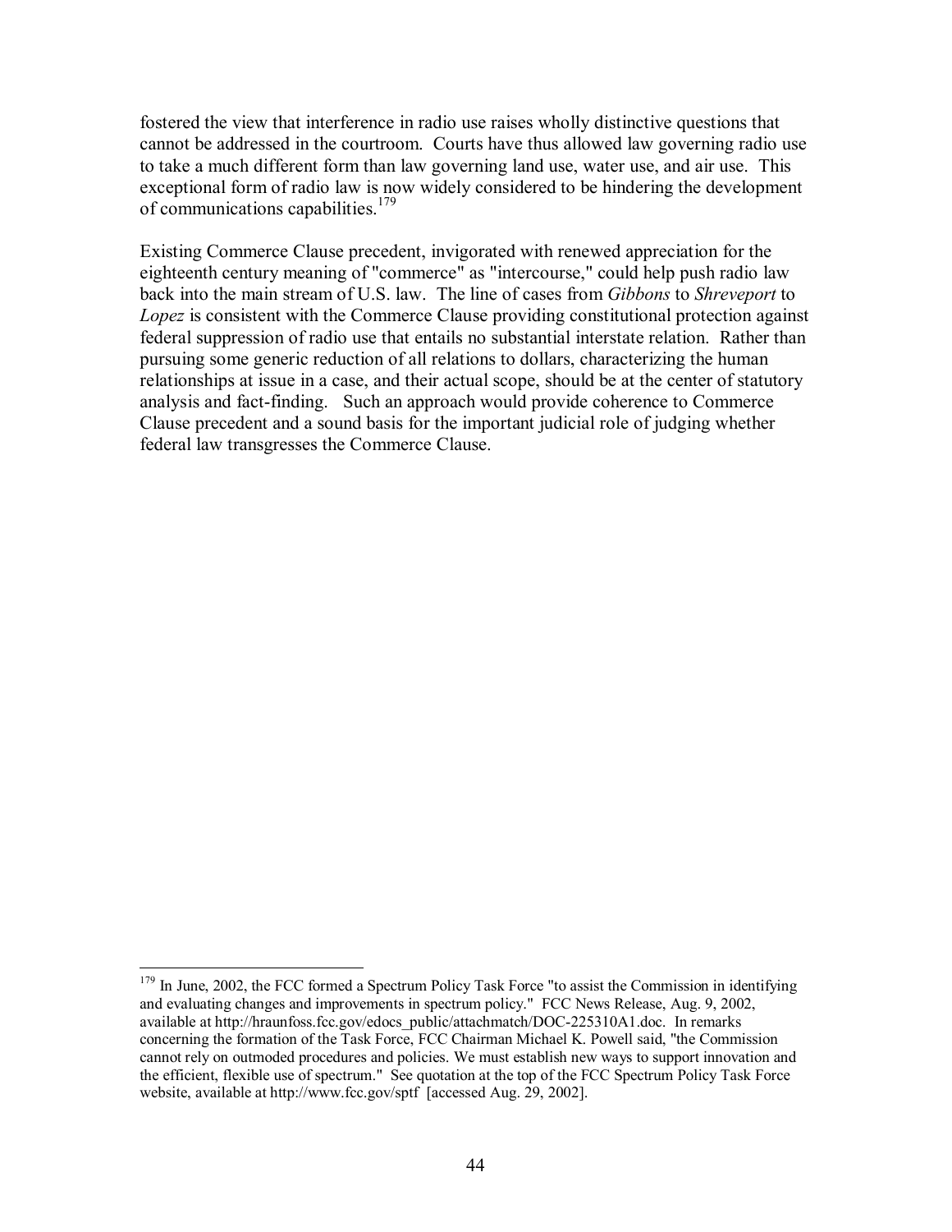fostered the view that interference in radio use raises wholly distinctive questions that cannot be addressed in the courtroom. Courts have thus allowed law governing radio use to take a much different form than law governing land use, water use, and air use. This exceptional form of radio law is now widely considered to be hindering the development of communications capabilities.[179]

Existing Commerce Clause precedent, invigorated with renewed appreciation for the eighteenth century meaning of "commerce" as "intercourse," could help push radio law back into the main stream of U.S. law. The line of cases from *Gibbons* to *Shreveport* to *Lopez* is consistent with the Commerce Clause providing constitutional protection against federal suppression of radio use that entails no substantial interstate relation. Rather than pursuing some generic reduction of all relations to dollars, characterizing the human relationships at issue in a case, and their actual scope, should be at the center of statutory analysis and fact-finding. Such an approach would provide coherence to Commerce Clause precedent and a sound basis for the important judicial role of judging whether federal law transgresses the Commerce Clause.

---

[179] In June, 2002, the FCC formed a Spectrum Policy Task Force "to assist the Commission in identifying and evaluating changes and improvements in spectrum policy." FCC News Release, Aug. 9, 2002, available at http://hraunfoss.fcc.gov/edocs_public/attachmatch/DOC-225310A1.doc. In remarks concerning the formation of the Task Force, FCC Chairman Michael K. Powell said, "the Commission cannot rely on outmoded procedures and policies. We must establish new ways to support innovation and the efficient, flexible use of spectrum." See quotation at the top of the FCC Spectrum Policy Task Force website, available at http://www.fcc.gov/sptf [accessed Aug. 29, 2002].